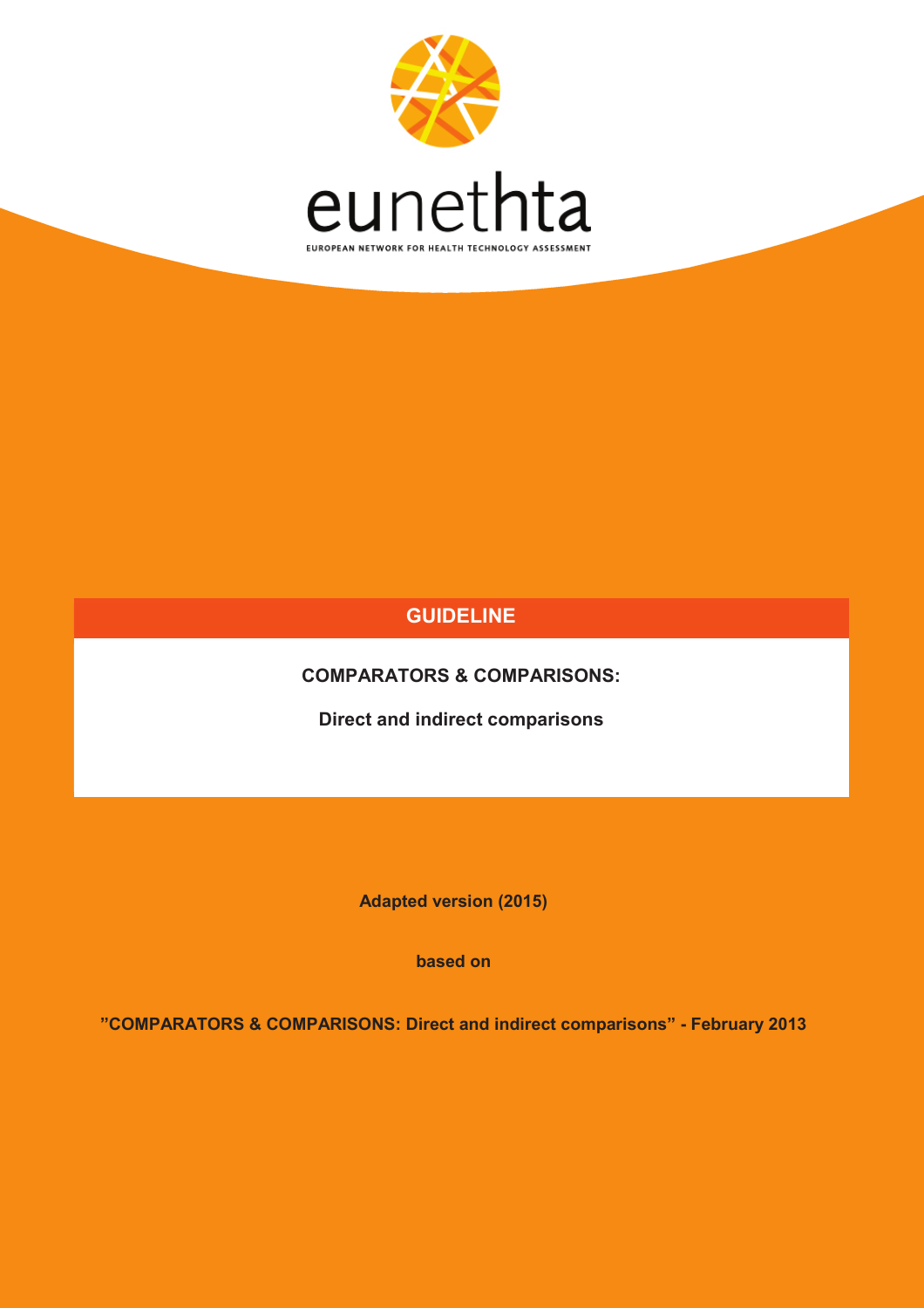eunethta

EUROPEAN NETWORK FOR HEALTH TECHNOLOGY ASSESSMENT

# GUIDELINE

## COMPARATORS & COMPARISONS:

**Direct and indirect comparisons**

**Adapted version (2015)**

**based on**

**"COMPARATORS & COMPARISONS: Direct and indirect comparisons" - February 2013**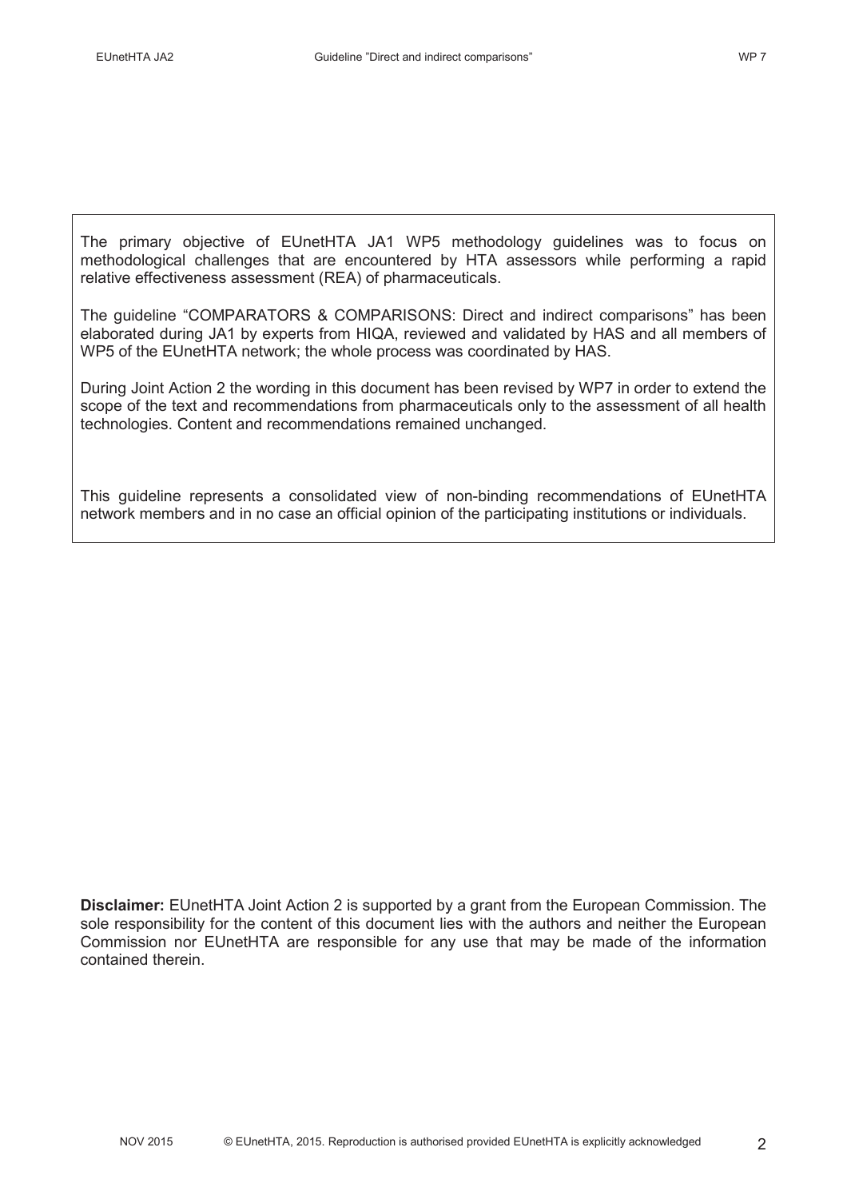The primary objective of EUnetHTA JA1 WP5 methodology guidelines was to focus on methodological challenges that are encountered by HTA assessors while performing a rapid relative effectiveness assessment (REA) of pharmaceuticals.

The guideline "COMPARATORS & COMPARISONS: Direct and indirect comparisons" has been elaborated during JA1 by experts from HIQA, reviewed and validated by HAS and all members of WP5 of the EUnetHTA network; the whole process was coordinated by HAS.

During Joint Action 2 the wording in this document has been revised by WP7 in order to extend the scope of the text and recommendations from pharmaceuticals only to the assessment of all health technologies. Content and recommendations remained unchanged.

This guideline represents a consolidated view of non-binding recommendations of EUnetHTA network members and in no case an official opinion of the participating institutions or individuals.

**Disclaimer:** EUnetHTA Joint Action 2 is supported by a grant from the European Commission. The sole responsibility for the content of this document lies with the authors and neither the European Commission nor EUnetHTA are responsible for any use that may be made of the information contained therein.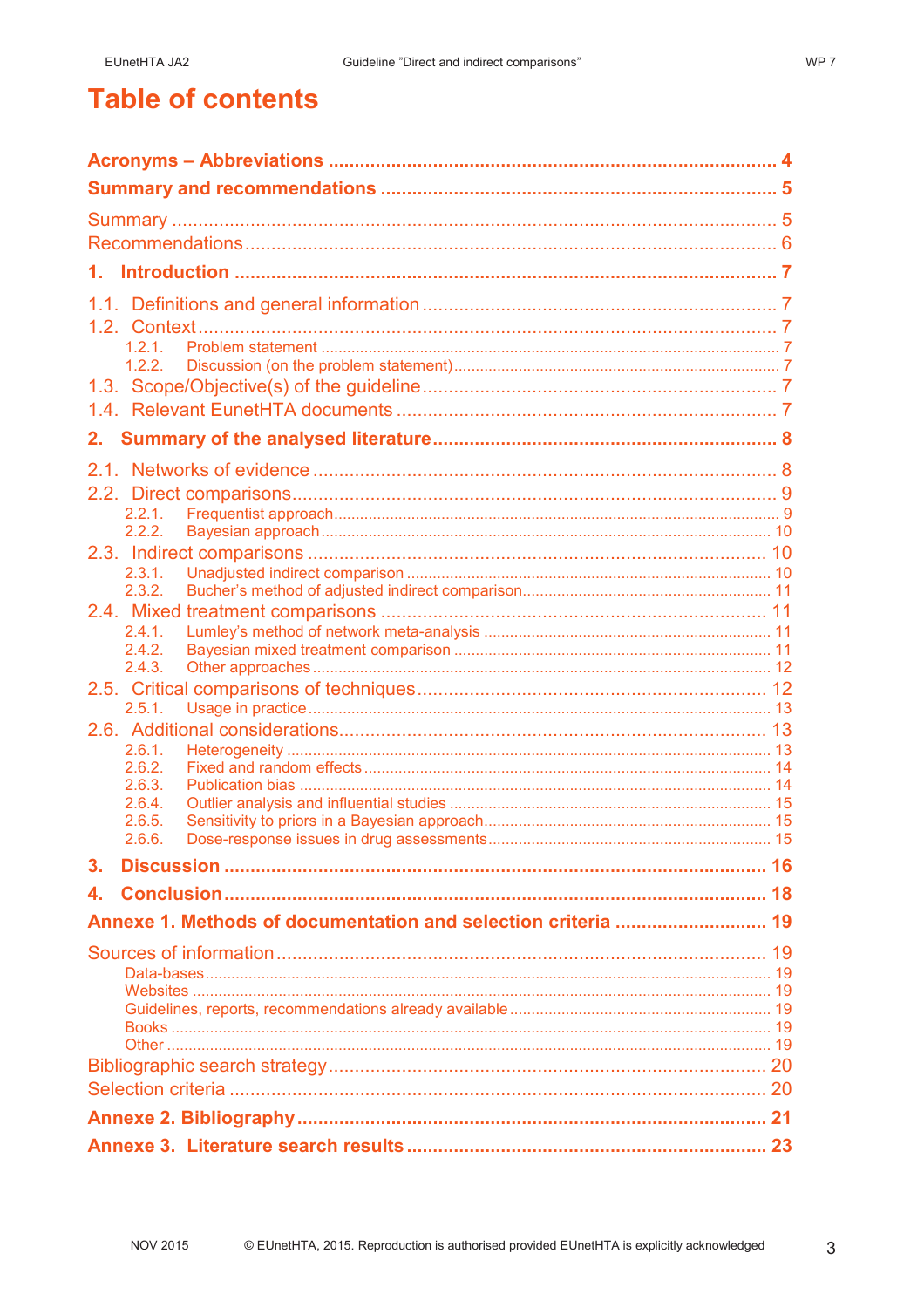# Table of contents

**Acronyms – Abbreviations** .......... 4

**Summary and recommendations** .......... 5

Summary .......... 5

Recommendations .......... 6

**1. Introduction** .......... 7

1.1. Definitions and general information .......... 7

1.2. Context .......... 7

- 1.2.1. Problem statement .......... 7
- 1.2.2. Discussion (on the problem statement) .......... 7

1.3. Scope/Objective(s) of the guideline .......... 7

1.4. Relevant EunetHTA documents .......... 7

**2. Summary of the analysed literature** .......... 8

2.1. Networks of evidence .......... 8

2.2. Direct comparisons .......... 9

- 2.2.1. Frequentist approach .......... 9
- 2.2.2. Bayesian approach .......... 10

2.3. Indirect comparisons .......... 10

- 2.3.1. Unadjusted indirect comparison .......... 10
- 2.3.2. Bucher's method of adjusted indirect comparison .......... 11

2.4. Mixed treatment comparisons .......... 11

- 2.4.1. Lumley's method of network meta-analysis .......... 11
- 2.4.2. Bayesian mixed treatment comparison .......... 11
- 2.4.3. Other approaches .......... 12

2.5. Critical comparisons of techniques .......... 12

- 2.5.1. Usage in practice .......... 13

2.6. Additional considerations .......... 13

- 2.6.1. Heterogeneity .......... 13
- 2.6.2. Fixed and random effects .......... 14
- 2.6.3. Publication bias .......... 14
- 2.6.4. Outlier analysis and influential studies .......... 15
- 2.6.5. Sensitivity to priors in a Bayesian approach .......... 15
- 2.6.6. Dose-response issues in drug assessments .......... 15

**3. Discussion** .......... 16

**4. Conclusion** .......... 18

**Annexe 1. Methods of documentation and selection criteria** .......... 19

Sources of information .......... 19

- Data-bases .......... 19
- Websites .......... 19
- Guidelines, reports, recommendations already available .......... 19
- Books .......... 19
- Other .......... 19

Bibliographic search strategy .......... 20

Selection criteria .......... 20

**Annexe 2. Bibliography** .......... 21

**Annexe 3. Literature search results** .......... 23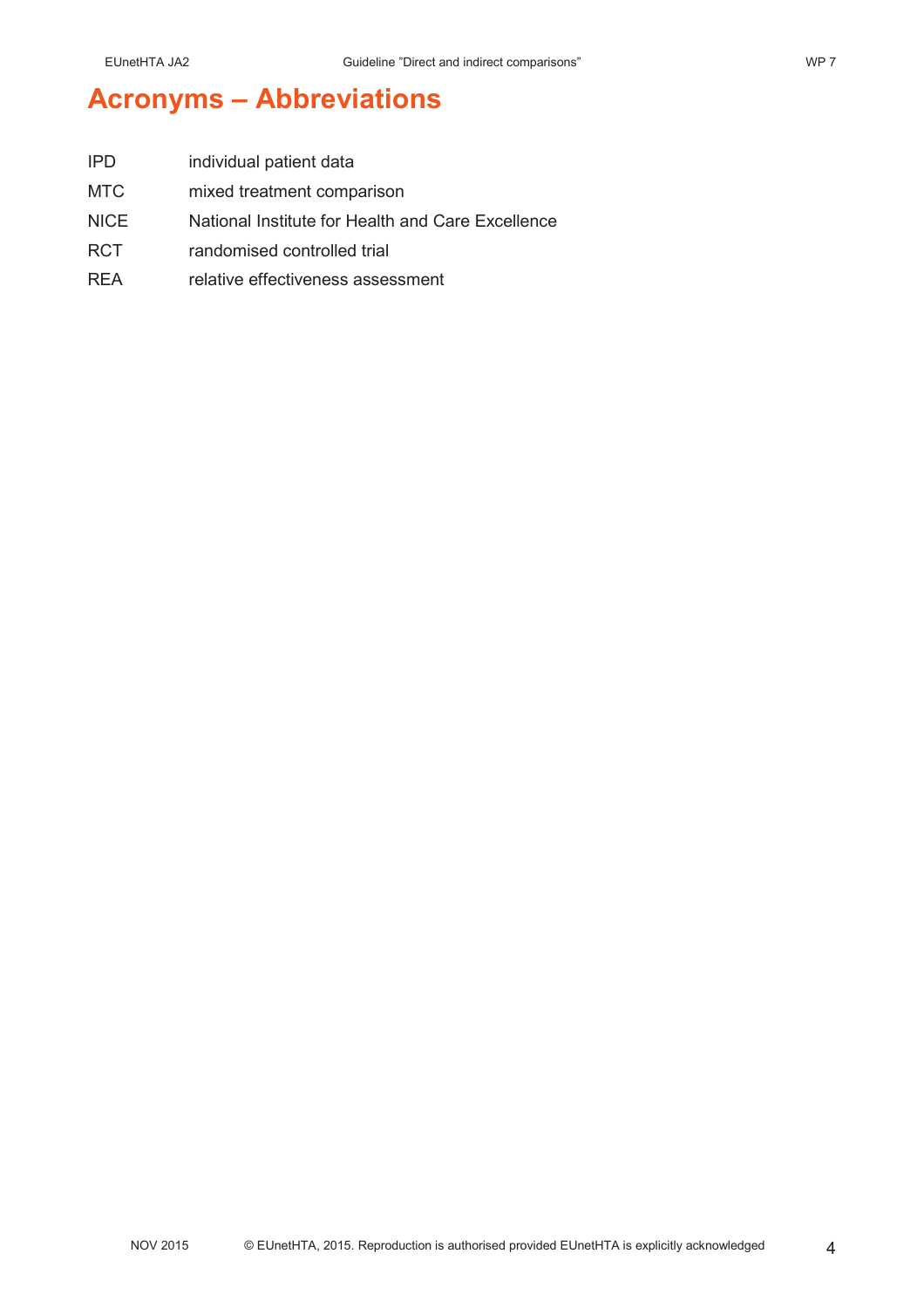# Acronyms – Abbreviations

| | |
|---|---|
| IPD | individual patient data |
| MTC | mixed treatment comparison |
| NICE | National Institute for Health and Care Excellence |
| RCT | randomised controlled trial |
| REA | relative effectiveness assessment |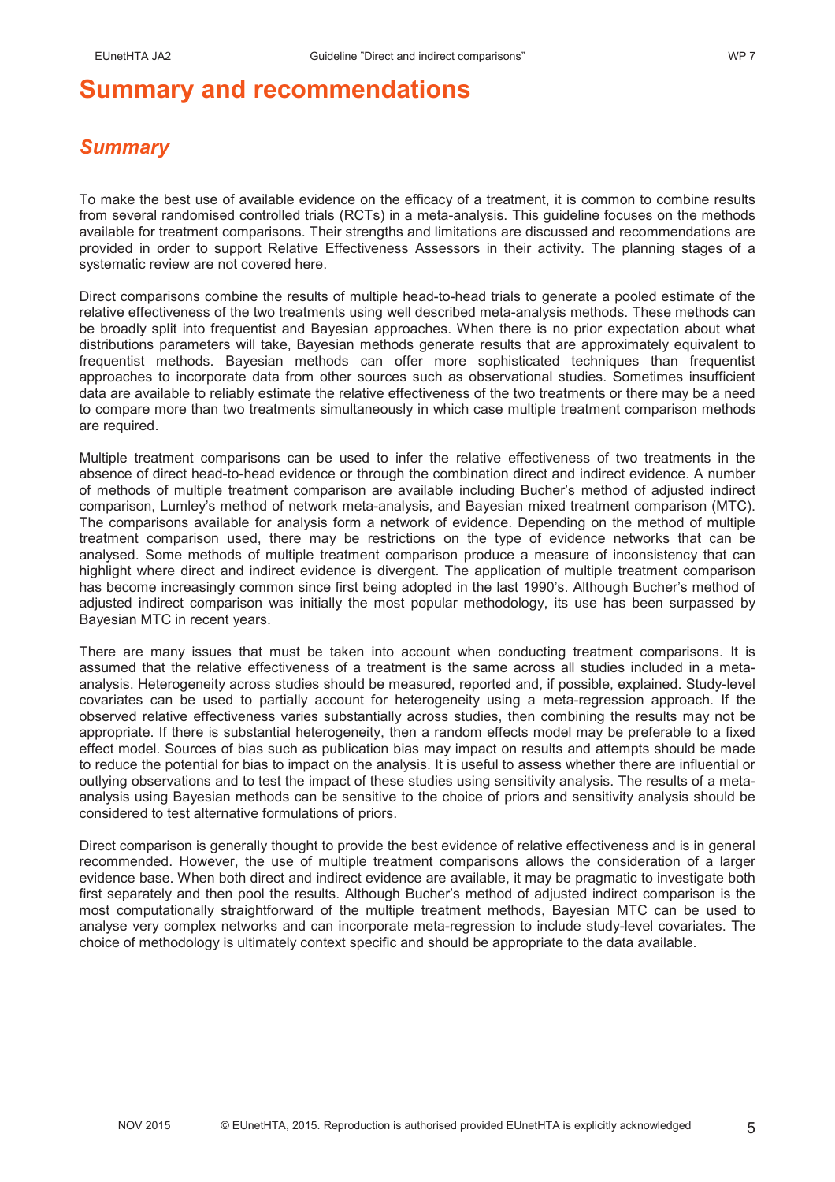# Summary and recommendations

## *Summary*

To make the best use of available evidence on the efficacy of a treatment, it is common to combine results from several randomised controlled trials (RCTs) in a meta-analysis. This guideline focuses on the methods available for treatment comparisons. Their strengths and limitations are discussed and recommendations are provided in order to support Relative Effectiveness Assessors in their activity. The planning stages of a systematic review are not covered here.

Direct comparisons combine the results of multiple head-to-head trials to generate a pooled estimate of the relative effectiveness of the two treatments using well described meta-analysis methods. These methods can be broadly split into frequentist and Bayesian approaches. When there is no prior expectation about what distributions parameters will take, Bayesian methods generate results that are approximately equivalent to frequentist methods. Bayesian methods can offer more sophisticated techniques than frequentist approaches to incorporate data from other sources such as observational studies. Sometimes insufficient data are available to reliably estimate the relative effectiveness of the two treatments or there may be a need to compare more than two treatments simultaneously in which case multiple treatment comparison methods are required.

Multiple treatment comparisons can be used to infer the relative effectiveness of two treatments in the absence of direct head-to-head evidence or through the combination direct and indirect evidence. A number of methods of multiple treatment comparison are available including Bucher's method of adjusted indirect comparison, Lumley's method of network meta-analysis, and Bayesian mixed treatment comparison (MTC). The comparisons available for analysis form a network of evidence. Depending on the method of multiple treatment comparison used, there may be restrictions on the type of evidence networks that can be analysed. Some methods of multiple treatment comparison produce a measure of inconsistency that can highlight where direct and indirect evidence is divergent. The application of multiple treatment comparison has become increasingly common since first being adopted in the last 1990's. Although Bucher's method of adjusted indirect comparison was initially the most popular methodology, its use has been surpassed by Bayesian MTC in recent years.

There are many issues that must be taken into account when conducting treatment comparisons. It is assumed that the relative effectiveness of a treatment is the same across all studies included in a meta-analysis. Heterogeneity across studies should be measured, reported and, if possible, explained. Study-level covariates can be used to partially account for heterogeneity using a meta-regression approach. If the observed relative effectiveness varies substantially across studies, then combining the results may not be appropriate. If there is substantial heterogeneity, then a random effects model may be preferable to a fixed effect model. Sources of bias such as publication bias may impact on results and attempts should be made to reduce the potential for bias to impact on the analysis. It is useful to assess whether there are influential or outlying observations and to test the impact of these studies using sensitivity analysis. The results of a meta-analysis using Bayesian methods can be sensitive to the choice of priors and sensitivity analysis should be considered to test alternative formulations of priors.

Direct comparison is generally thought to provide the best evidence of relative effectiveness and is in general recommended. However, the use of multiple treatment comparisons allows the consideration of a larger evidence base. When both direct and indirect evidence are available, it may be pragmatic to investigate both first separately and then pool the results. Although Bucher's method of adjusted indirect comparison is the most computationally straightforward of the multiple treatment methods, Bayesian MTC can be used to analyse very complex networks and can incorporate meta-regression to include study-level covariates. The choice of methodology is ultimately context specific and should be appropriate to the data available.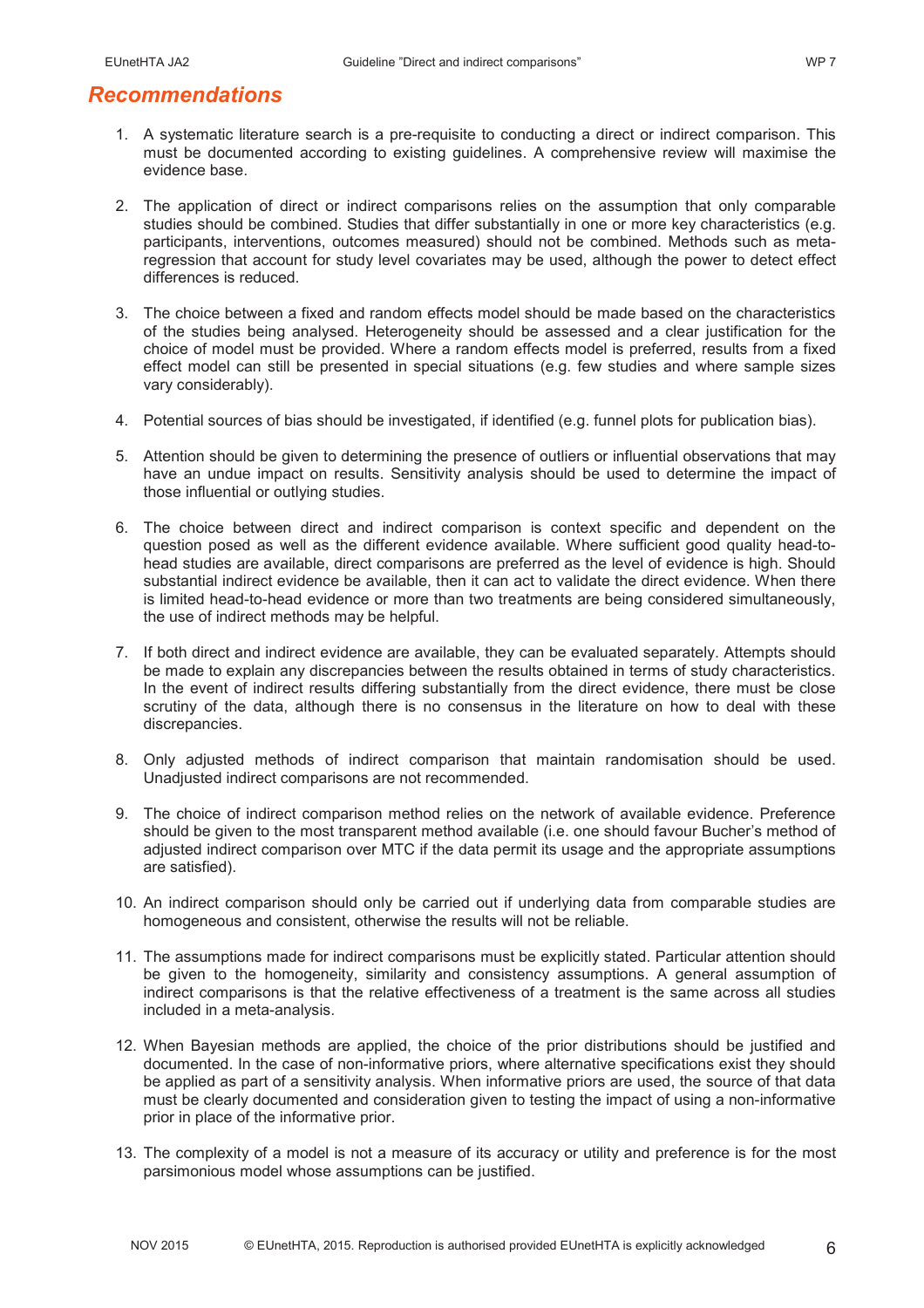## Recommendations

1. A systematic literature search is a pre-requisite to conducting a direct or indirect comparison. This must be documented according to existing guidelines. A comprehensive review will maximise the evidence base.

2. The application of direct or indirect comparisons relies on the assumption that only comparable studies should be combined. Studies that differ substantially in one or more key characteristics (e.g. participants, interventions, outcomes measured) should not be combined. Methods such as meta-regression that account for study level covariates may be used, although the power to detect effect differences is reduced.

3. The choice between a fixed and random effects model should be made based on the characteristics of the studies being analysed. Heterogeneity should be assessed and a clear justification for the choice of model must be provided. Where a random effects model is preferred, results from a fixed effect model can still be presented in special situations (e.g. few studies and where sample sizes vary considerably).

4. Potential sources of bias should be investigated, if identified (e.g. funnel plots for publication bias).

5. Attention should be given to determining the presence of outliers or influential observations that may have an undue impact on results. Sensitivity analysis should be used to determine the impact of those influential or outlying studies.

6. The choice between direct and indirect comparison is context specific and dependent on the question posed as well as the different evidence available. Where sufficient good quality head-to-head studies are available, direct comparisons are preferred as the level of evidence is high. Should substantial indirect evidence be available, then it can act to validate the direct evidence. When there is limited head-to-head evidence or more than two treatments are being considered simultaneously, the use of indirect methods may be helpful.

7. If both direct and indirect evidence are available, they can be evaluated separately. Attempts should be made to explain any discrepancies between the results obtained in terms of study characteristics. In the event of indirect results differing substantially from the direct evidence, there must be close scrutiny of the data, although there is no consensus in the literature on how to deal with these discrepancies.

8. Only adjusted methods of indirect comparison that maintain randomisation should be used. Unadjusted indirect comparisons are not recommended.

9. The choice of indirect comparison method relies on the network of available evidence. Preference should be given to the most transparent method available (i.e. one should favour Bucher's method of adjusted indirect comparison over MTC if the data permit its usage and the appropriate assumptions are satisfied).

10. An indirect comparison should only be carried out if underlying data from comparable studies are homogeneous and consistent, otherwise the results will not be reliable.

11. The assumptions made for indirect comparisons must be explicitly stated. Particular attention should be given to the homogeneity, similarity and consistency assumptions. A general assumption of indirect comparisons is that the relative effectiveness of a treatment is the same across all studies included in a meta-analysis.

12. When Bayesian methods are applied, the choice of the prior distributions should be justified and documented. In the case of non-informative priors, where alternative specifications exist they should be applied as part of a sensitivity analysis. When informative priors are used, the source of that data must be clearly documented and consideration given to testing the impact of using a non-informative prior in place of the informative prior.

13. The complexity of a model is not a measure of its accuracy or utility and preference is for the most parsimonious model whose assumptions can be justified.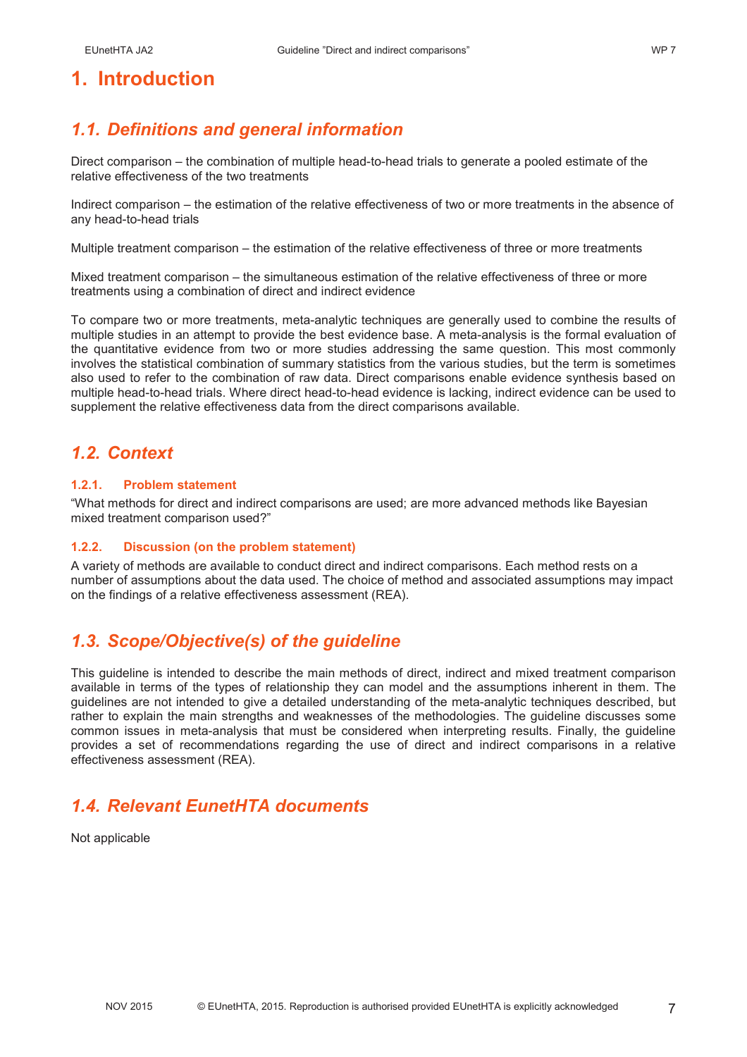# 1. Introduction

## 1.1. Definitions and general information

Direct comparison – the combination of multiple head-to-head trials to generate a pooled estimate of the relative effectiveness of the two treatments

Indirect comparison – the estimation of the relative effectiveness of two or more treatments in the absence of any head-to-head trials

Multiple treatment comparison – the estimation of the relative effectiveness of three or more treatments

Mixed treatment comparison – the simultaneous estimation of the relative effectiveness of three or more treatments using a combination of direct and indirect evidence

To compare two or more treatments, meta-analytic techniques are generally used to combine the results of multiple studies in an attempt to provide the best evidence base. A meta-analysis is the formal evaluation of the quantitative evidence from two or more studies addressing the same question. This most commonly involves the statistical combination of summary statistics from the various studies, but the term is sometimes also used to refer to the combination of raw data. Direct comparisons enable evidence synthesis based on multiple head-to-head trials. Where direct head-to-head evidence is lacking, indirect evidence can be used to supplement the relative effectiveness data from the direct comparisons available.

## 1.2. Context

### 1.2.1. Problem statement

"What methods for direct and indirect comparisons are used; are more advanced methods like Bayesian mixed treatment comparison used?"

### 1.2.2. Discussion (on the problem statement)

A variety of methods are available to conduct direct and indirect comparisons. Each method rests on a number of assumptions about the data used. The choice of method and associated assumptions may impact on the findings of a relative effectiveness assessment (REA).

## 1.3. Scope/Objective(s) of the guideline

This guideline is intended to describe the main methods of direct, indirect and mixed treatment comparison available in terms of the types of relationship they can model and the assumptions inherent in them. The guidelines are not intended to give a detailed understanding of the meta-analytic techniques described, but rather to explain the main strengths and weaknesses of the methodologies. The guideline discusses some common issues in meta-analysis that must be considered when interpreting results. Finally, the guideline provides a set of recommendations regarding the use of direct and indirect comparisons in a relative effectiveness assessment (REA).

## 1.4. Relevant EunetHTA documents

Not applicable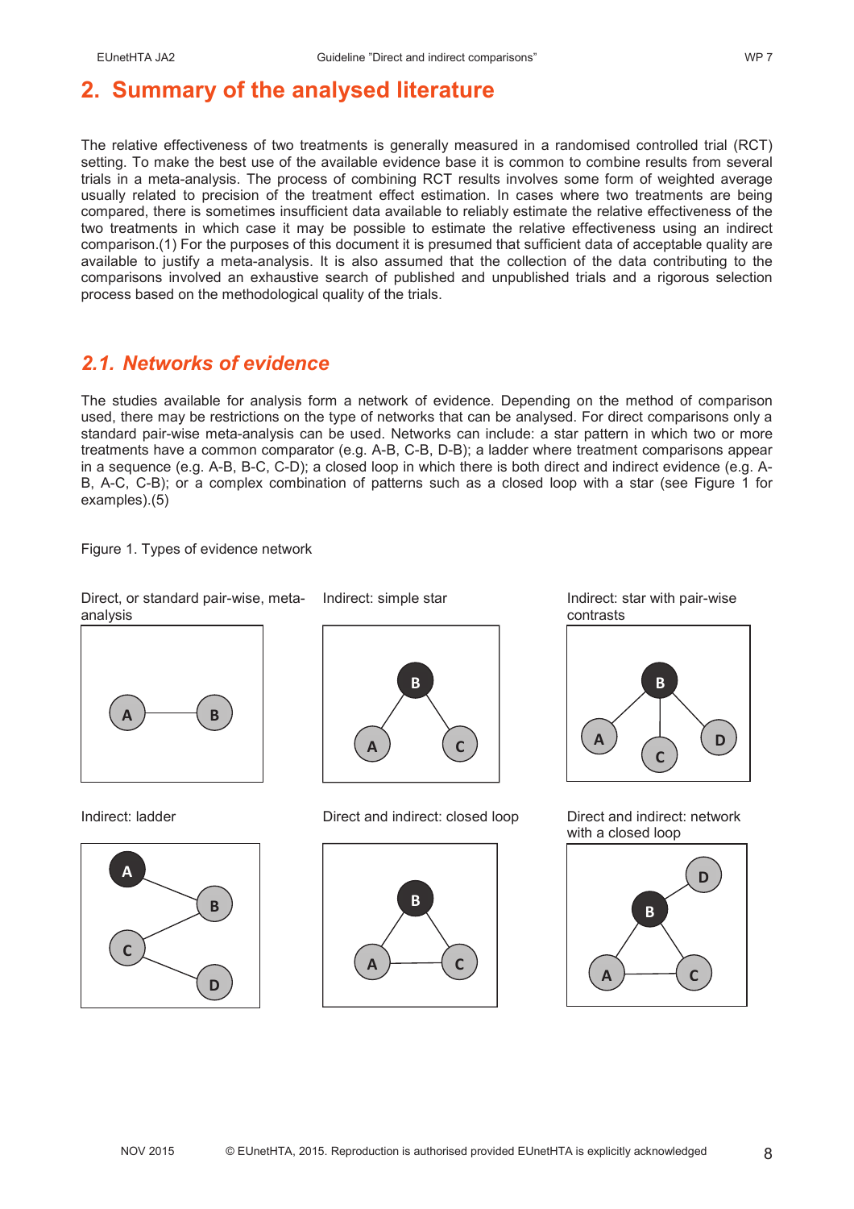## 2. Summary of the analysed literature

The relative effectiveness of two treatments is generally measured in a randomised controlled trial (RCT) setting. To make the best use of the available evidence base it is common to combine results from several trials in a meta-analysis. The process of combining RCT results involves some form of weighted average usually related to precision of the treatment effect estimation. In cases where two treatments are being compared, there is sometimes insufficient data available to reliably estimate the relative effectiveness of the two treatments in which case it may be possible to estimate the relative effectiveness using an indirect comparison.(1) For the purposes of this document it is presumed that sufficient data of acceptable quality are available to justify a meta-analysis. It is also assumed that the collection of the data contributing to the comparisons involved an exhaustive search of published and unpublished trials and a rigorous selection process based on the methodological quality of the trials.

### *2.1. Networks of evidence*

The studies available for analysis form a network of evidence. Depending on the method of comparison used, there may be restrictions on the type of networks that can be analysed. For direct comparisons only a standard pair-wise meta-analysis can be used. Networks can include: a star pattern in which two or more treatments have a common comparator (e.g. A-B, C-B, D-B); a ladder where treatment comparisons appear in a sequence (e.g. A-B, B-C, C-D); a closed loop in which there is both direct and indirect evidence (e.g. A-B, A-C, C-B); or a complex combination of patterns such as a closed loop with a star (see Figure 1 for examples).(5)

Figure 1. Types of evidence network

Direct, or standard pair-wise, meta-analysis

Indirect: simple star

Indirect: star with pair-wise contrasts

Indirect: ladder

Direct and indirect: closed loop

Direct and indirect: network with a closed loop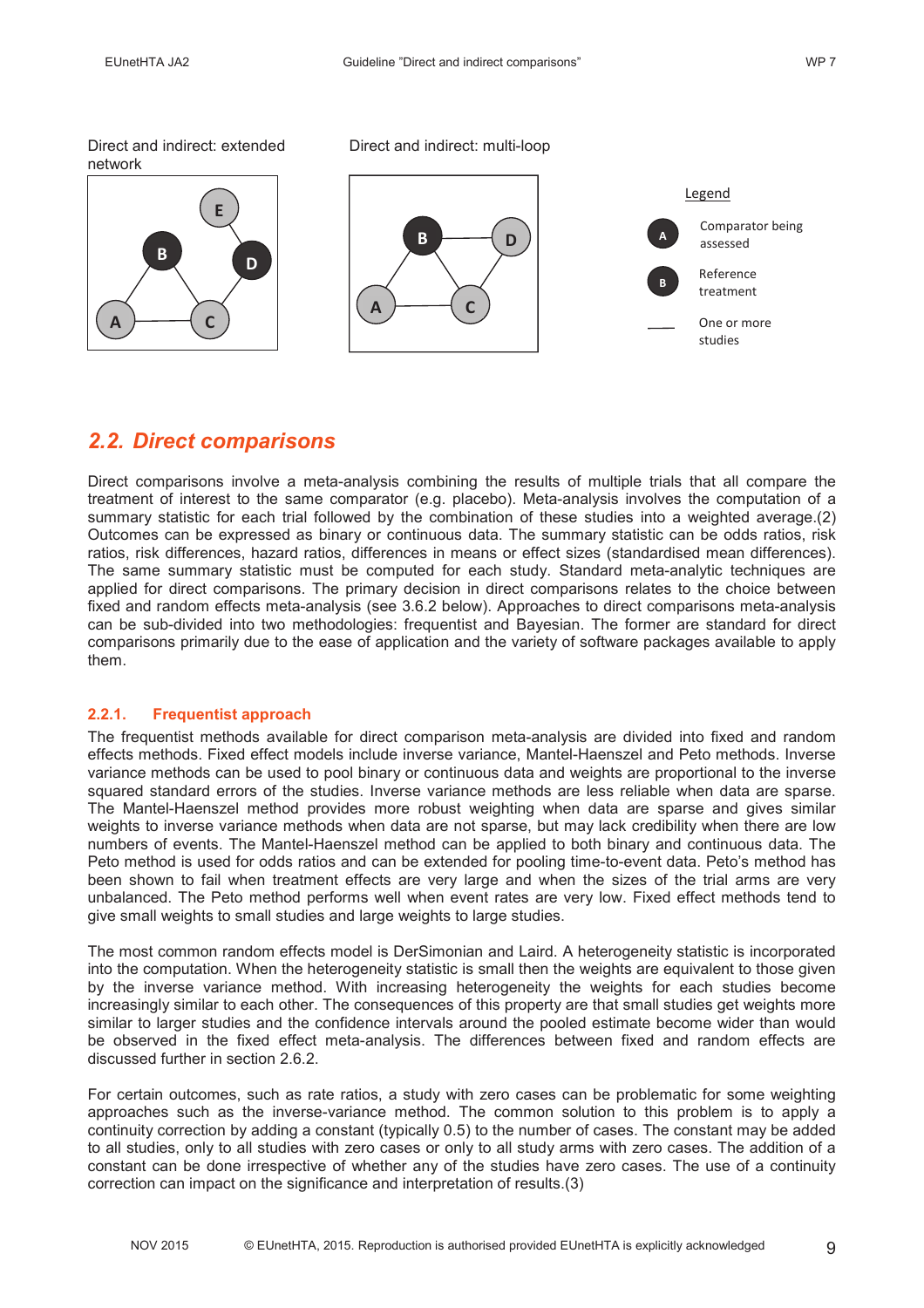Direct and indirect: extended network

Direct and indirect: multi-loop

Legend

A — Comparator being assessed

B — Reference treatment

—— One or more studies

## 2.2. Direct comparisons

Direct comparisons involve a meta-analysis combining the results of multiple trials that all compare the treatment of interest to the same comparator (e.g. placebo). Meta-analysis involves the computation of a summary statistic for each trial followed by the combination of these studies into a weighted average.(2) Outcomes can be expressed as binary or continuous data. The summary statistic can be odds ratios, risk ratios, risk differences, hazard ratios, differences in means or effect sizes (standardised mean differences). The same summary statistic must be computed for each study. Standard meta-analytic techniques are applied for direct comparisons. The primary decision in direct comparisons relates to the choice between fixed and random effects meta-analysis (see 3.6.2 below). Approaches to direct comparisons meta-analysis can be sub-divided into two methodologies: frequentist and Bayesian. The former are standard for direct comparisons primarily due to the ease of application and the variety of software packages available to apply them.

### 2.2.1. Frequentist approach

The frequentist methods available for direct comparison meta-analysis are divided into fixed and random effects methods. Fixed effect models include inverse variance, Mantel-Haenszel and Peto methods. Inverse variance methods can be used to pool binary or continuous data and weights are proportional to the inverse squared standard errors of the studies. Inverse variance methods are less reliable when data are sparse. The Mantel-Haenszel method provides more robust weighting when data are sparse and gives similar weights to inverse variance methods when data are not sparse, but may lack credibility when there are low numbers of events. The Mantel-Haenszel method can be applied to both binary and continuous data. The Peto method is used for odds ratios and can be extended for pooling time-to-event data. Peto's method has been shown to fail when treatment effects are very large and when the sizes of the trial arms are very unbalanced. The Peto method performs well when event rates are very low. Fixed effect methods tend to give small weights to small studies and large weights to large studies.

The most common random effects model is DerSimonian and Laird. A heterogeneity statistic is incorporated into the computation. When the heterogeneity statistic is small then the weights are equivalent to those given by the inverse variance method. With increasing heterogeneity the weights for each studies become increasingly similar to each other. The consequences of this property are that small studies get weights more similar to larger studies and the confidence intervals around the pooled estimate become wider than would be observed in the fixed effect meta-analysis. The differences between fixed and random effects are discussed further in section 2.6.2.

For certain outcomes, such as rate ratios, a study with zero cases can be problematic for some weighting approaches such as the inverse-variance method. The common solution to this problem is to apply a continuity correction by adding a constant (typically 0.5) to the number of cases. The constant may be added to all studies, only to all studies with zero cases or only to all study arms with zero cases. The addition of a constant can be done irrespective of whether any of the studies have zero cases. The use of a continuity correction can impact on the significance and interpretation of results.(3)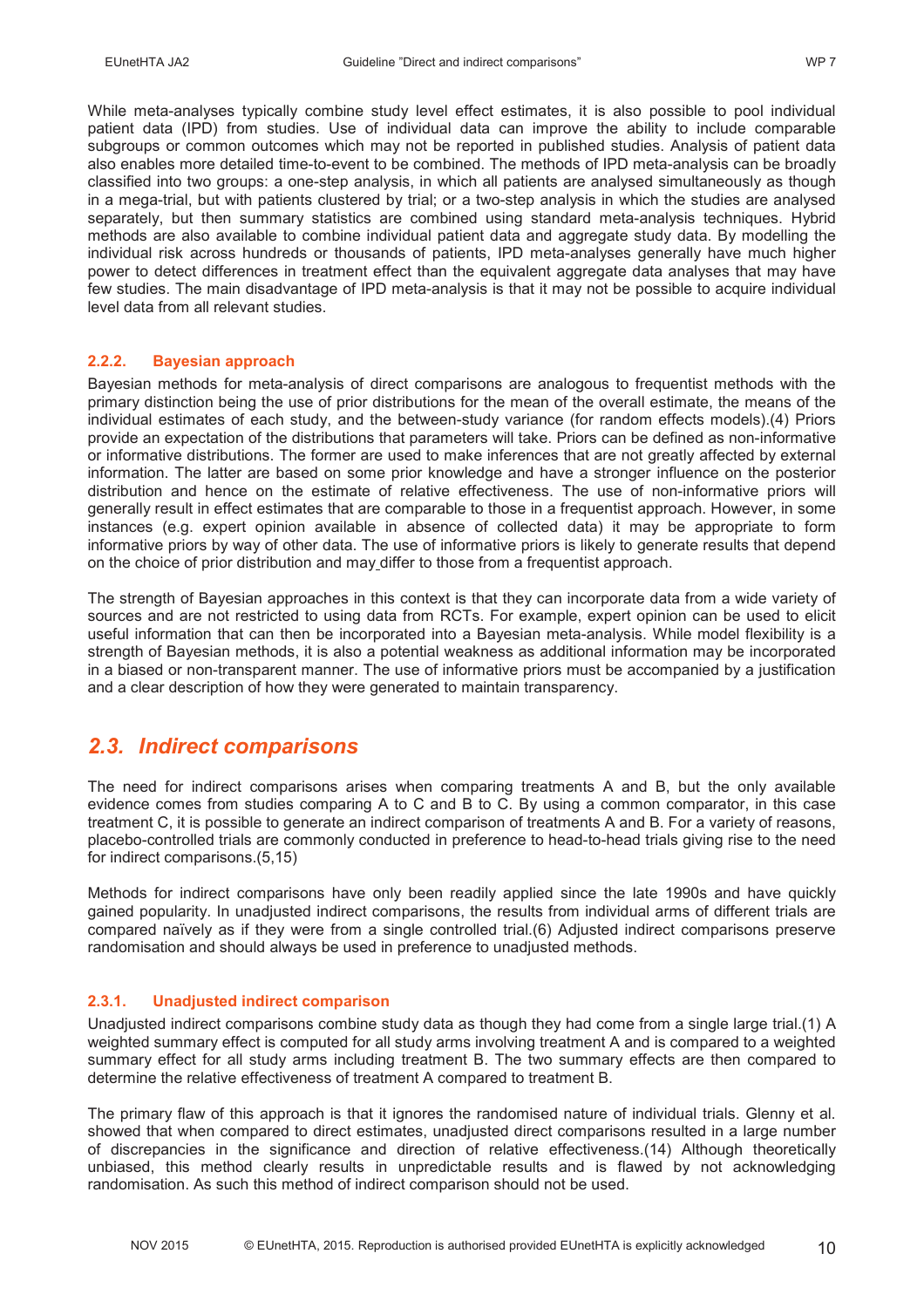While meta-analyses typically combine study level effect estimates, it is also possible to pool individual patient data (IPD) from studies. Use of individual data can improve the ability to include comparable subgroups or common outcomes which may not be reported in published studies. Analysis of patient data also enables more detailed time-to-event to be combined. The methods of IPD meta-analysis can be broadly classified into two groups: a one-step analysis, in which all patients are analysed simultaneously as though in a mega-trial, but with patients clustered by trial; or a two-step analysis in which the studies are analysed separately, but then summary statistics are combined using standard meta-analysis techniques. Hybrid methods are also available to combine individual patient data and aggregate study data. By modelling the individual risk across hundreds or thousands of patients, IPD meta-analyses generally have much higher power to detect differences in treatment effect than the equivalent aggregate data analyses that may have few studies. The main disadvantage of IPD meta-analysis is that it may not be possible to acquire individual level data from all relevant studies.

### 2.2.2. Bayesian approach

Bayesian methods for meta-analysis of direct comparisons are analogous to frequentist methods with the primary distinction being the use of prior distributions for the mean of the overall estimate, the means of the individual estimates of each study, and the between-study variance (for random effects models).(4) Priors provide an expectation of the distributions that parameters will take. Priors can be defined as non-informative or informative distributions. The former are used to make inferences that are not greatly affected by external information. The latter are based on some prior knowledge and have a stronger influence on the posterior distribution and hence on the estimate of relative effectiveness. The use of non-informative priors will generally result in effect estimates that are comparable to those in a frequentist approach. However, in some instances (e.g. expert opinion available in absence of collected data) it may be appropriate to form informative priors by way of other data. The use of informative priors is likely to generate results that depend on the choice of prior distribution and may differ to those from a frequentist approach.

The strength of Bayesian approaches in this context is that they can incorporate data from a wide variety of sources and are not restricted to using data from RCTs. For example, expert opinion can be used to elicit useful information that can then be incorporated into a Bayesian meta-analysis. While model flexibility is a strength of Bayesian methods, it is also a potential weakness as additional information may be incorporated in a biased or non-transparent manner. The use of informative priors must be accompanied by a justification and a clear description of how they were generated to maintain transparency.

## *2.3. Indirect comparisons*

The need for indirect comparisons arises when comparing treatments A and B, but the only available evidence comes from studies comparing A to C and B to C. By using a common comparator, in this case treatment C, it is possible to generate an indirect comparison of treatments A and B. For a variety of reasons, placebo-controlled trials are commonly conducted in preference to head-to-head trials giving rise to the need for indirect comparisons.(5,15)

Methods for indirect comparisons have only been readily applied since the late 1990s and have quickly gained popularity. In unadjusted indirect comparisons, the results from individual arms of different trials are compared naïvely as if they were from a single controlled trial.(6) Adjusted indirect comparisons preserve randomisation and should always be used in preference to unadjusted methods.

### 2.3.1. Unadjusted indirect comparison

Unadjusted indirect comparisons combine study data as though they had come from a single large trial.(1) A weighted summary effect is computed for all study arms involving treatment A and is compared to a weighted summary effect for all study arms including treatment B. The two summary effects are then compared to determine the relative effectiveness of treatment A compared to treatment B.

The primary flaw of this approach is that it ignores the randomised nature of individual trials. Glenny et al. showed that when compared to direct estimates, unadjusted direct comparisons resulted in a large number of discrepancies in the significance and direction of relative effectiveness.(14) Although theoretically unbiased, this method clearly results in unpredictable results and is flawed by not acknowledging randomisation. As such this method of indirect comparison should not be used.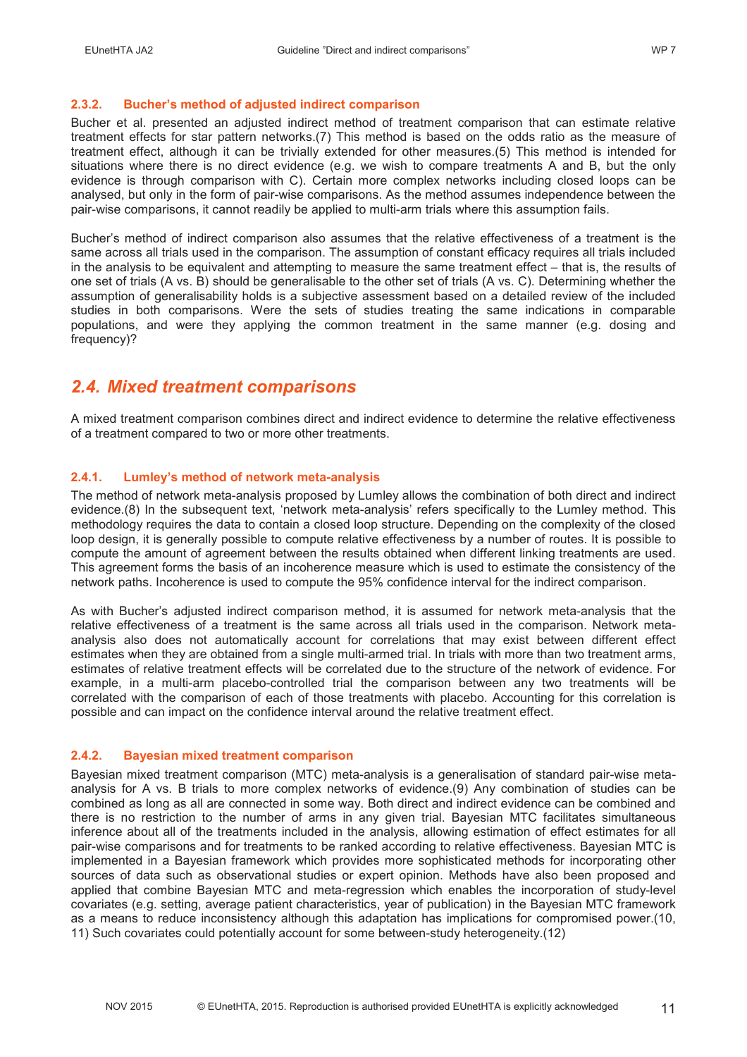#### 2.3.2. Bucher's method of adjusted indirect comparison

Bucher et al. presented an adjusted indirect method of treatment comparison that can estimate relative treatment effects for star pattern networks.(7) This method is based on the odds ratio as the measure of treatment effect, although it can be trivially extended for other measures.(5) This method is intended for situations where there is no direct evidence (e.g. we wish to compare treatments A and B, but the only evidence is through comparison with C). Certain more complex networks including closed loops can be analysed, but only in the form of pair-wise comparisons. As the method assumes independence between the pair-wise comparisons, it cannot readily be applied to multi-arm trials where this assumption fails.

Bucher's method of indirect comparison also assumes that the relative effectiveness of a treatment is the same across all trials used in the comparison. The assumption of constant efficacy requires all trials included in the analysis to be equivalent and attempting to measure the same treatment effect – that is, the results of one set of trials (A vs. B) should be generalisable to the other set of trials (A vs. C). Determining whether the assumption of generalisability holds is a subjective assessment based on a detailed review of the included studies in both comparisons. Were the sets of studies treating the same indications in comparable populations, and were they applying the common treatment in the same manner (e.g. dosing and frequency)?

## 2.4. Mixed treatment comparisons

A mixed treatment comparison combines direct and indirect evidence to determine the relative effectiveness of a treatment compared to two or more other treatments.

#### 2.4.1. Lumley's method of network meta-analysis

The method of network meta-analysis proposed by Lumley allows the combination of both direct and indirect evidence.(8) In the subsequent text, 'network meta-analysis' refers specifically to the Lumley method. This methodology requires the data to contain a closed loop structure. Depending on the complexity of the closed loop design, it is generally possible to compute relative effectiveness by a number of routes. It is possible to compute the amount of agreement between the results obtained when different linking treatments are used. This agreement forms the basis of an incoherence measure which is used to estimate the consistency of the network paths. Incoherence is used to compute the 95% confidence interval for the indirect comparison.

As with Bucher's adjusted indirect comparison method, it is assumed for network meta-analysis that the relative effectiveness of a treatment is the same across all trials used in the comparison. Network meta-analysis also does not automatically account for correlations that may exist between different effect estimates when they are obtained from a single multi-armed trial. In trials with more than two treatment arms, estimates of relative treatment effects will be correlated due to the structure of the network of evidence. For example, in a multi-arm placebo-controlled trial the comparison between any two treatments will be correlated with the comparison of each of those treatments with placebo. Accounting for this correlation is possible and can impact on the confidence interval around the relative treatment effect.

#### 2.4.2. Bayesian mixed treatment comparison

Bayesian mixed treatment comparison (MTC) meta-analysis is a generalisation of standard pair-wise meta-analysis for A vs. B trials to more complex networks of evidence.(9) Any combination of studies can be combined as long as all are connected in some way. Both direct and indirect evidence can be combined and there is no restriction to the number of arms in any given trial. Bayesian MTC facilitates simultaneous inference about all of the treatments included in the analysis, allowing estimation of effect estimates for all pair-wise comparisons and for treatments to be ranked according to relative effectiveness. Bayesian MTC is implemented in a Bayesian framework which provides more sophisticated methods for incorporating other sources of data such as observational studies or expert opinion. Methods have also been proposed and applied that combine Bayesian MTC and meta-regression which enables the incorporation of study-level covariates (e.g. setting, average patient characteristics, year of publication) in the Bayesian MTC framework as a means to reduce inconsistency although this adaptation has implications for compromised power.(10, 11) Such covariates could potentially account for some between-study heterogeneity.(12)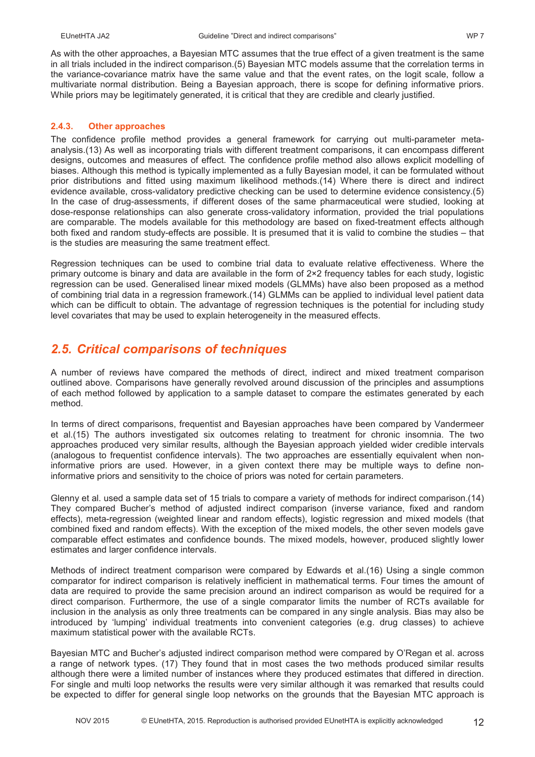As with the other approaches, a Bayesian MTC assumes that the true effect of a given treatment is the same in all trials included in the indirect comparison.(5) Bayesian MTC models assume that the correlation terms in the variance-covariance matrix have the same value and that the event rates, on the logit scale, follow a multivariate normal distribution. Being a Bayesian approach, there is scope for defining informative priors. While priors may be legitimately generated, it is critical that they are credible and clearly justified.

### 2.4.3. Other approaches

The confidence profile method provides a general framework for carrying out multi-parameter meta-analysis.(13) As well as incorporating trials with different treatment comparisons, it can encompass different designs, outcomes and measures of effect. The confidence profile method also allows explicit modelling of biases. Although this method is typically implemented as a fully Bayesian model, it can be formulated without prior distributions and fitted using maximum likelihood methods.(14) Where there is direct and indirect evidence available, cross-validatory predictive checking can be used to determine evidence consistency.(5) In the case of drug-assessments, if different doses of the same pharmaceutical were studied, looking at dose-response relationships can also generate cross-validatory information, provided the trial populations are comparable. The models available for this methodology are based on fixed-treatment effects although both fixed and random study-effects are possible. It is presumed that it is valid to combine the studies – that is the studies are measuring the same treatment effect.

Regression techniques can be used to combine trial data to evaluate relative effectiveness. Where the primary outcome is binary and data are available in the form of 2×2 frequency tables for each study, logistic regression can be used. Generalised linear mixed models (GLMMs) have also been proposed as a method of combining trial data in a regression framework.(14) GLMMs can be applied to individual level patient data which can be difficult to obtain. The advantage of regression techniques is the potential for including study level covariates that may be used to explain heterogeneity in the measured effects.

## *2.5. Critical comparisons of techniques*

A number of reviews have compared the methods of direct, indirect and mixed treatment comparison outlined above. Comparisons have generally revolved around discussion of the principles and assumptions of each method followed by application to a sample dataset to compare the estimates generated by each method.

In terms of direct comparisons, frequentist and Bayesian approaches have been compared by Vandermeer et al.(15) The authors investigated six outcomes relating to treatment for chronic insomnia. The two approaches produced very similar results, although the Bayesian approach yielded wider credible intervals (analogous to frequentist confidence intervals). The two approaches are essentially equivalent when non-informative priors are used. However, in a given context there may be multiple ways to define non-informative priors and sensitivity to the choice of priors was noted for certain parameters.

Glenny et al. used a sample data set of 15 trials to compare a variety of methods for indirect comparison.(14) They compared Bucher's method of adjusted indirect comparison (inverse variance, fixed and random effects), meta-regression (weighted linear and random effects), logistic regression and mixed models (that combined fixed and random effects). With the exception of the mixed models, the other seven models gave comparable effect estimates and confidence bounds. The mixed models, however, produced slightly lower estimates and larger confidence intervals.

Methods of indirect treatment comparison were compared by Edwards et al.(16) Using a single common comparator for indirect comparison is relatively inefficient in mathematical terms. Four times the amount of data are required to provide the same precision around an indirect comparison as would be required for a direct comparison. Furthermore, the use of a single comparator limits the number of RCTs available for inclusion in the analysis as only three treatments can be compared in any single analysis. Bias may also be introduced by 'lumping' individual treatments into convenient categories (e.g. drug classes) to achieve maximum statistical power with the available RCTs.

Bayesian MTC and Bucher's adjusted indirect comparison method were compared by O'Regan et al. across a range of network types. (17) They found that in most cases the two methods produced similar results although there were a limited number of instances where they produced estimates that differed in direction. For single and multi loop networks the results were very similar although it was remarked that results could be expected to differ for general single loop networks on the grounds that the Bayesian MTC approach is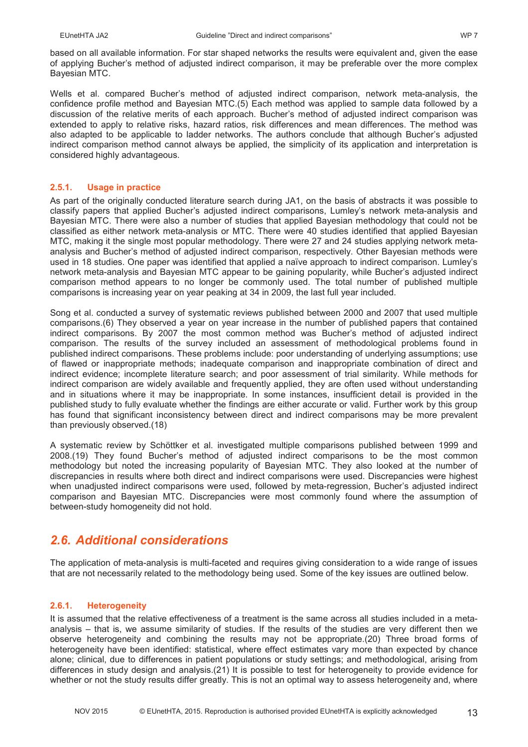based on all available information. For star shaped networks the results were equivalent and, given the ease of applying Bucher's method of adjusted indirect comparison, it may be preferable over the more complex Bayesian MTC.

Wells et al. compared Bucher's method of adjusted indirect comparison, network meta-analysis, the confidence profile method and Bayesian MTC.(5) Each method was applied to sample data followed by a discussion of the relative merits of each approach. Bucher's method of adjusted indirect comparison was extended to apply to relative risks, hazard ratios, risk differences and mean differences. The method was also adapted to be applicable to ladder networks. The authors conclude that although Bucher's adjusted indirect comparison method cannot always be applied, the simplicity of its application and interpretation is considered highly advantageous.

### 2.5.1. Usage in practice

As part of the originally conducted literature search during JA1, on the basis of abstracts it was possible to classify papers that applied Bucher's adjusted indirect comparisons, Lumley's network meta-analysis and Bayesian MTC. There were also a number of studies that applied Bayesian methodology that could not be classified as either network meta-analysis or MTC. There were 40 studies identified that applied Bayesian MTC, making it the single most popular methodology. There were 27 and 24 studies applying network meta-analysis and Bucher's method of adjusted indirect comparison, respectively. Other Bayesian methods were used in 18 studies. One paper was identified that applied a naïve approach to indirect comparison. Lumley's network meta-analysis and Bayesian MTC appear to be gaining popularity, while Bucher's adjusted indirect comparison method appears to no longer be commonly used. The total number of published multiple comparisons is increasing year on year peaking at 34 in 2009, the last full year included.

Song et al. conducted a survey of systematic reviews published between 2000 and 2007 that used multiple comparisons.(6) They observed a year on year increase in the number of published papers that contained indirect comparisons. By 2007 the most common method was Bucher's method of adjusted indirect comparison. The results of the survey included an assessment of methodological problems found in published indirect comparisons. These problems include: poor understanding of underlying assumptions; use of flawed or inappropriate methods; inadequate comparison and inappropriate combination of direct and indirect evidence; incomplete literature search; and poor assessment of trial similarity. While methods for indirect comparison are widely available and frequently applied, they are often used without understanding and in situations where it may be inappropriate. In some instances, insufficient detail is provided in the published study to fully evaluate whether the findings are either accurate or valid. Further work by this group has found that significant inconsistency between direct and indirect comparisons may be more prevalent than previously observed.(18)

A systematic review by Schöttker et al. investigated multiple comparisons published between 1999 and 2008.(19) They found Bucher's method of adjusted indirect comparisons to be the most common methodology but noted the increasing popularity of Bayesian MTC. They also looked at the number of discrepancies in results where both direct and indirect comparisons were used. Discrepancies were highest when unadjusted indirect comparisons were used, followed by meta-regression, Bucher's adjusted indirect comparison and Bayesian MTC. Discrepancies were most commonly found where the assumption of between-study homogeneity did not hold.

## *2.6. Additional considerations*

The application of meta-analysis is multi-faceted and requires giving consideration to a wide range of issues that are not necessarily related to the methodology being used. Some of the key issues are outlined below.

### 2.6.1. Heterogeneity

It is assumed that the relative effectiveness of a treatment is the same across all studies included in a meta-analysis – that is, we assume similarity of studies. If the results of the studies are very different then we observe heterogeneity and combining the results may not be appropriate.(20) Three broad forms of heterogeneity have been identified: statistical, where effect estimates vary more than expected by chance alone; clinical, due to differences in patient populations or study settings; and methodological, arising from differences in study design and analysis.(21) It is possible to test for heterogeneity to provide evidence for whether or not the study results differ greatly. This is not an optimal way to assess heterogeneity and, where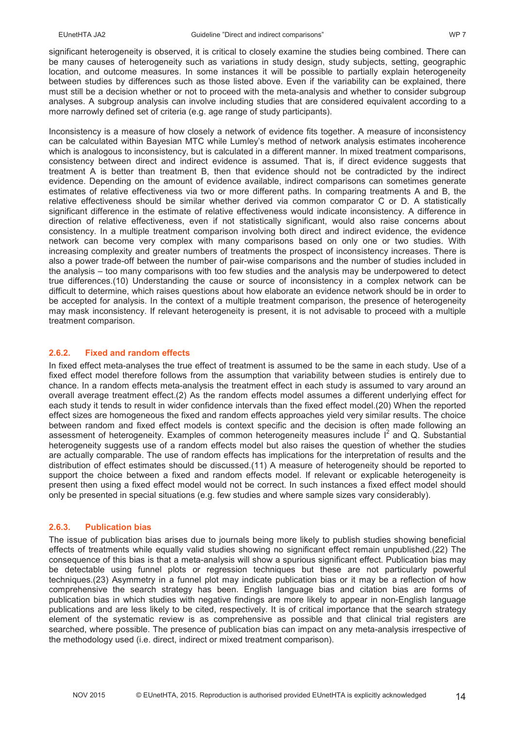significant heterogeneity is observed, it is critical to closely examine the studies being combined. There can be many causes of heterogeneity such as variations in study design, study subjects, setting, geographic location, and outcome measures. In some instances it will be possible to partially explain heterogeneity between studies by differences such as those listed above. Even if the variability can be explained, there must still be a decision whether or not to proceed with the meta-analysis and whether to consider subgroup analyses. A subgroup analysis can involve including studies that are considered equivalent according to a more narrowly defined set of criteria (e.g. age range of study participants).

Inconsistency is a measure of how closely a network of evidence fits together. A measure of inconsistency can be calculated within Bayesian MTC while Lumley's method of network analysis estimates incoherence which is analogous to inconsistency, but is calculated in a different manner. In mixed treatment comparisons, consistency between direct and indirect evidence is assumed. That is, if direct evidence suggests that treatment A is better than treatment B, then that evidence should not be contradicted by the indirect evidence. Depending on the amount of evidence available, indirect comparisons can sometimes generate estimates of relative effectiveness via two or more different paths. In comparing treatments A and B, the relative effectiveness should be similar whether derived via common comparator C or D. A statistically significant difference in the estimate of relative effectiveness would indicate inconsistency. A difference in direction of relative effectiveness, even if not statistically significant, would also raise concerns about consistency. In a multiple treatment comparison involving both direct and indirect evidence, the evidence network can become very complex with many comparisons based on only one or two studies. With increasing complexity and greater numbers of treatments the prospect of inconsistency increases. There is also a power trade-off between the number of pair-wise comparisons and the number of studies included in the analysis – too many comparisons with too few studies and the analysis may be underpowered to detect true differences.(10) Understanding the cause or source of inconsistency in a complex network can be difficult to determine, which raises questions about how elaborate an evidence network should be in order to be accepted for analysis. In the context of a multiple treatment comparison, the presence of heterogeneity may mask inconsistency. If relevant heterogeneity is present, it is not advisable to proceed with a multiple treatment comparison.

### 2.6.2. Fixed and random effects

In fixed effect meta-analyses the true effect of treatment is assumed to be the same in each study. Use of a fixed effect model therefore follows from the assumption that variability between studies is entirely due to chance. In a random effects meta-analysis the treatment effect in each study is assumed to vary around an overall average treatment effect.(2) As the random effects model assumes a different underlying effect for each study it tends to result in wider confidence intervals than the fixed effect model.(20) When the reported effect sizes are homogeneous the fixed and random effects approaches yield very similar results. The choice between random and fixed effect models is context specific and the decision is often made following an assessment of heterogeneity. Examples of common heterogeneity measures include $I^2$ and Q. Substantial heterogeneity suggests use of a random effects model but also raises the question of whether the studies are actually comparable. The use of random effects has implications for the interpretation of results and the distribution of effect estimates should be discussed.(11) A measure of heterogeneity should be reported to support the choice between a fixed and random effects model. If relevant or explicable heterogeneity is present then using a fixed effect model would not be correct. In such instances a fixed effect model should only be presented in special situations (e.g. few studies and where sample sizes vary considerably).

### 2.6.3. Publication bias

The issue of publication bias arises due to journals being more likely to publish studies showing beneficial effects of treatments while equally valid studies showing no significant effect remain unpublished.(22) The consequence of this bias is that a meta-analysis will show a spurious significant effect. Publication bias may be detectable using funnel plots or regression techniques but these are not particularly powerful techniques.(23) Asymmetry in a funnel plot may indicate publication bias or it may be a reflection of how comprehensive the search strategy has been. English language bias and citation bias are forms of publication bias in which studies with negative findings are more likely to appear in non-English language publications and are less likely to be cited, respectively. It is of critical importance that the search strategy element of the systematic review is as comprehensive as possible and that clinical trial registers are searched, where possible. The presence of publication bias can impact on any meta-analysis irrespective of the methodology used (i.e. direct, indirect or mixed treatment comparison).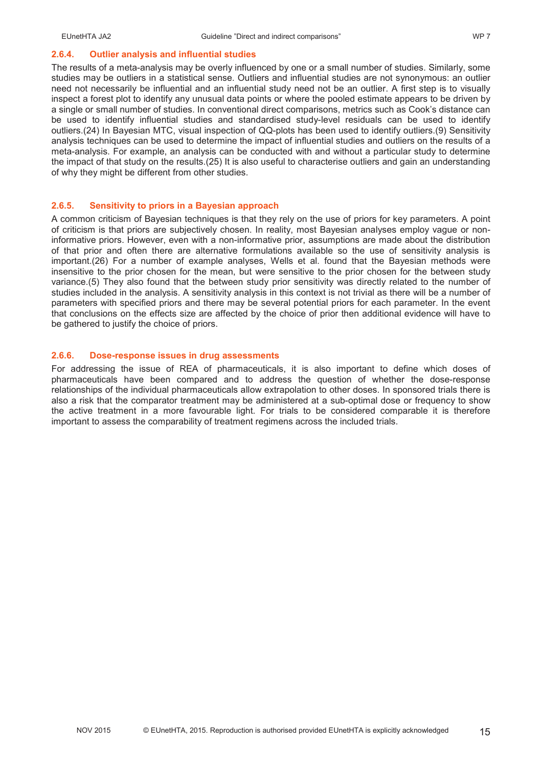### 2.6.4. Outlier analysis and influential studies

The results of a meta-analysis may be overly influenced by one or a small number of studies. Similarly, some studies may be outliers in a statistical sense. Outliers and influential studies are not synonymous: an outlier need not necessarily be influential and an influential study need not be an outlier. A first step is to visually inspect a forest plot to identify any unusual data points or where the pooled estimate appears to be driven by a single or small number of studies. In conventional direct comparisons, metrics such as Cook's distance can be used to identify influential studies and standardised study-level residuals can be used to identify outliers.(24) In Bayesian MTC, visual inspection of QQ-plots has been used to identify outliers.(9) Sensitivity analysis techniques can be used to determine the impact of influential studies and outliers on the results of a meta-analysis. For example, an analysis can be conducted with and without a particular study to determine the impact of that study on the results.(25) It is also useful to characterise outliers and gain an understanding of why they might be different from other studies.

### 2.6.5. Sensitivity to priors in a Bayesian approach

A common criticism of Bayesian techniques is that they rely on the use of priors for key parameters. A point of criticism is that priors are subjectively chosen. In reality, most Bayesian analyses employ vague or non-informative priors. However, even with a non-informative prior, assumptions are made about the distribution of that prior and often there are alternative formulations available so the use of sensitivity analysis is important.(26) For a number of example analyses, Wells et al. found that the Bayesian methods were insensitive to the prior chosen for the mean, but were sensitive to the prior chosen for the between study variance.(5) They also found that the between study prior sensitivity was directly related to the number of studies included in the analysis. A sensitivity analysis in this context is not trivial as there will be a number of parameters with specified priors and there may be several potential priors for each parameter. In the event that conclusions on the effects size are affected by the choice of prior then additional evidence will have to be gathered to justify the choice of priors.

### 2.6.6. Dose-response issues in drug assessments

For addressing the issue of REA of pharmaceuticals, it is also important to define which doses of pharmaceuticals have been compared and to address the question of whether the dose-response relationships of the individual pharmaceuticals allow extrapolation to other doses. In sponsored trials there is also a risk that the comparator treatment may be administered at a sub-optimal dose or frequency to show the active treatment in a more favourable light. For trials to be considered comparable it is therefore important to assess the comparability of treatment regimens across the included trials.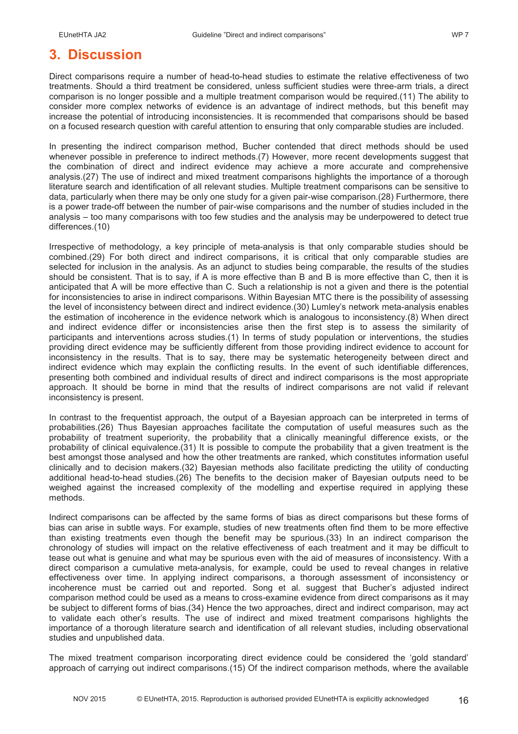# 3. Discussion

Direct comparisons require a number of head-to-head studies to estimate the relative effectiveness of two treatments. Should a third treatment be considered, unless sufficient studies were three-arm trials, a direct comparison is no longer possible and a multiple treatment comparison would be required.(11) The ability to consider more complex networks of evidence is an advantage of indirect methods, but this benefit may increase the potential of introducing inconsistencies. It is recommended that comparisons should be based on a focused research question with careful attention to ensuring that only comparable studies are included.

In presenting the indirect comparison method, Bucher contended that direct methods should be used whenever possible in preference to indirect methods.(7) However, more recent developments suggest that the combination of direct and indirect evidence may achieve a more accurate and comprehensive analysis.(27) The use of indirect and mixed treatment comparisons highlights the importance of a thorough literature search and identification of all relevant studies. Multiple treatment comparisons can be sensitive to data, particularly when there may be only one study for a given pair-wise comparison.(28) Furthermore, there is a power trade-off between the number of pair-wise comparisons and the number of studies included in the analysis – too many comparisons with too few studies and the analysis may be underpowered to detect true differences.(10)

Irrespective of methodology, a key principle of meta-analysis is that only comparable studies should be combined.(29) For both direct and indirect comparisons, it is critical that only comparable studies are selected for inclusion in the analysis. As an adjunct to studies being comparable, the results of the studies should be consistent. That is to say, if A is more effective than B and B is more effective than C, then it is anticipated that A will be more effective than C. Such a relationship is not a given and there is the potential for inconsistencies to arise in indirect comparisons. Within Bayesian MTC there is the possibility of assessing the level of inconsistency between direct and indirect evidence.(30) Lumley's network meta-analysis enables the estimation of incoherence in the evidence network which is analogous to inconsistency.(8) When direct and indirect evidence differ or inconsistencies arise then the first step is to assess the similarity of participants and interventions across studies.(1) In terms of study population or interventions, the studies providing direct evidence may be sufficiently different from those providing indirect evidence to account for inconsistency in the results. That is to say, there may be systematic heterogeneity between direct and indirect evidence which may explain the conflicting results. In the event of such identifiable differences, presenting both combined and individual results of direct and indirect comparisons is the most appropriate approach. It should be borne in mind that the results of indirect comparisons are not valid if relevant inconsistency is present.

In contrast to the frequentist approach, the output of a Bayesian approach can be interpreted in terms of probabilities.(26) Thus Bayesian approaches facilitate the computation of useful measures such as the probability of treatment superiority, the probability that a clinically meaningful difference exists, or the probability of clinical equivalence.(31) It is possible to compute the probability that a given treatment is the best amongst those analysed and how the other treatments are ranked, which constitutes information useful clinically and to decision makers.(32) Bayesian methods also facilitate predicting the utility of conducting additional head-to-head studies.(26) The benefits to the decision maker of Bayesian outputs need to be weighed against the increased complexity of the modelling and expertise required in applying these methods.

Indirect comparisons can be affected by the same forms of bias as direct comparisons but these forms of bias can arise in subtle ways. For example, studies of new treatments often find them to be more effective than existing treatments even though the benefit may be spurious.(33) In an indirect comparison the chronology of studies will impact on the relative effectiveness of each treatment and it may be difficult to tease out what is genuine and what may be spurious even with the aid of measures of inconsistency. With a direct comparison a cumulative meta-analysis, for example, could be used to reveal changes in relative effectiveness over time. In applying indirect comparisons, a thorough assessment of inconsistency or incoherence must be carried out and reported. Song et al. suggest that Bucher's adjusted indirect comparison method could be used as a means to cross-examine evidence from direct comparisons as it may be subject to different forms of bias.(34) Hence the two approaches, direct and indirect comparison, may act to validate each other's results. The use of indirect and mixed treatment comparisons highlights the importance of a thorough literature search and identification of all relevant studies, including observational studies and unpublished data.

The mixed treatment comparison incorporating direct evidence could be considered the 'gold standard' approach of carrying out indirect comparisons.(15) Of the indirect comparison methods, where the available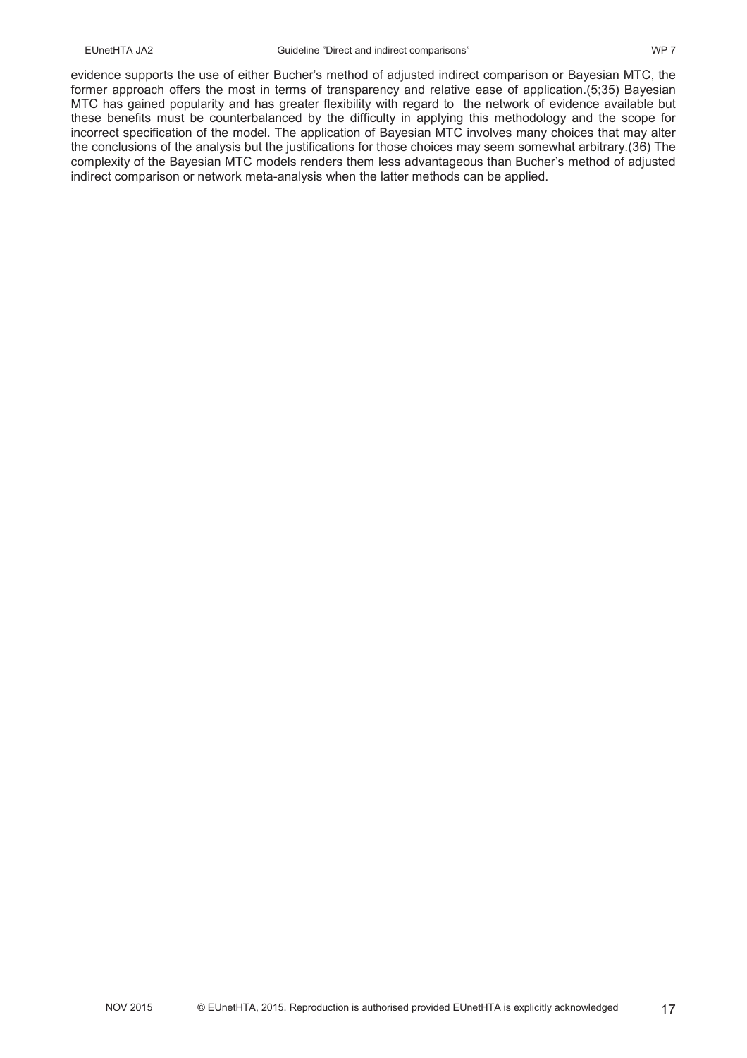evidence supports the use of either Bucher's method of adjusted indirect comparison or Bayesian MTC, the former approach offers the most in terms of transparency and relative ease of application.(5;35) Bayesian MTC has gained popularity and has greater flexibility with regard to the network of evidence available but these benefits must be counterbalanced by the difficulty in applying this methodology and the scope for incorrect specification of the model. The application of Bayesian MTC involves many choices that may alter the conclusions of the analysis but the justifications for those choices may seem somewhat arbitrary.(36) The complexity of the Bayesian MTC models renders them less advantageous than Bucher's method of adjusted indirect comparison or network meta-analysis when the latter methods can be applied.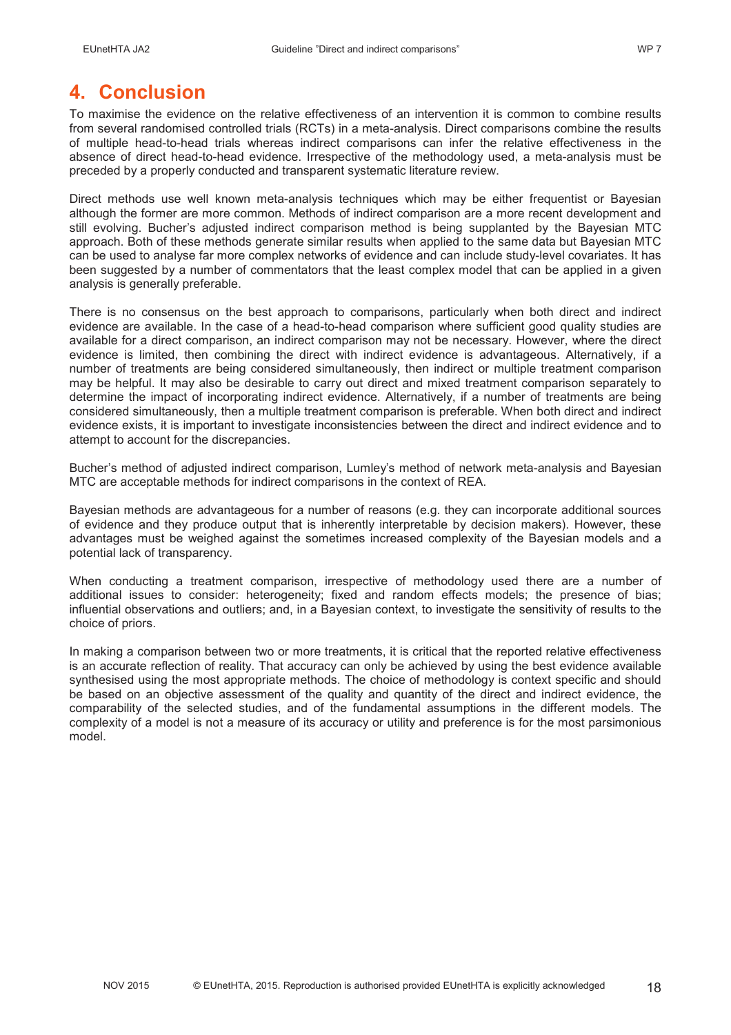# 4. Conclusion

To maximise the evidence on the relative effectiveness of an intervention it is common to combine results from several randomised controlled trials (RCTs) in a meta-analysis. Direct comparisons combine the results of multiple head-to-head trials whereas indirect comparisons can infer the relative effectiveness in the absence of direct head-to-head evidence. Irrespective of the methodology used, a meta-analysis must be preceded by a properly conducted and transparent systematic literature review.

Direct methods use well known meta-analysis techniques which may be either frequentist or Bayesian although the former are more common. Methods of indirect comparison are a more recent development and still evolving. Bucher's adjusted indirect comparison method is being supplanted by the Bayesian MTC approach. Both of these methods generate similar results when applied to the same data but Bayesian MTC can be used to analyse far more complex networks of evidence and can include study-level covariates. It has been suggested by a number of commentators that the least complex model that can be applied in a given analysis is generally preferable.

There is no consensus on the best approach to comparisons, particularly when both direct and indirect evidence are available. In the case of a head-to-head comparison where sufficient good quality studies are available for a direct comparison, an indirect comparison may not be necessary. However, where the direct evidence is limited, then combining the direct with indirect evidence is advantageous. Alternatively, if a number of treatments are being considered simultaneously, then indirect or multiple treatment comparison may be helpful. It may also be desirable to carry out direct and mixed treatment comparison separately to determine the impact of incorporating indirect evidence. Alternatively, if a number of treatments are being considered simultaneously, then a multiple treatment comparison is preferable. When both direct and indirect evidence exists, it is important to investigate inconsistencies between the direct and indirect evidence and to attempt to account for the discrepancies.

Bucher's method of adjusted indirect comparison, Lumley's method of network meta-analysis and Bayesian MTC are acceptable methods for indirect comparisons in the context of REA.

Bayesian methods are advantageous for a number of reasons (e.g. they can incorporate additional sources of evidence and they produce output that is inherently interpretable by decision makers). However, these advantages must be weighed against the sometimes increased complexity of the Bayesian models and a potential lack of transparency.

When conducting a treatment comparison, irrespective of methodology used there are a number of additional issues to consider: heterogeneity; fixed and random effects models; the presence of bias; influential observations and outliers; and, in a Bayesian context, to investigate the sensitivity of results to the choice of priors.

In making a comparison between two or more treatments, it is critical that the reported relative effectiveness is an accurate reflection of reality. That accuracy can only be achieved by using the best evidence available synthesised using the most appropriate methods. The choice of methodology is context specific and should be based on an objective assessment of the quality and quantity of the direct and indirect evidence, the comparability of the selected studies, and of the fundamental assumptions in the different models. The complexity of a model is not a measure of its accuracy or utility and preference is for the most parsimonious model.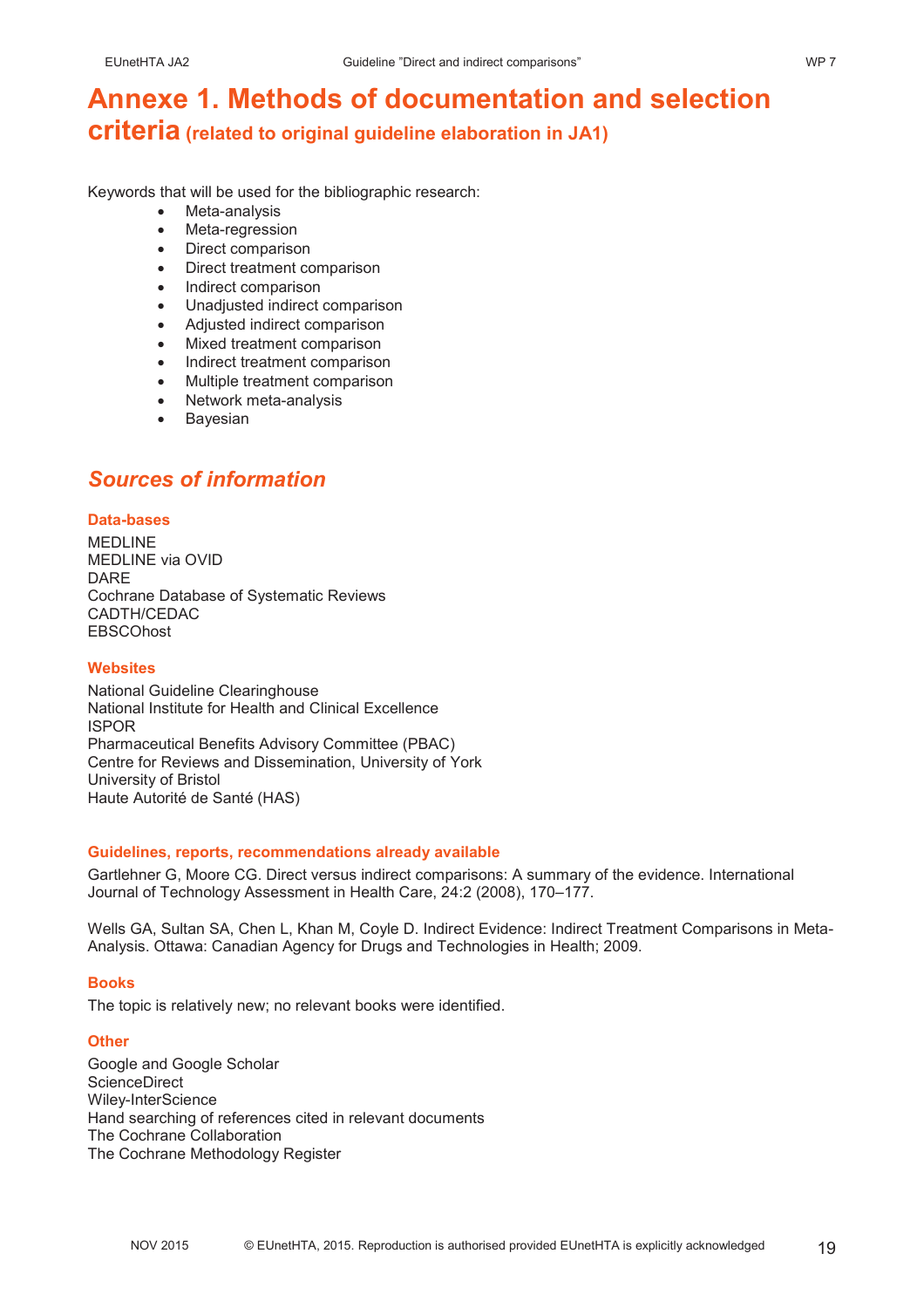# Annexe 1. Methods of documentation and selection criteria (related to original guideline elaboration in JA1)

Keywords that will be used for the bibliographic research:

- Meta-analysis
- Meta-regression
- Direct comparison
- Direct treatment comparison
- Indirect comparison
- Unadjusted indirect comparison
- Adjusted indirect comparison
- Mixed treatment comparison
- Indirect treatment comparison
- Multiple treatment comparison
- Network meta-analysis
- Bayesian

## *Sources of information*

### Data-bases

MEDLINE
MEDLINE via OVID
DARE
Cochrane Database of Systematic Reviews
CADTH/CEDAC
EBSCOhost

### Websites

National Guideline Clearinghouse
National Institute for Health and Clinical Excellence
ISPOR
Pharmaceutical Benefits Advisory Committee (PBAC)
Centre for Reviews and Dissemination, University of York
University of Bristol
Haute Autorité de Santé (HAS)

### Guidelines, reports, recommendations already available

Gartlehner G, Moore CG. Direct versus indirect comparisons: A summary of the evidence. International Journal of Technology Assessment in Health Care, 24:2 (2008), 170–177.

Wells GA, Sultan SA, Chen L, Khan M, Coyle D. Indirect Evidence: Indirect Treatment Comparisons in Meta-Analysis. Ottawa: Canadian Agency for Drugs and Technologies in Health; 2009.

### Books

The topic is relatively new; no relevant books were identified.

### Other

Google and Google Scholar
ScienceDirect
Wiley-InterScience
Hand searching of references cited in relevant documents
The Cochrane Collaboration
The Cochrane Methodology Register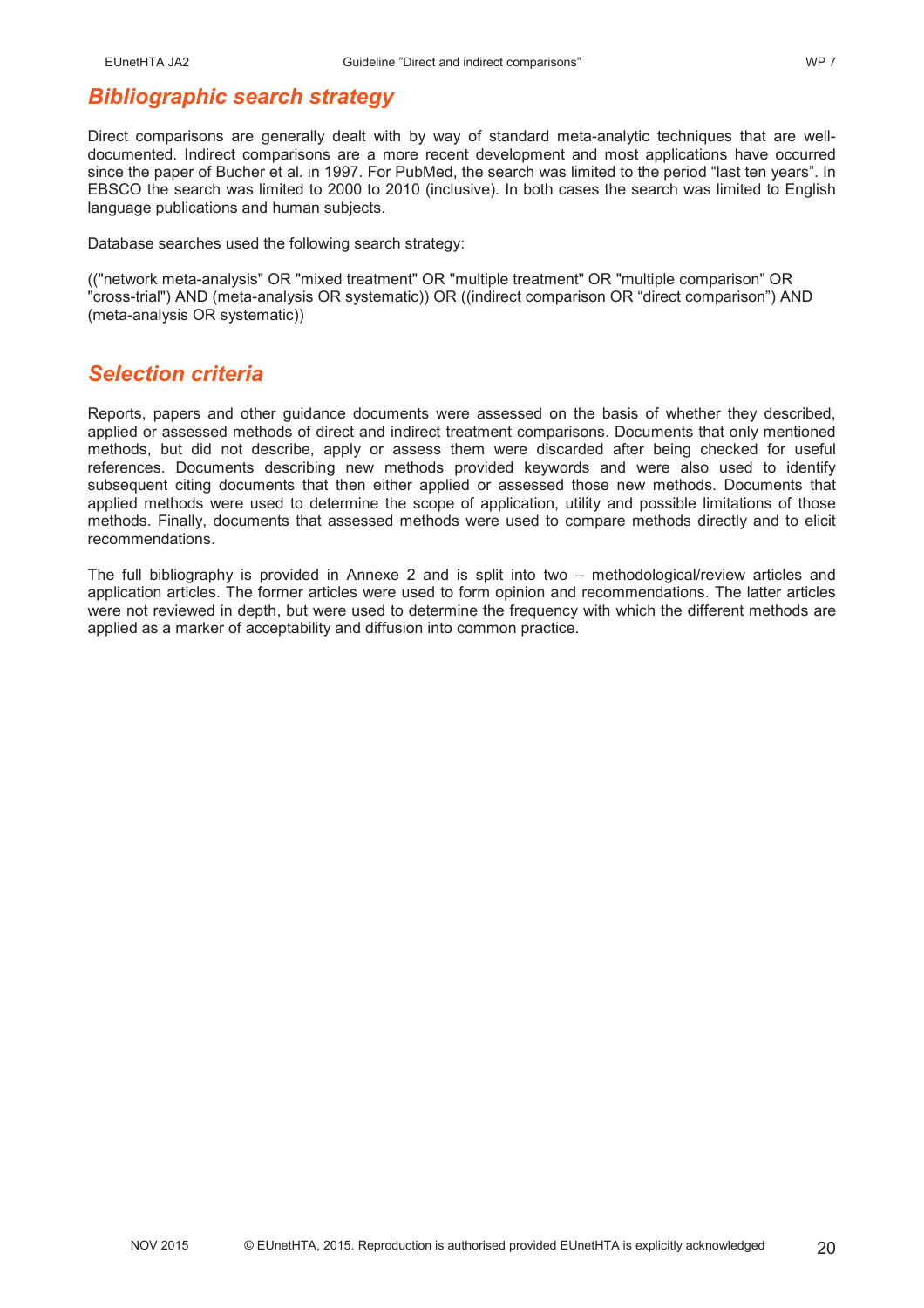## *Bibliographic search strategy*

Direct comparisons are generally dealt with by way of standard meta-analytic techniques that are well-documented. Indirect comparisons are a more recent development and most applications have occurred since the paper of Bucher et al. in 1997. For PubMed, the search was limited to the period “last ten years”. In EBSCO the search was limited to 2000 to 2010 (inclusive). In both cases the search was limited to English language publications and human subjects.

Database searches used the following search strategy:

(("network meta-analysis" OR "mixed treatment" OR "multiple treatment" OR "multiple comparison" OR "cross-trial") AND (meta-analysis OR systematic)) OR ((indirect comparison OR “direct comparison”) AND (meta-analysis OR systematic))

## *Selection criteria*

Reports, papers and other guidance documents were assessed on the basis of whether they described, applied or assessed methods of direct and indirect treatment comparisons. Documents that only mentioned methods, but did not describe, apply or assess them were discarded after being checked for useful references. Documents describing new methods provided keywords and were also used to identify subsequent citing documents that then either applied or assessed those new methods. Documents that applied methods were used to determine the scope of application, utility and possible limitations of those methods. Finally, documents that assessed methods were used to compare methods directly and to elicit recommendations.

The full bibliography is provided in Annexe 2 and is split into two – methodological/review articles and application articles. The former articles were used to form opinion and recommendations. The latter articles were not reviewed in depth, but were used to determine the frequency with which the different methods are applied as a marker of acceptability and diffusion into common practice.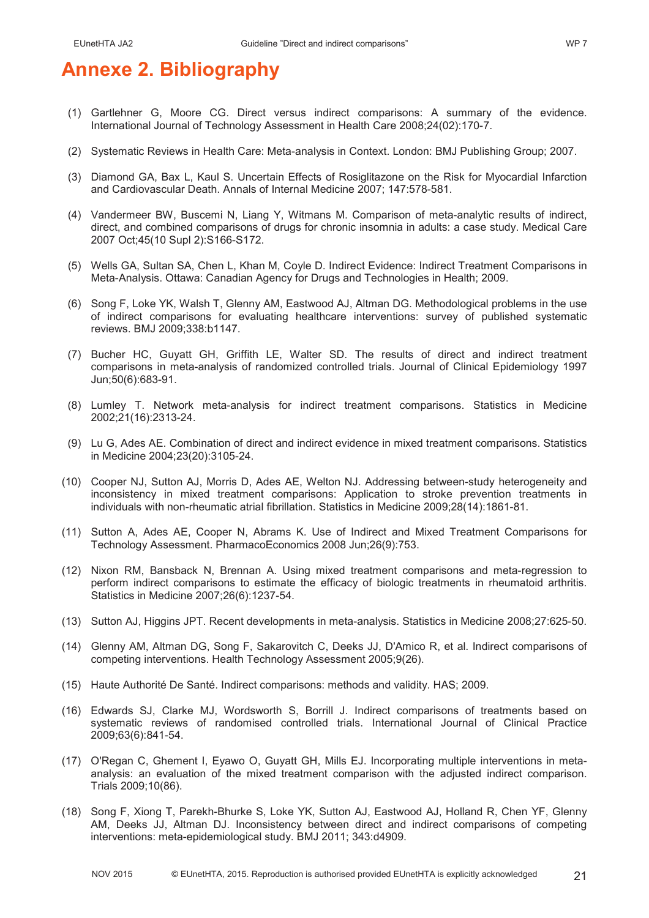# Annexe 2. Bibliography

(1) Gartlehner G, Moore CG. Direct versus indirect comparisons: A summary of the evidence. International Journal of Technology Assessment in Health Care 2008;24(02):170-7.

(2) Systematic Reviews in Health Care: Meta-analysis in Context. London: BMJ Publishing Group; 2007.

(3) Diamond GA, Bax L, Kaul S. Uncertain Effects of Rosiglitazone on the Risk for Myocardial Infarction and Cardiovascular Death. Annals of Internal Medicine 2007; 147:578-581.

(4) Vandermeer BW, Buscemi N, Liang Y, Witmans M. Comparison of meta-analytic results of indirect, direct, and combined comparisons of drugs for chronic insomnia in adults: a case study. Medical Care 2007 Oct;45(10 Supl 2):S166-S172.

(5) Wells GA, Sultan SA, Chen L, Khan M, Coyle D. Indirect Evidence: Indirect Treatment Comparisons in Meta-Analysis. Ottawa: Canadian Agency for Drugs and Technologies in Health; 2009.

(6) Song F, Loke YK, Walsh T, Glenny AM, Eastwood AJ, Altman DG. Methodological problems in the use of indirect comparisons for evaluating healthcare interventions: survey of published systematic reviews. BMJ 2009;338:b1147.

(7) Bucher HC, Guyatt GH, Griffith LE, Walter SD. The results of direct and indirect treatment comparisons in meta-analysis of randomized controlled trials. Journal of Clinical Epidemiology 1997 Jun;50(6):683-91.

(8) Lumley T. Network meta-analysis for indirect treatment comparisons. Statistics in Medicine 2002;21(16):2313-24.

(9) Lu G, Ades AE. Combination of direct and indirect evidence in mixed treatment comparisons. Statistics in Medicine 2004;23(20):3105-24.

(10) Cooper NJ, Sutton AJ, Morris D, Ades AE, Welton NJ. Addressing between-study heterogeneity and inconsistency in mixed treatment comparisons: Application to stroke prevention treatments in individuals with non-rheumatic atrial fibrillation. Statistics in Medicine 2009;28(14):1861-81.

(11) Sutton A, Ades AE, Cooper N, Abrams K. Use of Indirect and Mixed Treatment Comparisons for Technology Assessment. PharmacoEconomics 2008 Jun;26(9):753.

(12) Nixon RM, Bansback N, Brennan A. Using mixed treatment comparisons and meta-regression to perform indirect comparisons to estimate the efficacy of biologic treatments in rheumatoid arthritis. Statistics in Medicine 2007;26(6):1237-54.

(13) Sutton AJ, Higgins JPT. Recent developments in meta-analysis. Statistics in Medicine 2008;27:625-50.

(14) Glenny AM, Altman DG, Song F, Sakarovitch C, Deeks JJ, D'Amico R, et al. Indirect comparisons of competing interventions. Health Technology Assessment 2005;9(26).

(15) Haute Authorité De Santé. Indirect comparisons: methods and validity. HAS; 2009.

(16) Edwards SJ, Clarke MJ, Wordsworth S, Borrill J. Indirect comparisons of treatments based on systematic reviews of randomised controlled trials. International Journal of Clinical Practice 2009;63(6):841-54.

(17) O'Regan C, Ghement I, Eyawo O, Guyatt GH, Mills EJ. Incorporating multiple interventions in meta-analysis: an evaluation of the mixed treatment comparison with the adjusted indirect comparison. Trials 2009;10(86).

(18) Song F, Xiong T, Parekh-Bhurke S, Loke YK, Sutton AJ, Eastwood AJ, Holland R, Chen YF, Glenny AM, Deeks JJ, Altman DJ. Inconsistency between direct and indirect comparisons of competing interventions: meta-epidemiological study. BMJ 2011; 343:d4909.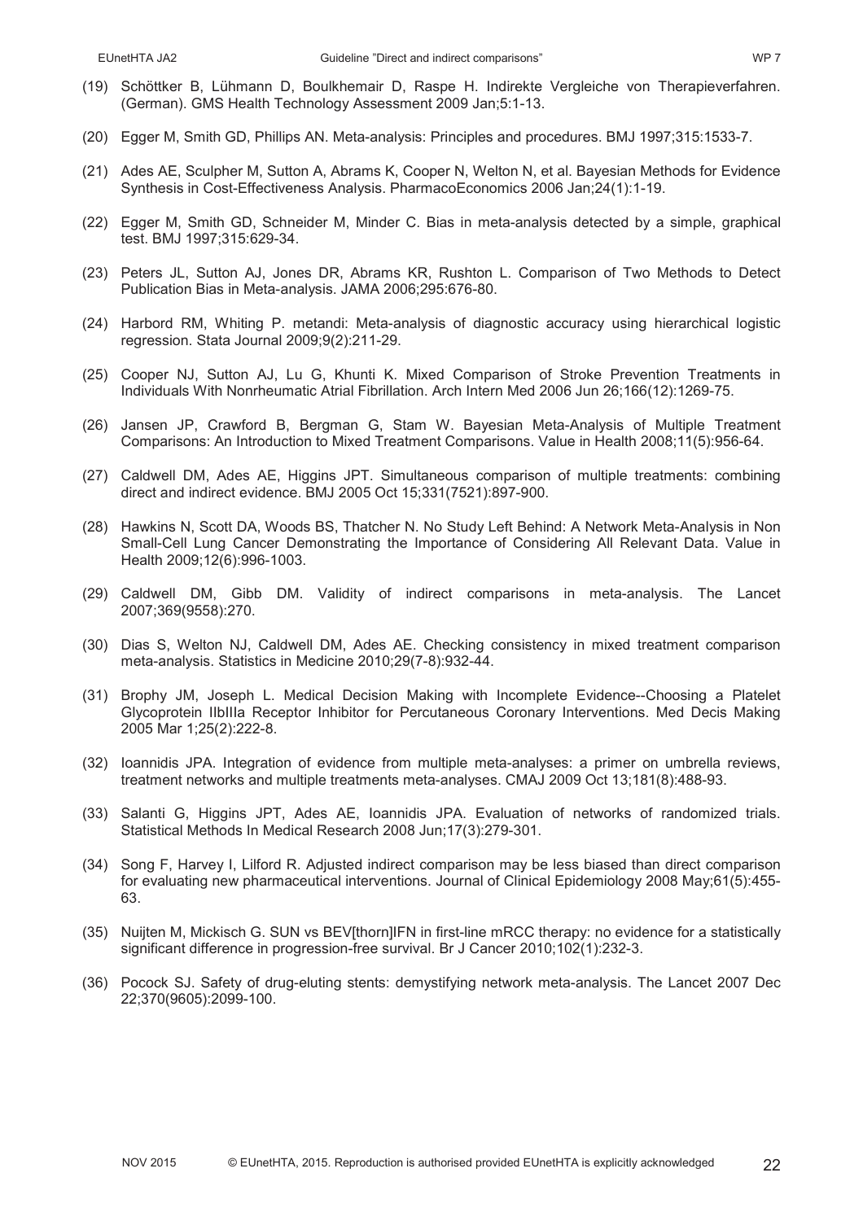(19) Schöttker B, Lühmann D, Boulkhemair D, Raspe H. Indirekte Vergleiche von Therapieverfahren. (German). GMS Health Technology Assessment 2009 Jan;5:1-13.

(20) Egger M, Smith GD, Phillips AN. Meta-analysis: Principles and procedures. BMJ 1997;315:1533-7.

(21) Ades AE, Sculpher M, Sutton A, Abrams K, Cooper N, Welton N, et al. Bayesian Methods for Evidence Synthesis in Cost-Effectiveness Analysis. PharmacoEconomics 2006 Jan;24(1):1-19.

(22) Egger M, Smith GD, Schneider M, Minder C. Bias in meta-analysis detected by a simple, graphical test. BMJ 1997;315:629-34.

(23) Peters JL, Sutton AJ, Jones DR, Abrams KR, Rushton L. Comparison of Two Methods to Detect Publication Bias in Meta-analysis. JAMA 2006;295:676-80.

(24) Harbord RM, Whiting P. metandi: Meta-analysis of diagnostic accuracy using hierarchical logistic regression. Stata Journal 2009;9(2):211-29.

(25) Cooper NJ, Sutton AJ, Lu G, Khunti K. Mixed Comparison of Stroke Prevention Treatments in Individuals With Nonrheumatic Atrial Fibrillation. Arch Intern Med 2006 Jun 26;166(12):1269-75.

(26) Jansen JP, Crawford B, Bergman G, Stam W. Bayesian Meta-Analysis of Multiple Treatment Comparisons: An Introduction to Mixed Treatment Comparisons. Value in Health 2008;11(5):956-64.

(27) Caldwell DM, Ades AE, Higgins JPT. Simultaneous comparison of multiple treatments: combining direct and indirect evidence. BMJ 2005 Oct 15;331(7521):897-900.

(28) Hawkins N, Scott DA, Woods BS, Thatcher N. No Study Left Behind: A Network Meta-Analysis in Non Small-Cell Lung Cancer Demonstrating the Importance of Considering All Relevant Data. Value in Health 2009;12(6):996-1003.

(29) Caldwell DM, Gibb DM. Validity of indirect comparisons in meta-analysis. The Lancet 2007;369(9558):270.

(30) Dias S, Welton NJ, Caldwell DM, Ades AE. Checking consistency in mixed treatment comparison meta-analysis. Statistics in Medicine 2010;29(7-8):932-44.

(31) Brophy JM, Joseph L. Medical Decision Making with Incomplete Evidence--Choosing a Platelet Glycoprotein IIbIIIa Receptor Inhibitor for Percutaneous Coronary Interventions. Med Decis Making 2005 Mar 1;25(2):222-8.

(32) Ioannidis JPA. Integration of evidence from multiple meta-analyses: a primer on umbrella reviews, treatment networks and multiple treatments meta-analyses. CMAJ 2009 Oct 13;181(8):488-93.

(33) Salanti G, Higgins JPT, Ades AE, Ioannidis JPA. Evaluation of networks of randomized trials. Statistical Methods In Medical Research 2008 Jun;17(3):279-301.

(34) Song F, Harvey I, Lilford R. Adjusted indirect comparison may be less biased than direct comparison for evaluating new pharmaceutical interventions. Journal of Clinical Epidemiology 2008 May;61(5):455-63.

(35) Nuijten M, Mickisch G. SUN vs BEV[thorn]IFN in first-line mRCC therapy: no evidence for a statistically significant difference in progression-free survival. Br J Cancer 2010;102(1):232-3.

(36) Pocock SJ. Safety of drug-eluting stents: demystifying network meta-analysis. The Lancet 2007 Dec 22;370(9605):2099-100.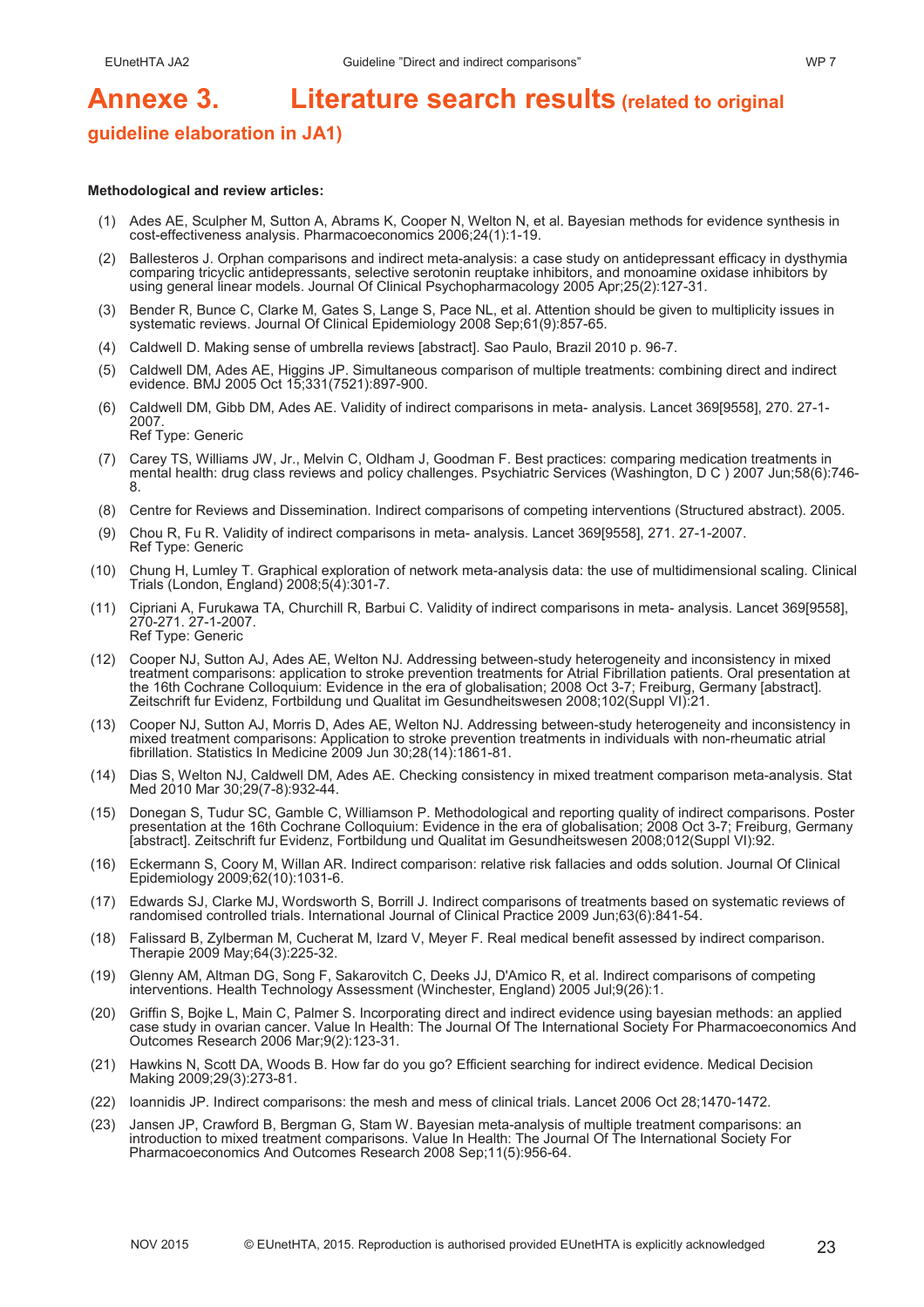# Annexe 3. Literature search results (related to original guideline elaboration in JA1)

**Methodological and review articles:**

(1) Ades AE, Sculpher M, Sutton A, Abrams K, Cooper N, Welton N, et al. Bayesian methods for evidence synthesis in cost-effectiveness analysis. Pharmacoeconomics 2006;24(1):1-19.

(2) Ballesteros J. Orphan comparisons and indirect meta-analysis: a case study on antidepressant efficacy in dysthymia comparing tricyclic antidepressants, selective serotonin reuptake inhibitors, and monoamine oxidase inhibitors by using general linear models. Journal Of Clinical Psychopharmacology 2005 Apr;25(2):127-31.

(3) Bender R, Bunce C, Clarke M, Gates S, Lange S, Pace NL, et al. Attention should be given to multiplicity issues in systematic reviews. Journal Of Clinical Epidemiology 2008 Sep;61(9):857-65.

(4) Caldwell D. Making sense of umbrella reviews [abstract]. Sao Paulo, Brazil 2010 p. 96-7.

(5) Caldwell DM, Ades AE, Higgins JP. Simultaneous comparison of multiple treatments: combining direct and indirect evidence. BMJ 2005 Oct 15;331(7521):897-900.

(6) Caldwell DM, Gibb DM, Ades AE. Validity of indirect comparisons in meta- analysis. Lancet 369[9558], 270. 27-1-2007.
Ref Type: Generic

(7) Carey TS, Williams JW, Jr., Melvin C, Oldham J, Goodman F. Best practices: comparing medication treatments in mental health: drug class reviews and policy challenges. Psychiatric Services (Washington, D C ) 2007 Jun;58(6):746-8.

(8) Centre for Reviews and Dissemination. Indirect comparisons of competing interventions (Structured abstract). 2005.

(9) Chou R, Fu R. Validity of indirect comparisons in meta- analysis. Lancet 369[9558], 271. 27-1-2007.
Ref Type: Generic

(10) Chung H, Lumley T. Graphical exploration of network meta-analysis data: the use of multidimensional scaling. Clinical Trials (London, England) 2008;5(4):301-7.

(11) Cipriani A, Furukawa TA, Churchill R, Barbui C. Validity of indirect comparisons in meta- analysis. Lancet 369[9558], 270-271. 27-1-2007.
Ref Type: Generic

(12) Cooper NJ, Sutton AJ, Ades AE, Welton NJ. Addressing between-study heterogeneity and inconsistency in mixed treatment comparisons: application to stroke prevention treatments for Atrial Fibrillation patients. Oral presentation at the 16th Cochrane Colloquium: Evidence in the era of globalisation; 2008 Oct 3-7; Freiburg, Germany [abstract]. Zeitschrift fur Evidenz, Fortbildung und Qualitat im Gesundheitswesen 2008;102(Suppl VI):21.

(13) Cooper NJ, Sutton AJ, Morris D, Ades AE, Welton NJ. Addressing between-study heterogeneity and inconsistency in mixed treatment comparisons: Application to stroke prevention treatments in individuals with non-rheumatic atrial fibrillation. Statistics In Medicine 2009 Jun 30;28(14):1861-81.

(14) Dias S, Welton NJ, Caldwell DM, Ades AE. Checking consistency in mixed treatment comparison meta-analysis. Stat Med 2010 Mar 30;29(7-8):932-44.

(15) Donegan S, Tudur SC, Gamble C, Williamson P. Methodological and reporting quality of indirect comparisons. Poster presentation at the 16th Cochrane Colloquium: Evidence in the era of globalisation; 2008 Oct 3-7; Freiburg, Germany [abstract]. Zeitschrift fur Evidenz, Fortbildung und Qualitat im Gesundheitswesen 2008;012(Suppl VI):92.

(16) Eckermann S, Coory M, Willan AR. Indirect comparison: relative risk fallacies and odds solution. Journal Of Clinical Epidemiology 2009;62(10):1031-6.

(17) Edwards SJ, Clarke MJ, Wordsworth S, Borrill J. Indirect comparisons of treatments based on systematic reviews of randomised controlled trials. International Journal of Clinical Practice 2009 Jun;63(6):841-54.

(18) Falissard B, Zylberman M, Cucherat M, Izard V, Meyer F. Real medical benefit assessed by indirect comparison. Therapie 2009 May;64(3):225-32.

(19) Glenny AM, Altman DG, Song F, Sakarovitch C, Deeks JJ, D'Amico R, et al. Indirect comparisons of competing interventions. Health Technology Assessment (Winchester, England) 2005 Jul;9(26):1.

(20) Griffin S, Bojke L, Main C, Palmer S. Incorporating direct and indirect evidence using bayesian methods: an applied case study in ovarian cancer. Value In Health: The Journal Of The International Society For Pharmacoeconomics And Outcomes Research 2006 Mar;9(2):123-31.

(21) Hawkins N, Scott DA, Woods B. How far do you go? Efficient searching for indirect evidence. Medical Decision Making 2009;29(3):273-81.

(22) Ioannidis JP. Indirect comparisons: the mesh and mess of clinical trials. Lancet 2006 Oct 28;1470-1472.

(23) Jansen JP, Crawford B, Bergman G, Stam W. Bayesian meta-analysis of multiple treatment comparisons: an introduction to mixed treatment comparisons. Value In Health: The Journal Of The International Society For Pharmacoeconomics And Outcomes Research 2008 Sep;11(5):956-64.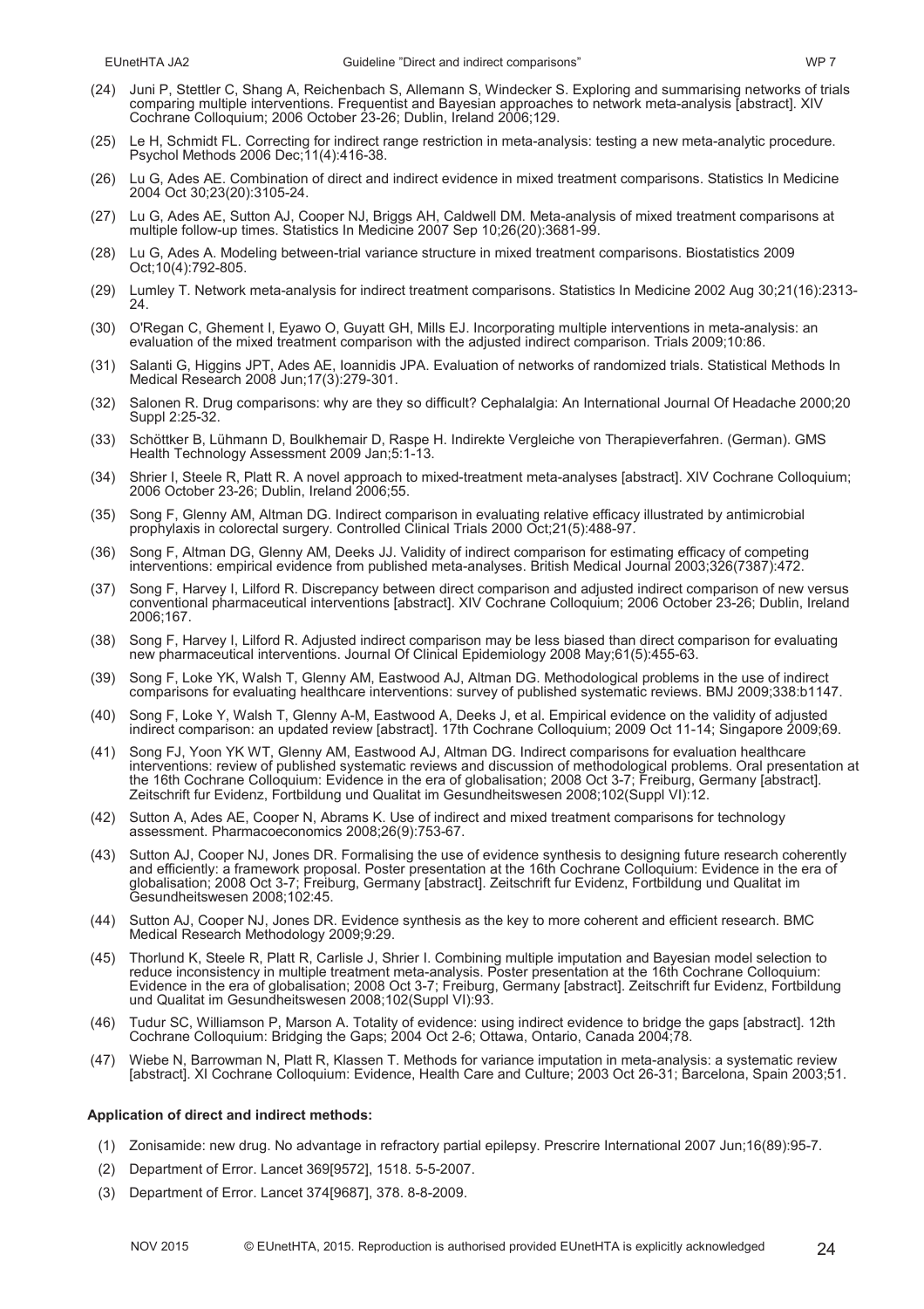(24) Juni P, Stettler C, Shang A, Reichenbach S, Allemann S, Windecker S. Exploring and summarising networks of trials comparing multiple interventions. Frequentist and Bayesian approaches to network meta-analysis [abstract]. XIV Cochrane Colloquium; 2006 October 23-26; Dublin, Ireland 2006;129.

(25) Le H, Schmidt FL. Correcting for indirect range restriction in meta-analysis: testing a new meta-analytic procedure. Psychol Methods 2006 Dec;11(4):416-38.

(26) Lu G, Ades AE. Combination of direct and indirect evidence in mixed treatment comparisons. Statistics In Medicine 2004 Oct 30;23(20):3105-24.

(27) Lu G, Ades AE, Sutton AJ, Cooper NJ, Briggs AH, Caldwell DM. Meta-analysis of mixed treatment comparisons at multiple follow-up times. Statistics In Medicine 2007 Sep 10;26(20):3681-99.

(28) Lu G, Ades A. Modeling between-trial variance structure in mixed treatment comparisons. Biostatistics 2009 Oct;10(4):792-805.

(29) Lumley T. Network meta-analysis for indirect treatment comparisons. Statistics In Medicine 2002 Aug 30;21(16):2313-24.

(30) O'Regan C, Ghement I, Eyawo O, Guyatt GH, Mills EJ. Incorporating multiple interventions in meta-analysis: an evaluation of the mixed treatment comparison with the adjusted indirect comparison. Trials 2009;10:86.

(31) Salanti G, Higgins JPT, Ades AE, Ioannidis JPA. Evaluation of networks of randomized trials. Statistical Methods In Medical Research 2008 Jun;17(3):279-301.

(32) Salonen R. Drug comparisons: why are they so difficult? Cephalalgia: An International Journal Of Headache 2000;20 Suppl 2:25-32.

(33) Schöttker B, Lühmann D, Boulkhemair D, Raspe H. Indirekte Vergleiche von Therapieverfahren. (German). GMS Health Technology Assessment 2009 Jan;5:1-13.

(34) Shrier I, Steele R, Platt R. A novel approach to mixed-treatment meta-analyses [abstract]. XIV Cochrane Colloquium; 2006 October 23-26; Dublin, Ireland 2006;55.

(35) Song F, Glenny AM, Altman DG. Indirect comparison in evaluating relative efficacy illustrated by antimicrobial prophylaxis in colorectal surgery. Controlled Clinical Trials 2000 Oct;21(5):488-97.

(36) Song F, Altman DG, Glenny AM, Deeks JJ. Validity of indirect comparison for estimating efficacy of competing interventions: empirical evidence from published meta-analyses. British Medical Journal 2003;326(7387):472.

(37) Song F, Harvey I, Lilford R. Discrepancy between direct comparison and adjusted indirect comparison of new versus conventional pharmaceutical interventions [abstract]. XIV Cochrane Colloquium; 2006 October 23-26; Dublin, Ireland 2006;167.

(38) Song F, Harvey I, Lilford R. Adjusted indirect comparison may be less biased than direct comparison for evaluating new pharmaceutical interventions. Journal Of Clinical Epidemiology 2008 May;61(5):455-63.

(39) Song F, Loke YK, Walsh T, Glenny AM, Eastwood AJ, Altman DG. Methodological problems in the use of indirect comparisons for evaluating healthcare interventions: survey of published systematic reviews. BMJ 2009;338:b1147.

(40) Song F, Loke Y, Walsh T, Glenny A-M, Eastwood A, Deeks J, et al. Empirical evidence on the validity of adjusted indirect comparison: an updated review [abstract]. 17th Cochrane Colloquium; 2009 Oct 11-14; Singapore 2009;69.

(41) Song FJ, Yoon YK WT, Glenny AM, Eastwood AJ, Altman DG. Indirect comparisons for evaluation healthcare interventions: review of published systematic reviews and discussion of methodological problems. Oral presentation at the 16th Cochrane Colloquium: Evidence in the era of globalisation; 2008 Oct 3-7; Freiburg, Germany [abstract]. Zeitschrift fur Evidenz, Fortbildung und Qualitat im Gesundheitswesen 2008;102(Suppl VI):12.

(42) Sutton A, Ades AE, Cooper N, Abrams K. Use of indirect and mixed treatment comparisons for technology assessment. Pharmacoeconomics 2008;26(9):753-67.

(43) Sutton AJ, Cooper NJ, Jones DR. Formalising the use of evidence synthesis to designing future research coherently and efficiently: a framework proposal. Poster presentation at the 16th Cochrane Colloquium: Evidence in the era of globalisation; 2008 Oct 3-7; Freiburg, Germany [abstract]. Zeitschrift fur Evidenz, Fortbildung und Qualitat im Gesundheitswesen 2008;102:45.

(44) Sutton AJ, Cooper NJ, Jones DR. Evidence synthesis as the key to more coherent and efficient research. BMC Medical Research Methodology 2009;9:29.

(45) Thorlund K, Steele R, Platt R, Carlisle J, Shrier I. Combining multiple imputation and Bayesian model selection to reduce inconsistency in multiple treatment meta-analysis. Poster presentation at the 16th Cochrane Colloquium: Evidence in the era of globalisation; 2008 Oct 3-7; Freiburg, Germany [abstract]. Zeitschrift fur Evidenz, Fortbildung und Qualitat im Gesundheitswesen 2008;102(Suppl VI):93.

(46) Tudur SC, Williamson P, Marson A. Totality of evidence: using indirect evidence to bridge the gaps [abstract]. 12th Cochrane Colloquium: Bridging the Gaps; 2004 Oct 2-6; Ottawa, Ontario, Canada 2004;78.

(47) Wiebe N, Barrowman N, Platt R, Klassen T. Methods for variance imputation in meta-analysis: a systematic review [abstract]. XI Cochrane Colloquium: Evidence, Health Care and Culture; 2003 Oct 26-31; Barcelona, Spain 2003;51.

**Application of direct and indirect methods:**

(1) Zonisamide: new drug. No advantage in refractory partial epilepsy. Prescrire International 2007 Jun;16(89):95-7.

(2) Department of Error. Lancet 369[9572], 1518. 5-5-2007.

(3) Department of Error. Lancet 374[9687], 378. 8-8-2009.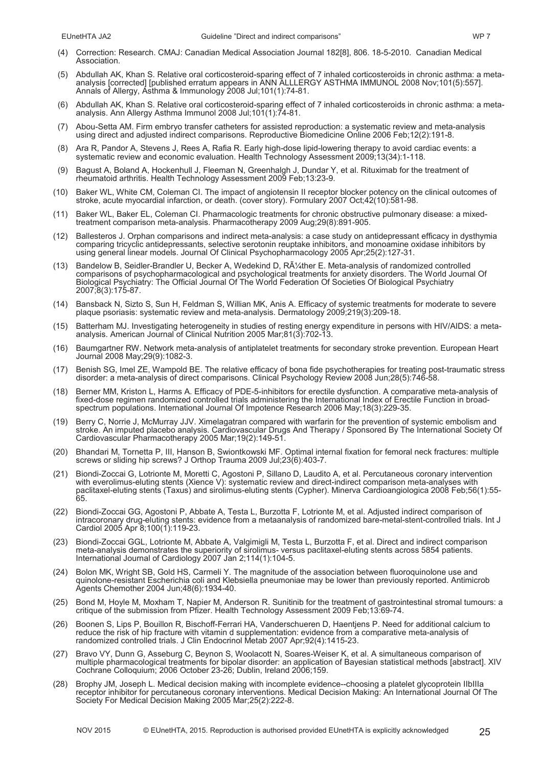(4) Correction: Research. CMAJ: Canadian Medical Association Journal 182[8], 806. 18-5-2010. Canadian Medical Association.

(5) Abdullah AK, Khan S. Relative oral corticosteroid-sparing effect of 7 inhaled corticosteroids in chronic asthma: a meta-analysis [corrected] [published erratum appears in ANN ALLLERGY ASTHMA IMMUNOL 2008 Nov;101(5):557]. Annals of Allergy, Asthma & Immunology 2008 Jul;101(1):74-81.

(6) Abdullah AK, Khan S. Relative oral corticosteroid-sparing effect of 7 inhaled corticosteroids in chronic asthma: a meta-analysis. Ann Allergy Asthma Immunol 2008 Jul;101(1):74-81.

(7) Abou-Setta AM. Firm embryo transfer catheters for assisted reproduction: a systematic review and meta-analysis using direct and adjusted indirect comparisons. Reproductive Biomedicine Online 2006 Feb;12(2):191-8.

(8) Ara R, Pandor A, Stevens J, Rees A, Rafia R. Early high-dose lipid-lowering therapy to avoid cardiac events: a systematic review and economic evaluation. Health Technology Assessment 2009;13(34):1-118.

(9) Bagust A, Boland A, Hockenhull J, Fleeman N, Greenhalgh J, Dundar Y, et al. Rituximab for the treatment of rheumatoid arthritis. Health Technology Assessment 2009 Feb;13:23-9.

(10) Baker WL, White CM, Coleman CI. The impact of angiotensin II receptor blocker potency on the clinical outcomes of stroke, acute myocardial infarction, or death. (cover story). Formulary 2007 Oct;42(10):581-98.

(11) Baker WL, Baker EL, Coleman CI. Pharmacologic treatments for chronic obstructive pulmonary disease: a mixed-treatment comparison meta-analysis. Pharmacotherapy 2009 Aug;29(8):891-905.

(12) Ballesteros J. Orphan comparisons and indirect meta-analysis: a case study on antidepressant efficacy in dysthymia comparing tricyclic antidepressants, selective serotonin reuptake inhibitors, and monoamine oxidase inhibitors by using general linear models. Journal Of Clinical Psychopharmacology 2005 Apr;25(2):127-31.

(13) Bandelow B, Seidler-Brandler U, Becker A, Wedekind D, RÃ¼ther E. Meta-analysis of randomized controlled comparisons of psychopharmacological and psychological treatments for anxiety disorders. The World Journal Of Biological Psychiatry: The Official Journal Of The World Federation Of Societies Of Biological Psychiatry 2007;8(3):175-87.

(14) Bansback N, Sizto S, Sun H, Feldman S, Willian MK, Anis A. Efficacy of systemic treatments for moderate to severe plaque psoriasis: systematic review and meta-analysis. Dermatology 2009;219(3):209-18.

(15) Batterham MJ. Investigating heterogeneity in studies of resting energy expenditure in persons with HIV/AIDS: a meta-analysis. American Journal of Clinical Nutrition 2005 Mar;81(3):702-13.

(16) Baumgartner RW. Network meta-analysis of antiplatelet treatments for secondary stroke prevention. European Heart Journal 2008 May;29(9):1082-3.

(17) Benish SG, Imel ZE, Wampold BE. The relative efficacy of bona fide psychotherapies for treating post-traumatic stress disorder: a meta-analysis of direct comparisons. Clinical Psychology Review 2008 Jun;28(5):746-58.

(18) Berner MM, Kriston L, Harms A. Efficacy of PDE-5-inhibitors for erectile dysfunction. A comparative meta-analysis of fixed-dose regimen randomized controlled trials administering the International Index of Erectile Function in broad-spectrum populations. International Journal Of Impotence Research 2006 May;18(3):229-35.

(19) Berry C, Norrie J, McMurray JJV. Ximelagatran compared with warfarin for the prevention of systemic embolism and stroke. An imputed placebo analysis. Cardiovascular Drugs And Therapy / Sponsored By The International Society Of Cardiovascular Pharmacotherapy 2005 Mar;19(2):149-51.

(20) Bhandari M, Tornetta P, III, Hanson B, Swiontkowski MF. Optimal internal fixation for femoral neck fractures: multiple screws or sliding hip screws? J Orthop Trauma 2009 Jul;23(6):403-7.

(21) Biondi-Zoccai G, Lotrionte M, Moretti C, Agostoni P, Sillano D, Laudito A, et al. Percutaneous coronary intervention with everolimus-eluting stents (Xience V): systematic review and direct-indirect comparison meta-analyses with paclitaxel-eluting stents (Taxus) and sirolimus-eluting stents (Cypher). Minerva Cardioangiologica 2008 Feb;56(1):55-65.

(22) Biondi-Zoccai GG, Agostoni P, Abbate A, Testa L, Burzotta F, Lotrionte M, et al. Adjusted indirect comparison of intracoronary drug-eluting stents: evidence from a metaanalysis of randomized bare-metal-stent-controlled trials. Int J Cardiol 2005 Apr 8;100(1):119-23.

(23) Biondi-Zoccai GGL, Lotrionte M, Abbate A, Valgimigli M, Testa L, Burzotta F, et al. Direct and indirect comparison meta-analysis demonstrates the superiority of sirolimus- versus paclitaxel-eluting stents across 5854 patients. International Journal of Cardiology 2007 Jan 2;114(1):104-5.

(24) Bolon MK, Wright SB, Gold HS, Carmeli Y. The magnitude of the association between fluoroquinolone use and quinolone-resistant Escherichia coli and Klebsiella pneumoniae may be lower than previously reported. Antimicrob Agents Chemother 2004 Jun;48(6):1934-40.

(25) Bond M, Hoyle M, Moxham T, Napier M, Anderson R. Sunitinib for the treatment of gastrointestinal stromal tumours: a critique of the submission from Pfizer. Health Technology Assessment 2009 Feb;13:69-74.

(26) Boonen S, Lips P, Bouillon R, Bischoff-Ferrari HA, Vanderschueren D, Haentjens P. Need for additional calcium to reduce the risk of hip fracture with vitamin d supplementation: evidence from a comparative meta-analysis of randomized controlled trials. J Clin Endocrinol Metab 2007 Apr;92(4):1415-23.

(27) Bravo VY, Dunn G, Asseburg C, Beynon S, Woolacott N, Soares-Weiser K, et al. A simultaneous comparison of multiple pharmacological treatments for bipolar disorder: an application of Bayesian statistical methods [abstract]. XIV Cochrane Colloquium; 2006 October 23-26; Dublin, Ireland 2006;159.

(28) Brophy JM, Joseph L. Medical decision making with incomplete evidence--choosing a platelet glycoprotein IIbIIIa receptor inhibitor for percutaneous coronary interventions. Medical Decision Making: An International Journal Of The Society For Medical Decision Making 2005 Mar;25(2):222-8.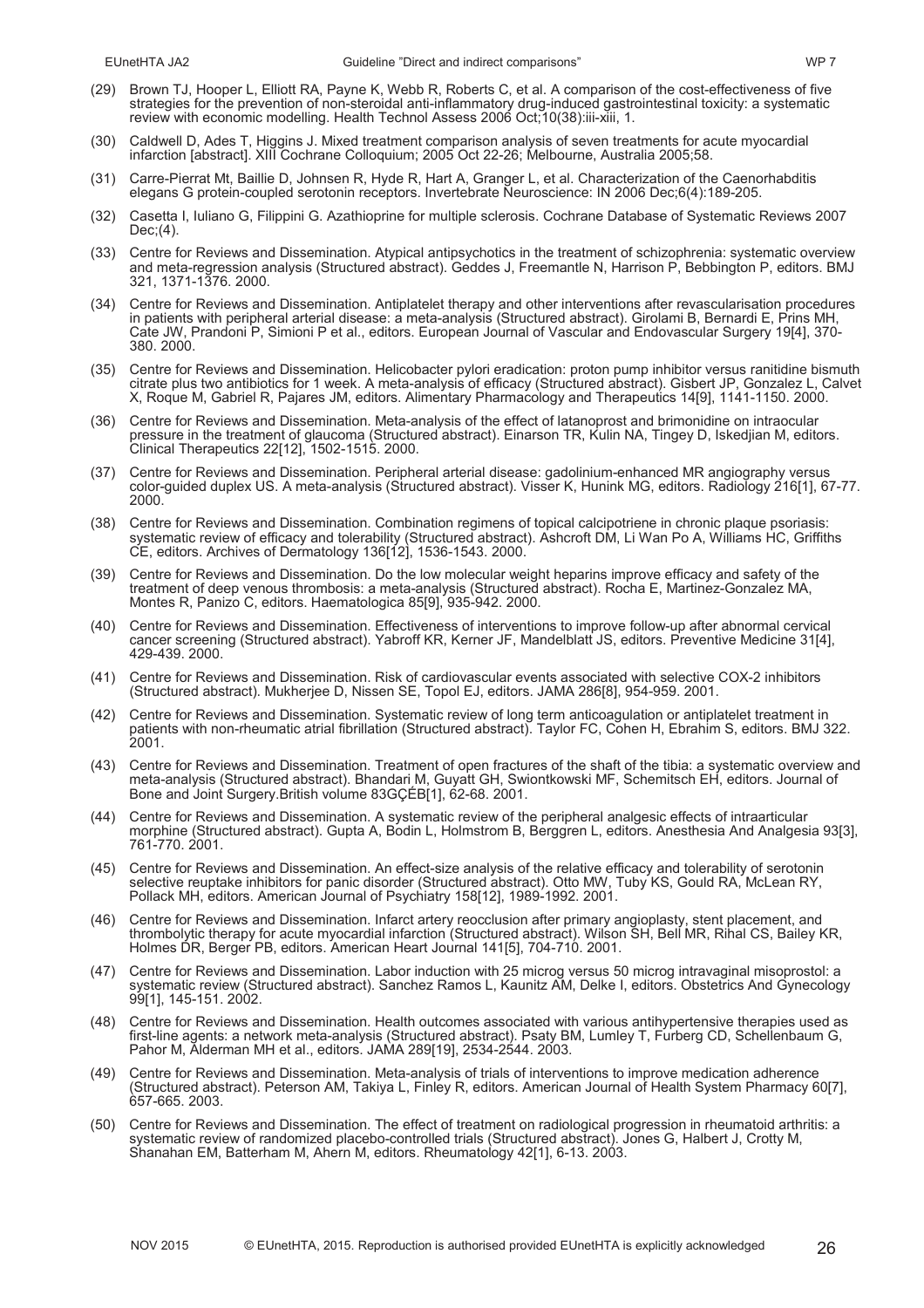(29) Brown TJ, Hooper L, Elliott RA, Payne K, Webb R, Roberts C, et al. A comparison of the cost-effectiveness of five strategies for the prevention of non-steroidal anti-inflammatory drug-induced gastrointestinal toxicity: a systematic review with economic modelling. Health Technol Assess 2006 Oct;10(38):iii-xiii, 1.

(30) Caldwell D, Ades T, Higgins J. Mixed treatment comparison analysis of seven treatments for acute myocardial infarction [abstract]. XIII Cochrane Colloquium; 2005 Oct 22-26; Melbourne, Australia 2005;58.

(31) Carre-Pierrat Mt, Baillie D, Johnsen R, Hyde R, Hart A, Granger L, et al. Characterization of the Caenorhabditis elegans G protein-coupled serotonin receptors. Invertebrate Neuroscience: IN 2006 Dec;6(4):189-205.

(32) Casetta I, Iuliano G, Filippini G. Azathioprine for multiple sclerosis. Cochrane Database of Systematic Reviews 2007 Dec;(4).

(33) Centre for Reviews and Dissemination. Atypical antipsychotics in the treatment of schizophrenia: systematic overview and meta-regression analysis (Structured abstract). Geddes J, Freemantle N, Harrison P, Bebbington P, editors. BMJ 321, 1371-1376. 2000.

(34) Centre for Reviews and Dissemination. Antiplatelet therapy and other interventions after revascularisation procedures in patients with peripheral arterial disease: a meta-analysis (Structured abstract). Girolami B, Bernardi E, Prins MH, Cate JW, Prandoni P, Simioni P et al., editors. European Journal of Vascular and Endovascular Surgery 19[4], 370-380. 2000.

(35) Centre for Reviews and Dissemination. Helicobacter pylori eradication: proton pump inhibitor versus ranitidine bismuth citrate plus two antibiotics for 1 week. A meta-analysis of efficacy (Structured abstract). Gisbert JP, Gonzalez L, Calvet X, Roque M, Gabriel R, Pajares JM, editors. Alimentary Pharmacology and Therapeutics 14[9], 1141-1150. 2000.

(36) Centre for Reviews and Dissemination. Meta-analysis of the effect of latanoprost and brimonidine on intraocular pressure in the treatment of glaucoma (Structured abstract). Einarson TR, Kulin NA, Tingey D, Iskedjian M, editors. Clinical Therapeutics 22[12], 1502-1515. 2000.

(37) Centre for Reviews and Dissemination. Peripheral arterial disease: gadolinium-enhanced MR angiography versus color-guided duplex US. A meta-analysis (Structured abstract). Visser K, Hunink MG, editors. Radiology 216[1], 67-77. 2000.

(38) Centre for Reviews and Dissemination. Combination regimens of topical calcipotriene in chronic plaque psoriasis: systematic review of efficacy and tolerability (Structured abstract). Ashcroft DM, Li Wan Po A, Williams HC, Griffiths CE, editors. Archives of Dermatology 136[12], 1536-1543. 2000.

(39) Centre for Reviews and Dissemination. Do the low molecular weight heparins improve efficacy and safety of the treatment of deep venous thrombosis: a meta-analysis (Structured abstract). Rocha E, Martinez-Gonzalez MA, Montes R, Panizo C, editors. Haematologica 85[9], 935-942. 2000.

(40) Centre for Reviews and Dissemination. Effectiveness of interventions to improve follow-up after abnormal cervical cancer screening (Structured abstract). Yabroff KR, Kerner JF, Mandelblatt JS, editors. Preventive Medicine 31[4], 429-439. 2000.

(41) Centre for Reviews and Dissemination. Risk of cardiovascular events associated with selective COX-2 inhibitors (Structured abstract). Mukherjee D, Nissen SE, Topol EJ, editors. JAMA 286[8], 954-959. 2001.

(42) Centre for Reviews and Dissemination. Systematic review of long term anticoagulation or antiplatelet treatment in patients with non-rheumatic atrial fibrillation (Structured abstract). Taylor FC, Cohen H, Ebrahim S, editors. BMJ 322. 2001.

(43) Centre for Reviews and Dissemination. Treatment of open fractures of the shaft of the tibia: a systematic overview and meta-analysis (Structured abstract). Bhandari M, Guyatt GH, Swiontkowski MF, Schemitsch EH, editors. Journal of Bone and Joint Surgery.British volume 83GÇÉB[1], 62-68. 2001.

(44) Centre for Reviews and Dissemination. A systematic review of the peripheral analgesic effects of intraarticular morphine (Structured abstract). Gupta A, Bodin L, Holmstrom B, Berggren L, editors. Anesthesia And Analgesia 93[3], 761-770. 2001.

(45) Centre for Reviews and Dissemination. An effect-size analysis of the relative efficacy and tolerability of serotonin selective reuptake inhibitors for panic disorder (Structured abstract). Otto MW, Tuby KS, Gould RA, McLean RY, Pollack MH, editors. American Journal of Psychiatry 158[12], 1989-1992. 2001.

(46) Centre for Reviews and Dissemination. Infarct artery reocclusion after primary angioplasty, stent placement, and thrombolytic therapy for acute myocardial infarction (Structured abstract). Wilson SH, Bell MR, Rihal CS, Bailey KR, Holmes DR, Berger PB, editors. American Heart Journal 141[5], 704-710. 2001.

(47) Centre for Reviews and Dissemination. Labor induction with 25 microg versus 50 microg intravaginal misoprostol: a systematic review (Structured abstract). Sanchez Ramos L, Kaunitz AM, Delke I, editors. Obstetrics And Gynecology 99[1], 145-151. 2002.

(48) Centre for Reviews and Dissemination. Health outcomes associated with various antihypertensive therapies used as first-line agents: a network meta-analysis (Structured abstract). Psaty BM, Lumley T, Furberg CD, Schellenbaum G, Pahor M, Alderman MH et al., editors. JAMA 289[19], 2534-2544. 2003.

(49) Centre for Reviews and Dissemination. Meta-analysis of trials of interventions to improve medication adherence (Structured abstract). Peterson AM, Takiya L, Finley R, editors. American Journal of Health System Pharmacy 60[7], 657-665. 2003.

(50) Centre for Reviews and Dissemination. The effect of treatment on radiological progression in rheumatoid arthritis: a systematic review of randomized placebo-controlled trials (Structured abstract). Jones G, Halbert J, Crotty M, Shanahan EM, Batterham M, Ahern M, editors. Rheumatology 42[1], 6-13. 2003.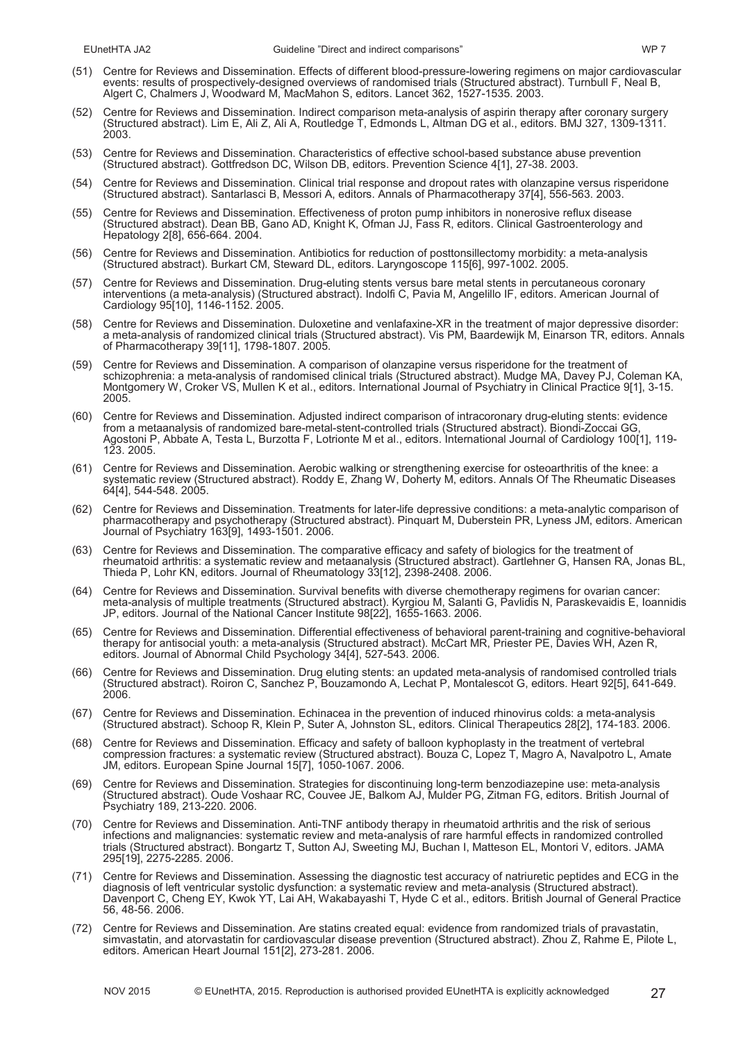(51) Centre for Reviews and Dissemination. Effects of different blood-pressure-lowering regimens on major cardiovascular events: results of prospectively-designed overviews of randomised trials (Structured abstract). Turnbull F, Neal B, Algert C, Chalmers J, Woodward M, MacMahon S, editors. Lancet 362, 1527-1535. 2003.

(52) Centre for Reviews and Dissemination. Indirect comparison meta-analysis of aspirin therapy after coronary surgery (Structured abstract). Lim E, Ali Z, Ali A, Routledge T, Edmonds L, Altman DG et al., editors. BMJ 327, 1309-1311. 2003.

(53) Centre for Reviews and Dissemination. Characteristics of effective school-based substance abuse prevention (Structured abstract). Gottfredson DC, Wilson DB, editors. Prevention Science 4[1], 27-38. 2003.

(54) Centre for Reviews and Dissemination. Clinical trial response and dropout rates with olanzapine versus risperidone (Structured abstract). Santarlasci B, Messori A, editors. Annals of Pharmacotherapy 37[4], 556-563. 2003.

(55) Centre for Reviews and Dissemination. Effectiveness of proton pump inhibitors in nonerosive reflux disease (Structured abstract). Dean BB, Gano AD, Knight K, Ofman JJ, Fass R, editors. Clinical Gastroenterology and Hepatology 2[8], 656-664. 2004.

(56) Centre for Reviews and Dissemination. Antibiotics for reduction of posttonsillectomy morbidity: a meta-analysis (Structured abstract). Burkart CM, Steward DL, editors. Laryngoscope 115[6], 997-1002. 2005.

(57) Centre for Reviews and Dissemination. Drug-eluting stents versus bare metal stents in percutaneous coronary interventions (a meta-analysis) (Structured abstract). Indolfi C, Pavia M, Angelillo IF, editors. American Journal of Cardiology 95[10], 1146-1152. 2005.

(58) Centre for Reviews and Dissemination. Duloxetine and venlafaxine-XR in the treatment of major depressive disorder: a meta-analysis of randomized clinical trials (Structured abstract). Vis PM, Baardewijk M, Einarson TR, editors. Annals of Pharmacotherapy 39[11], 1798-1807. 2005.

(59) Centre for Reviews and Dissemination. A comparison of olanzapine versus risperidone for the treatment of schizophrenia: a meta-analysis of randomised clinical trials (Structured abstract). Mudge MA, Davey PJ, Coleman KA, Montgomery W, Croker VS, Mullen K et al., editors. International Journal of Psychiatry in Clinical Practice 9[1], 3-15. 2005.

(60) Centre for Reviews and Dissemination. Adjusted indirect comparison of intracoronary drug-eluting stents: evidence from a metaanalysis of randomized bare-metal-stent-controlled trials (Structured abstract). Biondi-Zoccai GG, Agostoni P, Abbate A, Testa L, Burzotta F, Lotrionte M et al., editors. International Journal of Cardiology 100[1], 119-123. 2005.

(61) Centre for Reviews and Dissemination. Aerobic walking or strengthening exercise for osteoarthritis of the knee: a systematic review (Structured abstract). Roddy E, Zhang W, Doherty M, editors. Annals Of The Rheumatic Diseases 64[4], 544-548. 2005.

(62) Centre for Reviews and Dissemination. Treatments for later-life depressive conditions: a meta-analytic comparison of pharmacotherapy and psychotherapy (Structured abstract). Pinquart M, Duberstein PR, Lyness JM, editors. American Journal of Psychiatry 163[9], 1493-1501. 2006.

(63) Centre for Reviews and Dissemination. The comparative efficacy and safety of biologics for the treatment of rheumatoid arthritis: a systematic review and metaanalysis (Structured abstract). Gartlehner G, Hansen RA, Jonas BL, Thieda P, Lohr KN, editors. Journal of Rheumatology 33[12], 2398-2408. 2006.

(64) Centre for Reviews and Dissemination. Survival benefits with diverse chemotherapy regimens for ovarian cancer: meta-analysis of multiple treatments (Structured abstract). Kyrgiou M, Salanti G, Pavlidis N, Paraskevaidis E, Ioannidis JP, editors. Journal of the National Cancer Institute 98[22], 1655-1663. 2006.

(65) Centre for Reviews and Dissemination. Differential effectiveness of behavioral parent-training and cognitive-behavioral therapy for antisocial youth: a meta-analysis (Structured abstract). McCart MR, Priester PE, Davies WH, Azen R, editors. Journal of Abnormal Child Psychology 34[4], 527-543. 2006.

(66) Centre for Reviews and Dissemination. Drug eluting stents: an updated meta-analysis of randomised controlled trials (Structured abstract). Roiron C, Sanchez P, Bouzamondo A, Lechat P, Montalescot G, editors. Heart 92[5], 641-649. 2006.

(67) Centre for Reviews and Dissemination. Echinacea in the prevention of induced rhinovirus colds: a meta-analysis (Structured abstract). Schoop R, Klein P, Suter A, Johnston SL, editors. Clinical Therapeutics 28[2], 174-183. 2006.

(68) Centre for Reviews and Dissemination. Efficacy and safety of balloon kyphoplasty in the treatment of vertebral compression fractures: a systematic review (Structured abstract). Bouza C, Lopez T, Magro A, Navalpotro L, Amate JM, editors. European Spine Journal 15[7], 1050-1067. 2006.

(69) Centre for Reviews and Dissemination. Strategies for discontinuing long-term benzodiazepine use: meta-analysis (Structured abstract). Oude Voshaar RC, Couvee JE, Balkom AJ, Mulder PG, Zitman FG, editors. British Journal of Psychiatry 189, 213-220. 2006.

(70) Centre for Reviews and Dissemination. Anti-TNF antibody therapy in rheumatoid arthritis and the risk of serious infections and malignancies: systematic review and meta-analysis of rare harmful effects in randomized controlled trials (Structured abstract). Bongartz T, Sutton AJ, Sweeting MJ, Buchan I, Matteson EL, Montori V, editors. JAMA 295[19], 2275-2285. 2006.

(71) Centre for Reviews and Dissemination. Assessing the diagnostic test accuracy of natriuretic peptides and ECG in the diagnosis of left ventricular systolic dysfunction: a systematic review and meta-analysis (Structured abstract). Davenport C, Cheng EY, Kwok YT, Lai AH, Wakabayashi T, Hyde C et al., editors. British Journal of General Practice 56, 48-56. 2006.

(72) Centre for Reviews and Dissemination. Are statins created equal: evidence from randomized trials of pravastatin, simvastatin, and atorvastatin for cardiovascular disease prevention (Structured abstract). Zhou Z, Rahme E, Pilote L, editors. American Heart Journal 151[2], 273-281. 2006.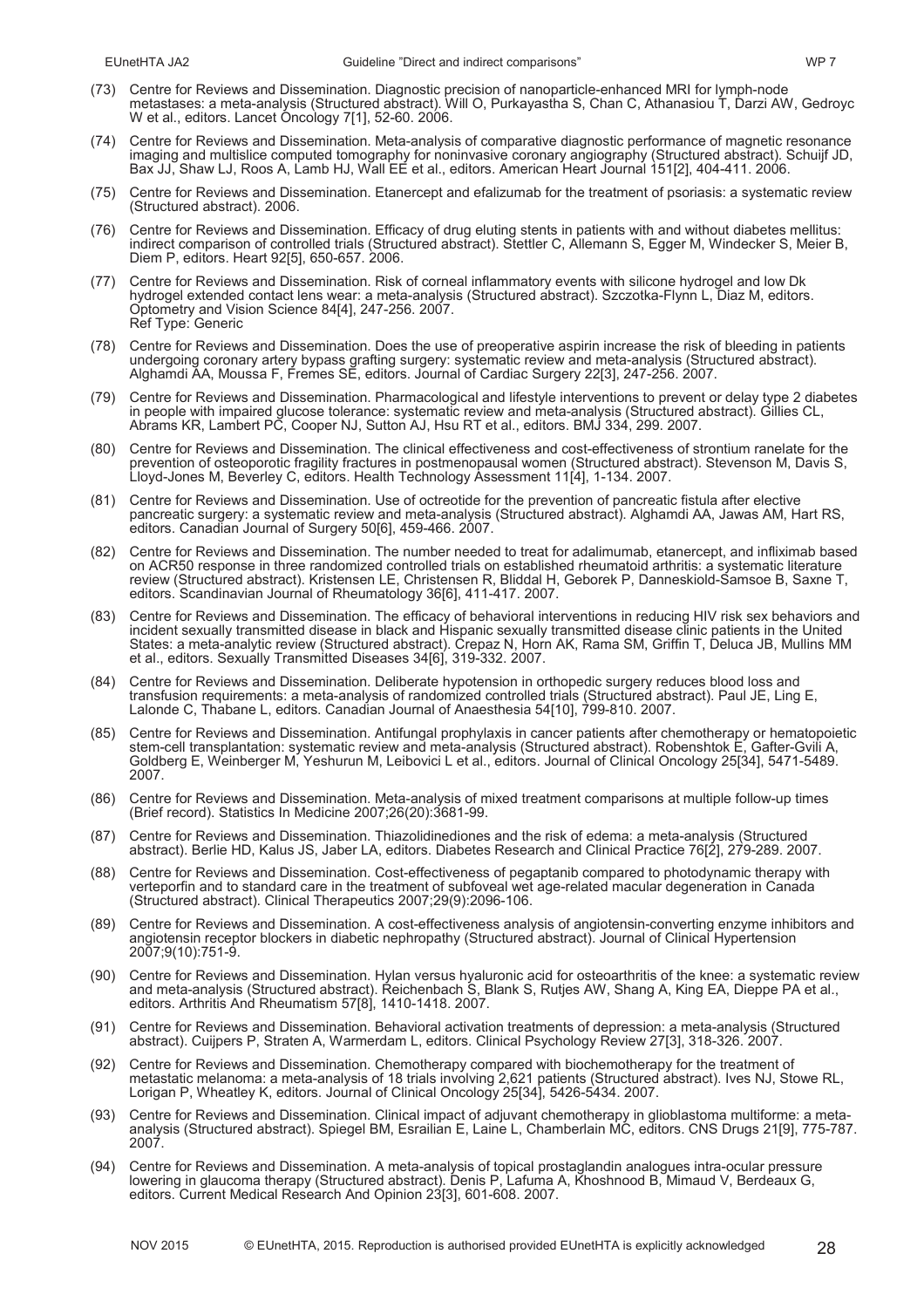(73) Centre for Reviews and Dissemination. Diagnostic precision of nanoparticle-enhanced MRI for lymph-node metastases: a meta-analysis (Structured abstract). Will O, Purkayastha S, Chan C, Athanasiou T, Darzi AW, Gedroyc W et al., editors. Lancet Oncology 7[1], 52-60. 2006.

(74) Centre for Reviews and Dissemination. Meta-analysis of comparative diagnostic performance of magnetic resonance imaging and multislice computed tomography for noninvasive coronary angiography (Structured abstract). Schuijf JD, Bax JJ, Shaw LJ, Roos A, Lamb HJ, Wall EE et al., editors. American Heart Journal 151[2], 404-411. 2006.

(75) Centre for Reviews and Dissemination. Etanercept and efalizumab for the treatment of psoriasis: a systematic review (Structured abstract). 2006.

(76) Centre for Reviews and Dissemination. Efficacy of drug eluting stents in patients with and without diabetes mellitus: indirect comparison of controlled trials (Structured abstract). Stettler C, Allemann S, Egger M, Windecker S, Meier B, Diem P, editors. Heart 92[5], 650-657. 2006.

(77) Centre for Reviews and Dissemination. Risk of corneal inflammatory events with silicone hydrogel and low Dk hydrogel extended contact lens wear: a meta-analysis (Structured abstract). Szczotka-Flynn L, Diaz M, editors. Optometry and Vision Science 84[4], 247-256. 2007.
Ref Type: Generic

(78) Centre for Reviews and Dissemination. Does the use of preoperative aspirin increase the risk of bleeding in patients undergoing coronary artery bypass grafting surgery: systematic review and meta-analysis (Structured abstract). Alghamdi AA, Moussa F, Fremes SE, editors. Journal of Cardiac Surgery 22[3], 247-256. 2007.

(79) Centre for Reviews and Dissemination. Pharmacological and lifestyle interventions to prevent or delay type 2 diabetes in people with impaired glucose tolerance: systematic review and meta-analysis (Structured abstract). Gillies CL, Abrams KR, Lambert PC, Cooper NJ, Sutton AJ, Hsu RT et al., editors. BMJ 334, 299. 2007.

(80) Centre for Reviews and Dissemination. The clinical effectiveness and cost-effectiveness of strontium ranelate for the prevention of osteoporotic fragility fractures in postmenopausal women (Structured abstract). Stevenson M, Davis S, Lloyd-Jones M, Beverley C, editors. Health Technology Assessment 11[4], 1-134. 2007.

(81) Centre for Reviews and Dissemination. Use of octreotide for the prevention of pancreatic fistula after elective pancreatic surgery: a systematic review and meta-analysis (Structured abstract). Alghamdi AA, Jawas AM, Hart RS, editors. Canadian Journal of Surgery 50[6], 459-466. 2007.

(82) Centre for Reviews and Dissemination. The number needed to treat for adalimumab, etanercept, and infliximab based on ACR50 response in three randomized controlled trials on established rheumatoid arthritis: a systematic literature review (Structured abstract). Kristensen LE, Christensen R, Bliddal H, Geborek P, Danneskiold-Samsoe B, Saxne T, editors. Scandinavian Journal of Rheumatology 36[6], 411-417. 2007.

(83) Centre for Reviews and Dissemination. The efficacy of behavioral interventions in reducing HIV risk sex behaviors and incident sexually transmitted disease in black and Hispanic sexually transmitted disease clinic patients in the United States: a meta-analytic review (Structured abstract). Crepaz N, Horn AK, Rama SM, Griffin T, Deluca JB, Mullins MM et al., editors. Sexually Transmitted Diseases 34[6], 319-332. 2007.

(84) Centre for Reviews and Dissemination. Deliberate hypotension in orthopedic surgery reduces blood loss and transfusion requirements: a meta-analysis of randomized controlled trials (Structured abstract). Paul JE, Ling E, Lalonde C, Thabane L, editors. Canadian Journal of Anaesthesia 54[10], 799-810. 2007.

(85) Centre for Reviews and Dissemination. Antifungal prophylaxis in cancer patients after chemotherapy or hematopoietic stem-cell transplantation: systematic review and meta-analysis (Structured abstract). Robenshtok E, Gafter-Gvili A, Goldberg E, Weinberger M, Yeshurun M, Leibovici L et al., editors. Journal of Clinical Oncology 25[34], 5471-5489. 2007.

(86) Centre for Reviews and Dissemination. Meta-analysis of mixed treatment comparisons at multiple follow-up times (Brief record). Statistics In Medicine 2007;26(20):3681-99.

(87) Centre for Reviews and Dissemination. Thiazolidinediones and the risk of edema: a meta-analysis (Structured abstract). Berlie HD, Kalus JS, Jaber LA, editors. Diabetes Research and Clinical Practice 76[2], 279-289. 2007.

(88) Centre for Reviews and Dissemination. Cost-effectiveness of pegaptanib compared to photodynamic therapy with verteporfin and to standard care in the treatment of subfoveal wet age-related macular degeneration in Canada (Structured abstract). Clinical Therapeutics 2007;29(9):2096-106.

(89) Centre for Reviews and Dissemination. A cost-effectiveness analysis of angiotensin-converting enzyme inhibitors and angiotensin receptor blockers in diabetic nephropathy (Structured abstract). Journal of Clinical Hypertension 2007;9(10):751-9.

(90) Centre for Reviews and Dissemination. Hylan versus hyaluronic acid for osteoarthritis of the knee: a systematic review and meta-analysis (Structured abstract). Reichenbach S, Blank S, Rutjes AW, Shang A, King EA, Dieppe PA et al., editors. Arthritis And Rheumatism 57[8], 1410-1418. 2007.

(91) Centre for Reviews and Dissemination. Behavioral activation treatments of depression: a meta-analysis (Structured abstract). Cuijpers P, Straten A, Warmerdam L, editors. Clinical Psychology Review 27[3], 318-326. 2007.

(92) Centre for Reviews and Dissemination. Chemotherapy compared with biochemotherapy for the treatment of metastatic melanoma: a meta-analysis of 18 trials involving 2,621 patients (Structured abstract). Ives NJ, Stowe RL, Lorigan P, Wheatley K, editors. Journal of Clinical Oncology 25[34], 5426-5434. 2007.

(93) Centre for Reviews and Dissemination. Clinical impact of adjuvant chemotherapy in glioblastoma multiforme: a meta-analysis (Structured abstract). Spiegel BM, Esrailian E, Laine L, Chamberlain MC, editors. CNS Drugs 21[9], 775-787. 2007.

(94) Centre for Reviews and Dissemination. A meta-analysis of topical prostaglandin analogues intra-ocular pressure lowering in glaucoma therapy (Structured abstract). Denis P, Lafuma A, Khoshnood B, Mimaud V, Berdeaux G, editors. Current Medical Research And Opinion 23[3], 601-608. 2007.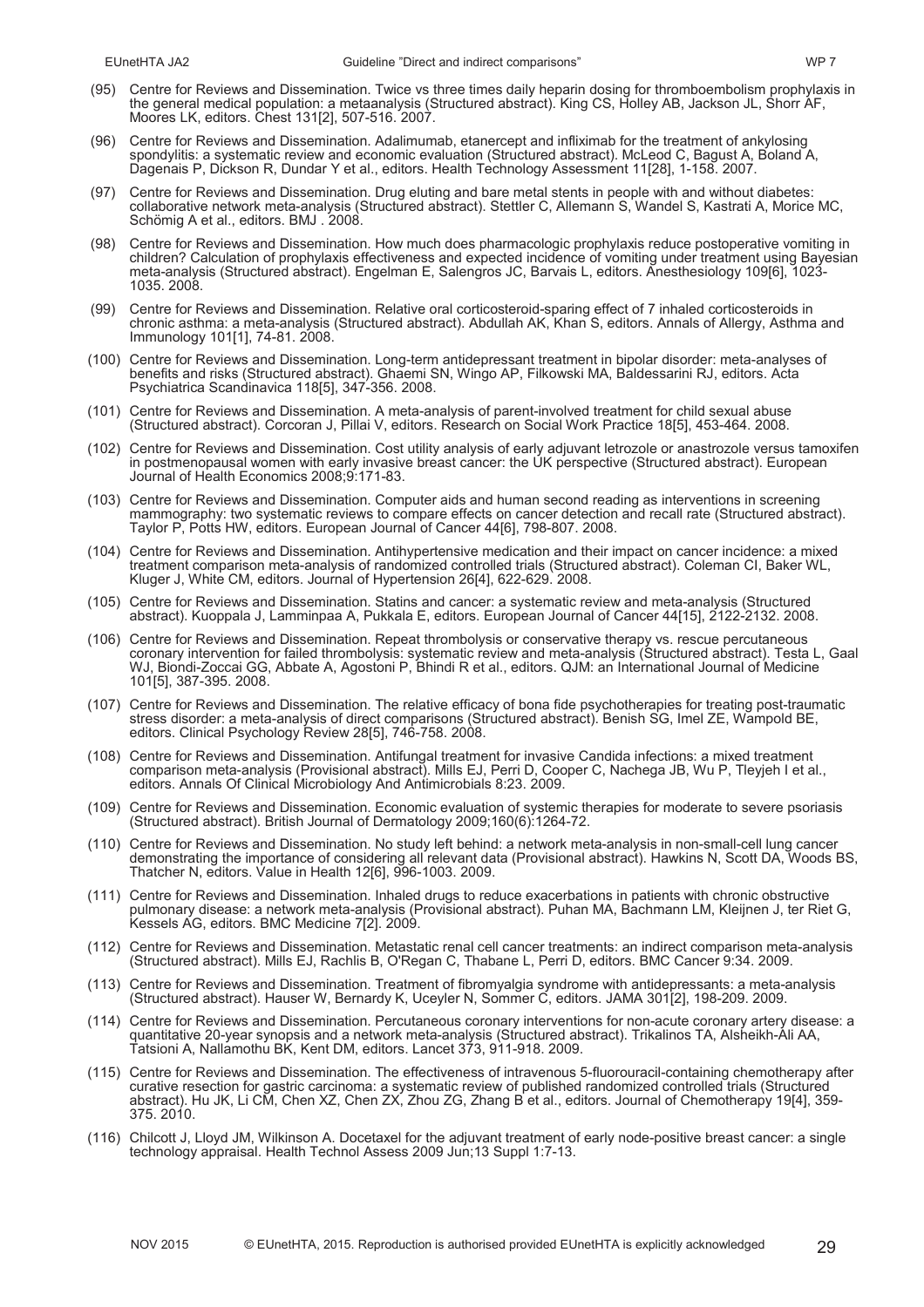(95) Centre for Reviews and Dissemination. Twice vs three times daily heparin dosing for thromboembolism prophylaxis in the general medical population: a metaanalysis (Structured abstract). King CS, Holley AB, Jackson JL, Shorr AF, Moores LK, editors. Chest 131[2], 507-516. 2007.

(96) Centre for Reviews and Dissemination. Adalimumab, etanercept and infliximab for the treatment of ankylosing spondylitis: a systematic review and economic evaluation (Structured abstract). McLeod C, Bagust A, Boland A, Dagenais P, Dickson R, Dundar Y et al., editors. Health Technology Assessment 11[28], 1-158. 2007.

(97) Centre for Reviews and Dissemination. Drug eluting and bare metal stents in people with and without diabetes: collaborative network meta-analysis (Structured abstract). Stettler C, Allemann S, Wandel S, Kastrati A, Morice MC, Schömig A et al., editors. BMJ . 2008.

(98) Centre for Reviews and Dissemination. How much does pharmacologic prophylaxis reduce postoperative vomiting in children? Calculation of prophylaxis effectiveness and expected incidence of vomiting under treatment using Bayesian meta-analysis (Structured abstract). Engelman E, Salengros JC, Barvais L, editors. Anesthesiology 109[6], 1023-1035. 2008.

(99) Centre for Reviews and Dissemination. Relative oral corticosteroid-sparing effect of 7 inhaled corticosteroids in chronic asthma: a meta-analysis (Structured abstract). Abdullah AK, Khan S, editors. Annals of Allergy, Asthma and Immunology 101[1], 74-81. 2008.

(100) Centre for Reviews and Dissemination. Long-term antidepressant treatment in bipolar disorder: meta-analyses of benefits and risks (Structured abstract). Ghaemi SN, Wingo AP, Filkowski MA, Baldessarini RJ, editors. Acta Psychiatrica Scandinavica 118[5], 347-356. 2008.

(101) Centre for Reviews and Dissemination. A meta-analysis of parent-involved treatment for child sexual abuse (Structured abstract). Corcoran J, Pillai V, editors. Research on Social Work Practice 18[5], 453-464. 2008.

(102) Centre for Reviews and Dissemination. Cost utility analysis of early adjuvant letrozole or anastrozole versus tamoxifen in postmenopausal women with early invasive breast cancer: the UK perspective (Structured abstract). European Journal of Health Economics 2008;9:171-83.

(103) Centre for Reviews and Dissemination. Computer aids and human second reading as interventions in screening mammography: two systematic reviews to compare effects on cancer detection and recall rate (Structured abstract). Taylor P, Potts HW, editors. European Journal of Cancer 44[6], 798-807. 2008.

(104) Centre for Reviews and Dissemination. Antihypertensive medication and their impact on cancer incidence: a mixed treatment comparison meta-analysis of randomized controlled trials (Structured abstract). Coleman CI, Baker WL, Kluger J, White CM, editors. Journal of Hypertension 26[4], 622-629. 2008.

(105) Centre for Reviews and Dissemination. Statins and cancer: a systematic review and meta-analysis (Structured abstract). Kuoppala J, Lamminpaa A, Pukkala E, editors. European Journal of Cancer 44[15], 2122-2132. 2008.

(106) Centre for Reviews and Dissemination. Repeat thrombolysis or conservative therapy vs. rescue percutaneous coronary intervention for failed thrombolysis: systematic review and meta-analysis (Structured abstract). Testa L, Gaal WJ, Biondi-Zoccai GG, Abbate A, Agostoni P, Bhindi R et al., editors. QJM: an International Journal of Medicine 101[5], 387-395. 2008.

(107) Centre for Reviews and Dissemination. The relative efficacy of bona fide psychotherapies for treating post-traumatic stress disorder: a meta-analysis of direct comparisons (Structured abstract). Benish SG, Imel ZE, Wampold BE, editors. Clinical Psychology Review 28[5], 746-758. 2008.

(108) Centre for Reviews and Dissemination. Antifungal treatment for invasive Candida infections: a mixed treatment comparison meta-analysis (Provisional abstract). Mills EJ, Perri D, Cooper C, Nachega JB, Wu P, Tleyjeh I et al., editors. Annals Of Clinical Microbiology And Antimicrobials 8:23. 2009.

(109) Centre for Reviews and Dissemination. Economic evaluation of systemic therapies for moderate to severe psoriasis (Structured abstract). British Journal of Dermatology 2009;160(6):1264-72.

(110) Centre for Reviews and Dissemination. No study left behind: a network meta-analysis in non-small-cell lung cancer demonstrating the importance of considering all relevant data (Provisional abstract). Hawkins N, Scott DA, Woods BS, Thatcher N, editors. Value in Health 12[6], 996-1003. 2009.

(111) Centre for Reviews and Dissemination. Inhaled drugs to reduce exacerbations in patients with chronic obstructive pulmonary disease: a network meta-analysis (Provisional abstract). Puhan MA, Bachmann LM, Kleijnen J, ter Riet G, Kessels AG, editors. BMC Medicine 7[2]. 2009.

(112) Centre for Reviews and Dissemination. Metastatic renal cell cancer treatments: an indirect comparison meta-analysis (Structured abstract). Mills EJ, Rachlis B, O'Regan C, Thabane L, Perri D, editors. BMC Cancer 9:34. 2009.

(113) Centre for Reviews and Dissemination. Treatment of fibromyalgia syndrome with antidepressants: a meta-analysis (Structured abstract). Hauser W, Bernardy K, Uceyler N, Sommer C, editors. JAMA 301[2], 198-209. 2009.

(114) Centre for Reviews and Dissemination. Percutaneous coronary interventions for non-acute coronary artery disease: a quantitative 20-year synopsis and a network meta-analysis (Structured abstract). Trikalinos TA, Alsheikh-Ali AA, Tatsioni A, Nallamothu BK, Kent DM, editors. Lancet 373, 911-918. 2009.

(115) Centre for Reviews and Dissemination. The effectiveness of intravenous 5-fluorouracil-containing chemotherapy after curative resection for gastric carcinoma: a systematic review of published randomized controlled trials (Structured abstract). Hu JK, Li CM, Chen XZ, Chen ZX, Zhou ZG, Zhang B et al., editors. Journal of Chemotherapy 19[4], 359-375. 2010.

(116) Chilcott J, Lloyd JM, Wilkinson A. Docetaxel for the adjuvant treatment of early node-positive breast cancer: a single technology appraisal. Health Technol Assess 2009 Jun;13 Suppl 1:7-13.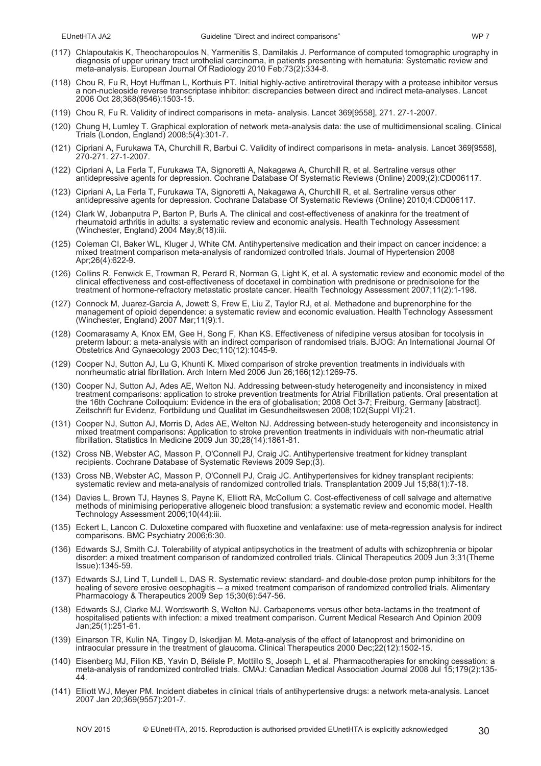(117) Chlapoutakis K, Theocharopoulos N, Yarmenitis S, Damilakis J. Performance of computed tomographic urography in diagnosis of upper urinary tract urothelial carcinoma, in patients presenting with hematuria: Systematic review and meta-analysis. European Journal Of Radiology 2010 Feb;73(2):334-8.

(118) Chou R, Fu R, Hoyt Huffman L, Korthuis PT. Initial highly-active antiretroviral therapy with a protease inhibitor versus a non-nucleoside reverse transcriptase inhibitor: discrepancies between direct and indirect meta-analyses. Lancet 2006 Oct 28;368(9546):1503-15.

(119) Chou R, Fu R. Validity of indirect comparisons in meta- analysis. Lancet 369[9558], 271. 27-1-2007.

(120) Chung H, Lumley T. Graphical exploration of network meta-analysis data: the use of multidimensional scaling. Clinical Trials (London, England) 2008;5(4):301-7.

(121) Cipriani A, Furukawa TA, Churchill R, Barbui C. Validity of indirect comparisons in meta- analysis. Lancet 369[9558], 270-271. 27-1-2007.

(122) Cipriani A, La Ferla T, Furukawa TA, Signoretti A, Nakagawa A, Churchill R, et al. Sertraline versus other antidepressive agents for depression. Cochrane Database Of Systematic Reviews (Online) 2009;(2):CD006117.

(123) Cipriani A, La Ferla T, Furukawa TA, Signoretti A, Nakagawa A, Churchill R, et al. Sertraline versus other antidepressive agents for depression. Cochrane Database Of Systematic Reviews (Online) 2010;4:CD006117.

(124) Clark W, Jobanputra P, Barton P, Burls A. The clinical and cost-effectiveness of anakinra for the treatment of rheumatoid arthritis in adults: a systematic review and economic analysis. Health Technology Assessment (Winchester, England) 2004 May;8(18):iii.

(125) Coleman CI, Baker WL, Kluger J, White CM. Antihypertensive medication and their impact on cancer incidence: a mixed treatment comparison meta-analysis of randomized controlled trials. Journal of Hypertension 2008 Apr;26(4):622-9.

(126) Collins R, Fenwick E, Trowman R, Perard R, Norman G, Light K, et al. A systematic review and economic model of the clinical effectiveness and cost-effectiveness of docetaxel in combination with prednisone or prednisolone for the treatment of hormone-refractory metastatic prostate cancer. Health Technology Assessment 2007;11(2):1-198.

(127) Connock M, Juarez-Garcia A, Jowett S, Frew E, Liu Z, Taylor RJ, et al. Methadone and buprenorphine for the management of opioid dependence: a systematic review and economic evaluation. Health Technology Assessment (Winchester, England) 2007 Mar;11(9):1.

(128) Coomarasamy A, Knox EM, Gee H, Song F, Khan KS. Effectiveness of nifedipine versus atosiban for tocolysis in preterm labour: a meta-analysis with an indirect comparison of randomised trials. BJOG: An International Journal Of Obstetrics And Gynaecology 2003 Dec;110(12):1045-9.

(129) Cooper NJ, Sutton AJ, Lu G, Khunti K. Mixed comparison of stroke prevention treatments in individuals with nonrheumatic atrial fibrillation. Arch Intern Med 2006 Jun 26;166(12):1269-75.

(130) Cooper NJ, Sutton AJ, Ades AE, Welton NJ. Addressing between-study heterogeneity and inconsistency in mixed treatment comparisons: application to stroke prevention treatments for Atrial Fibrillation patients. Oral presentation at the 16th Cochrane Colloquium: Evidence in the era of globalisation; 2008 Oct 3-7; Freiburg, Germany [abstract]. Zeitschrift fur Evidenz, Fortbildung und Qualitat im Gesundheitswesen 2008;102(Suppl VI):21.

(131) Cooper NJ, Sutton AJ, Morris D, Ades AE, Welton NJ. Addressing between-study heterogeneity and inconsistency in mixed treatment comparisons: Application to stroke prevention treatments in individuals with non-rheumatic atrial fibrillation. Statistics In Medicine 2009 Jun 30;28(14):1861-81.

(132) Cross NB, Webster AC, Masson P, O'Connell PJ, Craig JC. Antihypertensive treatment for kidney transplant recipients. Cochrane Database of Systematic Reviews 2009 Sep;(3).

(133) Cross NB, Webster AC, Masson P, O'Connell PJ, Craig JC. Antihypertensives for kidney transplant recipients: systematic review and meta-analysis of randomized controlled trials. Transplantation 2009 Jul 15;88(1):7-18.

(134) Davies L, Brown TJ, Haynes S, Payne K, Elliott RA, McCollum C. Cost-effectiveness of cell salvage and alternative methods of minimising perioperative allogeneic blood transfusion: a systematic review and economic model. Health Technology Assessment 2006;10(44):iii.

(135) Eckert L, Lancon C. Duloxetine compared with fluoxetine and venlafaxine: use of meta-regression analysis for indirect comparisons. BMC Psychiatry 2006;6:30.

(136) Edwards SJ, Smith CJ. Tolerability of atypical antipsychotics in the treatment of adults with schizophrenia or bipolar disorder: a mixed treatment comparison of randomized controlled trials. Clinical Therapeutics 2009 Jun 3;31(Theme Issue):1345-59.

(137) Edwards SJ, Lind T, Lundell L, DAS R. Systematic review: standard- and double-dose proton pump inhibitors for the healing of severe erosive oesophagitis -- a mixed treatment comparison of randomized controlled trials. Alimentary Pharmacology & Therapeutics 2009 Sep 15;30(6):547-56.

(138) Edwards SJ, Clarke MJ, Wordsworth S, Welton NJ. Carbapenems versus other beta-lactams in the treatment of hospitalised patients with infection: a mixed treatment comparison. Current Medical Research And Opinion 2009 Jan;25(1):251-61.

(139) Einarson TR, Kulin NA, Tingey D, Iskedjian M. Meta-analysis of the effect of latanoprost and brimonidine on intraocular pressure in the treatment of glaucoma. Clinical Therapeutics 2000 Dec;22(12):1502-15.

(140) Eisenberg MJ, Filion KB, Yavin D, Bélisle P, Mottillo S, Joseph L, et al. Pharmacotherapies for smoking cessation: a meta-analysis of randomized controlled trials. CMAJ: Canadian Medical Association Journal 2008 Jul 15;179(2):135-44.

(141) Elliott WJ, Meyer PM. Incident diabetes in clinical trials of antihypertensive drugs: a network meta-analysis. Lancet 2007 Jan 20;369(9557):201-7.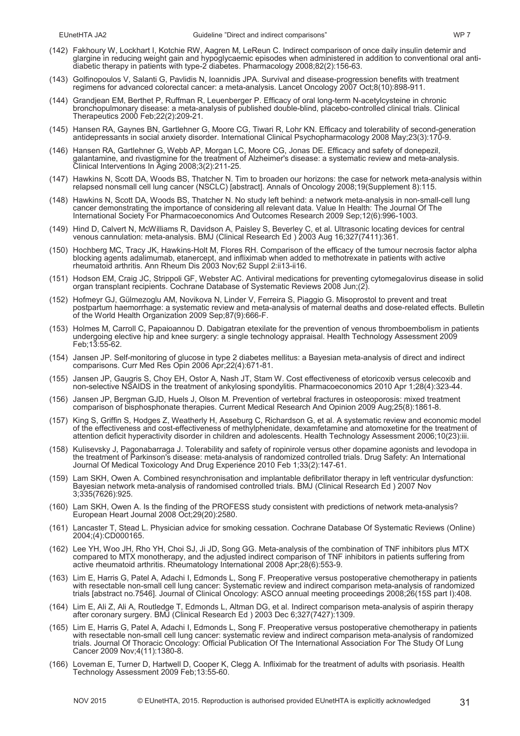(142) Fakhoury W, Lockhart I, Kotchie RW, Aagren M, LeReun C. Indirect comparison of once daily insulin detemir and glargine in reducing weight gain and hypoglycaemic episodes when administered in addition to conventional oral anti-diabetic therapy in patients with type-2 diabetes. Pharmacology 2008;82(2):156-63.

(143) Golfinopoulos V, Salanti G, Pavlidis N, Ioannidis JPA. Survival and disease-progression benefits with treatment regimens for advanced colorectal cancer: a meta-analysis. Lancet Oncology 2007 Oct;8(10):898-911.

(144) Grandjean EM, Berthet P, Ruffman R, Leuenberger P. Efficacy of oral long-term N-acetylcysteine in chronic bronchopulmonary disease: a meta-analysis of published double-blind, placebo-controlled clinical trials. Clinical Therapeutics 2000 Feb;22(2):209-21.

(145) Hansen RA, Gaynes BN, Gartlehner G, Moore CG, Tiwari R, Lohr KN. Efficacy and tolerability of second-generation antidepressants in social anxiety disorder. International Clinical Psychopharmacology 2008 May;23(3):170-9.

(146) Hansen RA, Gartlehner G, Webb AP, Morgan LC, Moore CG, Jonas DE. Efficacy and safety of donepezil, galantamine, and rivastigmine for the treatment of Alzheimer's disease: a systematic review and meta-analysis. Clinical Interventions In Aging 2008;3(2):211-25.

(147) Hawkins N, Scott DA, Woods BS, Thatcher N. Tim to broaden our horizons: the case for network meta-analysis within relapsed nonsmall cell lung cancer (NSCLC) [abstract]. Annals of Oncology 2008;19(Supplement 8):115.

(148) Hawkins N, Scott DA, Woods BS, Thatcher N. No study left behind: a network meta-analysis in non-small-cell lung cancer demonstrating the importance of considering all relevant data. Value In Health: The Journal Of The International Society For Pharmacoeconomics And Outcomes Research 2009 Sep;12(6):996-1003.

(149) Hind D, Calvert N, McWilliams R, Davidson A, Paisley S, Beverley C, et al. Ultrasonic locating devices for central venous cannulation: meta-analysis. BMJ (Clinical Research Ed ) 2003 Aug 16;327(7411):361.

(150) Hochberg MC, Tracy JK, Hawkins-Holt M, Flores RH. Comparison of the efficacy of the tumour necrosis factor alpha blocking agents adalimumab, etanercept, and infliximab when added to methotrexate in patients with active rheumatoid arthritis. Ann Rheum Dis 2003 Nov;62 Suppl 2:ii13-ii16.

(151) Hodson EM, Craig JC, Strippoli GF, Webster AC. Antiviral medications for preventing cytomegalovirus disease in solid organ transplant recipients. Cochrane Database of Systematic Reviews 2008 Jun;(2).

(152) Hofmeyr GJ, Gülmezoglu AM, Novikova N, Linder V, Ferreira S, Piaggio G. Misoprostol to prevent and treat postpartum haemorrhage: a systematic review and meta-analysis of maternal deaths and dose-related effects. Bulletin of the World Health Organization 2009 Sep;87(9):666-F.

(153) Holmes M, Carroll C, Papaioannou D. Dabigatran etexilate for the prevention of venous thromboembolism in patients undergoing elective hip and knee surgery: a single technology appraisal. Health Technology Assessment 2009 Feb;13:55-62.

(154) Jansen JP. Self-monitoring of glucose in type 2 diabetes mellitus: a Bayesian meta-analysis of direct and indirect comparisons. Curr Med Res Opin 2006 Apr;22(4):671-81.

(155) Jansen JP, Gaugris S, Choy EH, Ostor A, Nash JT, Stam W. Cost effectiveness of etoricoxib versus celecoxib and non-selective NSAIDS in the treatment of ankylosing spondylitis. Pharmacoeconomics 2010 Apr 1;28(4):323-44.

(156) Jansen JP, Bergman GJD, Huels J, Olson M. Prevention of vertebral fractures in osteoporosis: mixed treatment comparison of bisphosphonate therapies. Current Medical Research And Opinion 2009 Aug;25(8):1861-8.

(157) King S, Griffin S, Hodges Z, Weatherly H, Asseburg C, Richardson G, et al. A systematic review and economic model of the effectiveness and cost-effectiveness of methylphenidate, dexamfetamine and atomoxetine for the treatment of attention deficit hyperactivity disorder in children and adolescents. Health Technology Assessment 2006;10(23):iii.

(158) Kulisevsky J, Pagonabarraga J. Tolerability and safety of ropinirole versus other dopamine agonists and levodopa in the treatment of Parkinson's disease: meta-analysis of randomized controlled trials. Drug Safety: An International Journal Of Medical Toxicology And Drug Experience 2010 Feb 1;33(2):147-61.

(159) Lam SKH, Owen A. Combined resynchronisation and implantable defibrillator therapy in left ventricular dysfunction: Bayesian network meta-analysis of randomised controlled trials. BMJ (Clinical Research Ed ) 2007 Nov 3;335(7626):925.

(160) Lam SKH, Owen A. Is the finding of the PROFESS study consistent with predictions of network meta-analysis? European Heart Journal 2008 Oct;29(20):2580.

(161) Lancaster T, Stead L. Physician advice for smoking cessation. Cochrane Database Of Systematic Reviews (Online) 2004;(4):CD000165.

(162) Lee YH, Woo JH, Rho YH, Choi SJ, Ji JD, Song GG. Meta-analysis of the combination of TNF inhibitors plus MTX compared to MTX monotherapy, and the adjusted indirect comparison of TNF inhibitors in patients suffering from active rheumatoid arthritis. Rheumatology International 2008 Apr;28(6):553-9.

(163) Lim E, Harris G, Patel A, Adachi I, Edmonds L, Song F. Preoperative versus postoperative chemotherapy in patients with resectable non-small cell lung cancer: Systematic review and indirect comparison meta-analysis of randomized trials [abstract no.7546]. Journal of Clinical Oncology: ASCO annual meeting proceedings 2008;26(15S part I):408.

(164) Lim E, Ali Z, Ali A, Routledge T, Edmonds L, Altman DG, et al. Indirect comparison meta-analysis of aspirin therapy after coronary surgery. BMJ (Clinical Research Ed ) 2003 Dec 6;327(7427):1309.

(165) Lim E, Harris G, Patel A, Adachi I, Edmonds L, Song F. Preoperative versus postoperative chemotherapy in patients with resectable non-small cell lung cancer: systematic review and indirect comparison meta-analysis of randomized trials. Journal Of Thoracic Oncology: Official Publication Of The International Association For The Study Of Lung Cancer 2009 Nov;4(11):1380-8.

(166) Loveman E, Turner D, Hartwell D, Cooper K, Clegg A. Infliximab for the treatment of adults with psoriasis. Health Technology Assessment 2009 Feb;13:55-60.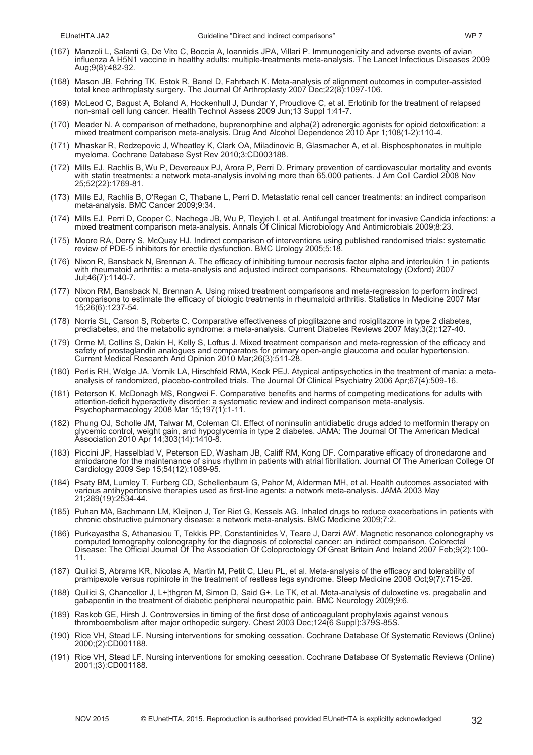(167) Manzoli L, Salanti G, De Vito C, Boccia A, Ioannidis JPA, Villari P. Immunogenicity and adverse events of avian influenza A H5N1 vaccine in healthy adults: multiple-treatments meta-analysis. The Lancet Infectious Diseases 2009 Aug;9(8):482-92.

(168) Mason JB, Fehring TK, Estok R, Banel D, Fahrbach K. Meta-analysis of alignment outcomes in computer-assisted total knee arthroplasty surgery. The Journal Of Arthroplasty 2007 Dec;22(8):1097-106.

(169) McLeod C, Bagust A, Boland A, Hockenhull J, Dundar Y, Proudlove C, et al. Erlotinib for the treatment of relapsed non-small cell lung cancer. Health Technol Assess 2009 Jun;13 Suppl 1:41-7.

(170) Meader N. A comparison of methadone, buprenorphine and alpha(2) adrenergic agonists for opioid detoxification: a mixed treatment comparison meta-analysis. Drug And Alcohol Dependence 2010 Apr 1;108(1-2):110-4.

(171) Mhaskar R, Redzepovic J, Wheatley K, Clark OA, Miladinovic B, Glasmacher A, et al. Bisphosphonates in multiple myeloma. Cochrane Database Syst Rev 2010;3:CD003188.

(172) Mills EJ, Rachlis B, Wu P, Devereaux PJ, Arora P, Perri D. Primary prevention of cardiovascular mortality and events with statin treatments: a network meta-analysis involving more than 65,000 patients. J Am Coll Cardiol 2008 Nov 25;52(22):1769-81.

(173) Mills EJ, Rachlis B, O'Regan C, Thabane L, Perri D. Metastatic renal cell cancer treatments: an indirect comparison meta-analysis. BMC Cancer 2009;9:34.

(174) Mills EJ, Perri D, Cooper C, Nachega JB, Wu P, Tleyjeh I, et al. Antifungal treatment for invasive Candida infections: a mixed treatment comparison meta-analysis. Annals Of Clinical Microbiology And Antimicrobials 2009;8:23.

(175) Moore RA, Derry S, McQuay HJ. Indirect comparison of interventions using published randomised trials: systematic review of PDE-5 inhibitors for erectile dysfunction. BMC Urology 2005;5:18.

(176) Nixon R, Bansback N, Brennan A. The efficacy of inhibiting tumour necrosis factor alpha and interleukin 1 in patients with rheumatoid arthritis: a meta-analysis and adjusted indirect comparisons. Rheumatology (Oxford) 2007 Jul;46(7):1140-7.

(177) Nixon RM, Bansback N, Brennan A. Using mixed treatment comparisons and meta-regression to perform indirect comparisons to estimate the efficacy of biologic treatments in rheumatoid arthritis. Statistics In Medicine 2007 Mar 15;26(6):1237-54.

(178) Norris SL, Carson S, Roberts C. Comparative effectiveness of pioglitazone and rosiglitazone in type 2 diabetes, prediabetes, and the metabolic syndrome: a meta-analysis. Current Diabetes Reviews 2007 May;3(2):127-40.

(179) Orme M, Collins S, Dakin H, Kelly S, Loftus J. Mixed treatment comparison and meta-regression of the efficacy and safety of prostaglandin analogues and comparators for primary open-angle glaucoma and ocular hypertension. Current Medical Research And Opinion 2010 Mar;26(3):511-28.

(180) Perlis RH, Welge JA, Vornik LA, Hirschfeld RMA, Keck PEJ. Atypical antipsychotics in the treatment of mania: a meta-analysis of randomized, placebo-controlled trials. The Journal Of Clinical Psychiatry 2006 Apr;67(4):509-16.

(181) Peterson K, McDonagh MS, Rongwei F. Comparative benefits and harms of competing medications for adults with attention-deficit hyperactivity disorder: a systematic review and indirect comparison meta-analysis. Psychopharmacology 2008 Mar 15;197(1):1-11.

(182) Phung OJ, Scholle JM, Talwar M, Coleman CI. Effect of noninsulin antidiabetic drugs added to metformin therapy on glycemic control, weight gain, and hypoglycemia in type 2 diabetes. JAMA: The Journal Of The American Medical Association 2010 Apr 14;303(14):1410-8.

(183) Piccini JP, Hasselblad V, Peterson ED, Washam JB, Califf RM, Kong DF. Comparative efficacy of dronedarone and amiodarone for the maintenance of sinus rhythm in patients with atrial fibrillation. Journal Of The American College Of Cardiology 2009 Sep 15;54(12):1089-95.

(184) Psaty BM, Lumley T, Furberg CD, Schellenbaum G, Pahor M, Alderman MH, et al. Health outcomes associated with various antihypertensive therapies used as first-line agents: a network meta-analysis. JAMA 2003 May 21;289(19):2534-44.

(185) Puhan MA, Bachmann LM, Kleijnen J, Ter Riet G, Kessels AG. Inhaled drugs to reduce exacerbations in patients with chronic obstructive pulmonary disease: a network meta-analysis. BMC Medicine 2009;7:2.

(186) Purkayastha S, Athanasiou T, Tekkis PP, Constantinides V, Teare J, Darzi AW. Magnetic resonance colonography vs computed tomography colonography for the diagnosis of colorectal cancer: an indirect comparison. Colorectal Disease: The Official Journal Of The Association Of Coloproctology Of Great Britain And Ireland 2007 Feb;9(2):100-11.

(187) Quilici S, Abrams KR, Nicolas A, Martin M, Petit C, Lleu PL, et al. Meta-analysis of the efficacy and tolerability of pramipexole versus ropinirole in the treatment of restless legs syndrome. Sleep Medicine 2008 Oct;9(7):715-26.

(188) Quilici S, Chancellor J, L+¦thgren M, Simon D, Said G+, Le TK, et al. Meta-analysis of duloxetine vs. pregabalin and gabapentin in the treatment of diabetic peripheral neuropathic pain. BMC Neurology 2009;9:6.

(189) Raskob GE, Hirsh J. Controversies in timing of the first dose of anticoagulant prophylaxis against venous thromboembolism after major orthopedic surgery. Chest 2003 Dec;124(6 Suppl):379S-85S.

(190) Rice VH, Stead LF. Nursing interventions for smoking cessation. Cochrane Database Of Systematic Reviews (Online) 2000;(2):CD001188.

(191) Rice VH, Stead LF. Nursing interventions for smoking cessation. Cochrane Database Of Systematic Reviews (Online) 2001;(3):CD001188.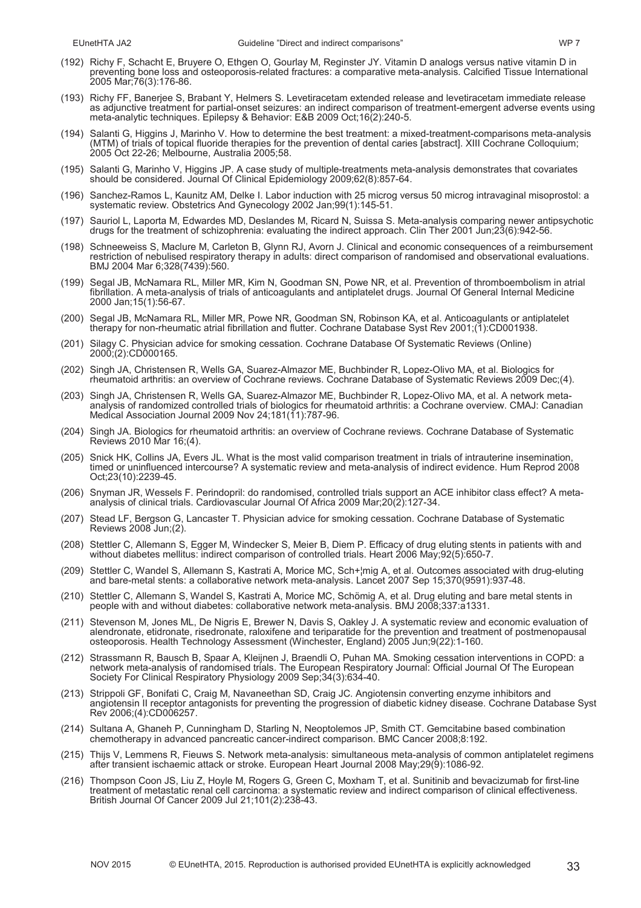(192) Richy F, Schacht E, Bruyere O, Ethgen O, Gourlay M, Reginster JY. Vitamin D analogs versus native vitamin D in preventing bone loss and osteoporosis-related fractures: a comparative meta-analysis. Calcified Tissue International 2005 Mar;76(3):176-86.

(193) Richy FF, Banerjee S, Brabant Y, Helmers S. Levetiracetam extended release and levetiracetam immediate release as adjunctive treatment for partial-onset seizures: an indirect comparison of treatment-emergent adverse events using meta-analytic techniques. Epilepsy & Behavior: E&B 2009 Oct;16(2):240-5.

(194) Salanti G, Higgins J, Marinho V. How to determine the best treatment: a mixed-treatment-comparisons meta-analysis (MTM) of trials of topical fluoride therapies for the prevention of dental caries [abstract]. XIII Cochrane Colloquium; 2005 Oct 22-26; Melbourne, Australia 2005;58.

(195) Salanti G, Marinho V, Higgins JP. A case study of multiple-treatments meta-analysis demonstrates that covariates should be considered. Journal Of Clinical Epidemiology 2009;62(8):857-64.

(196) Sanchez-Ramos L, Kaunitz AM, Delke I. Labor induction with 25 microg versus 50 microg intravaginal misoprostol: a systematic review. Obstetrics And Gynecology 2002 Jan;99(1):145-51.

(197) Sauriol L, Laporta M, Edwardes MD, Deslandes M, Ricard N, Suissa S. Meta-analysis comparing newer antipsychotic drugs for the treatment of schizophrenia: evaluating the indirect approach. Clin Ther 2001 Jun;23(6):942-56.

(198) Schneeweiss S, Maclure M, Carleton B, Glynn RJ, Avorn J. Clinical and economic consequences of a reimbursement restriction of nebulised respiratory therapy in adults: direct comparison of randomised and observational evaluations. BMJ 2004 Mar 6;328(7439):560.

(199) Segal JB, McNamara RL, Miller MR, Kim N, Goodman SN, Powe NR, et al. Prevention of thromboembolism in atrial fibrillation. A meta-analysis of trials of anticoagulants and antiplatelet drugs. Journal Of General Internal Medicine 2000 Jan;15(1):56-67.

(200) Segal JB, McNamara RL, Miller MR, Powe NR, Goodman SN, Robinson KA, et al. Anticoagulants or antiplatelet therapy for non-rheumatic atrial fibrillation and flutter. Cochrane Database Syst Rev 2001;(1):CD001938.

(201) Silagy C. Physician advice for smoking cessation. Cochrane Database Of Systematic Reviews (Online) 2000;(2):CD000165.

(202) Singh JA, Christensen R, Wells GA, Suarez-Almazor ME, Buchbinder R, Lopez-Olivo MA, et al. Biologics for rheumatoid arthritis: an overview of Cochrane reviews. Cochrane Database of Systematic Reviews 2009 Dec;(4).

(203) Singh JA, Christensen R, Wells GA, Suarez-Almazor ME, Buchbinder R, Lopez-Olivo MA, et al. A network meta-analysis of randomized controlled trials of biologics for rheumatoid arthritis: a Cochrane overview. CMAJ: Canadian Medical Association Journal 2009 Nov 24;181(11):787-96.

(204) Singh JA. Biologics for rheumatoid arthritis: an overview of Cochrane reviews. Cochrane Database of Systematic Reviews 2010 Mar 16;(4).

(205) Snick HK, Collins JA, Evers JL. What is the most valid comparison treatment in trials of intrauterine insemination, timed or uninfluenced intercourse? A systematic review and meta-analysis of indirect evidence. Hum Reprod 2008 Oct;23(10):2239-45.

(206) Snyman JR, Wessels F. Perindopril: do randomised, controlled trials support an ACE inhibitor class effect? A meta-analysis of clinical trials. Cardiovascular Journal Of Africa 2009 Mar;20(2):127-34.

(207) Stead LF, Bergson G, Lancaster T. Physician advice for smoking cessation. Cochrane Database of Systematic Reviews 2008 Jun;(2).

(208) Stettler C, Allemann S, Egger M, Windecker S, Meier B, Diem P. Efficacy of drug eluting stents in patients with and without diabetes mellitus: indirect comparison of controlled trials. Heart 2006 May;92(5):650-7.

(209) Stettler C, Wandel S, Allemann S, Kastrati A, Morice MC, Sch+¦mig A, et al. Outcomes associated with drug-eluting and bare-metal stents: a collaborative network meta-analysis. Lancet 2007 Sep 15;370(9591):937-48.

(210) Stettler C, Allemann S, Wandel S, Kastrati A, Morice MC, Schömig A, et al. Drug eluting and bare metal stents in people with and without diabetes: collaborative network meta-analysis. BMJ 2008;337:a1331.

(211) Stevenson M, Jones ML, De Nigris E, Brewer N, Davis S, Oakley J. A systematic review and economic evaluation of alendronate, etidronate, risedronate, raloxifene and teriparatide for the prevention and treatment of postmenopausal osteoporosis. Health Technology Assessment (Winchester, England) 2005 Jun;9(22):1-160.

(212) Strassmann R, Bausch B, Spaar A, Kleijnen J, Braendli O, Puhan MA. Smoking cessation interventions in COPD: a network meta-analysis of randomised trials. The European Respiratory Journal: Official Journal Of The European Society For Clinical Respiratory Physiology 2009 Sep;34(3):634-40.

(213) Strippoli GF, Bonifati C, Craig M, Navaneethan SD, Craig JC. Angiotensin converting enzyme inhibitors and angiotensin II receptor antagonists for preventing the progression of diabetic kidney disease. Cochrane Database Syst Rev 2006;(4):CD006257.

(214) Sultana A, Ghaneh P, Cunningham D, Starling N, Neoptolemos JP, Smith CT. Gemcitabine based combination chemotherapy in advanced pancreatic cancer-indirect comparison. BMC Cancer 2008;8:192.

(215) Thijs V, Lemmens R, Fieuws S. Network meta-analysis: simultaneous meta-analysis of common antiplatelet regimens after transient ischaemic attack or stroke. European Heart Journal 2008 May;29(9):1086-92.

(216) Thompson Coon JS, Liu Z, Hoyle M, Rogers G, Green C, Moxham T, et al. Sunitinib and bevacizumab for first-line treatment of metastatic renal cell carcinoma: a systematic review and indirect comparison of clinical effectiveness. British Journal Of Cancer 2009 Jul 21;101(2):238-43.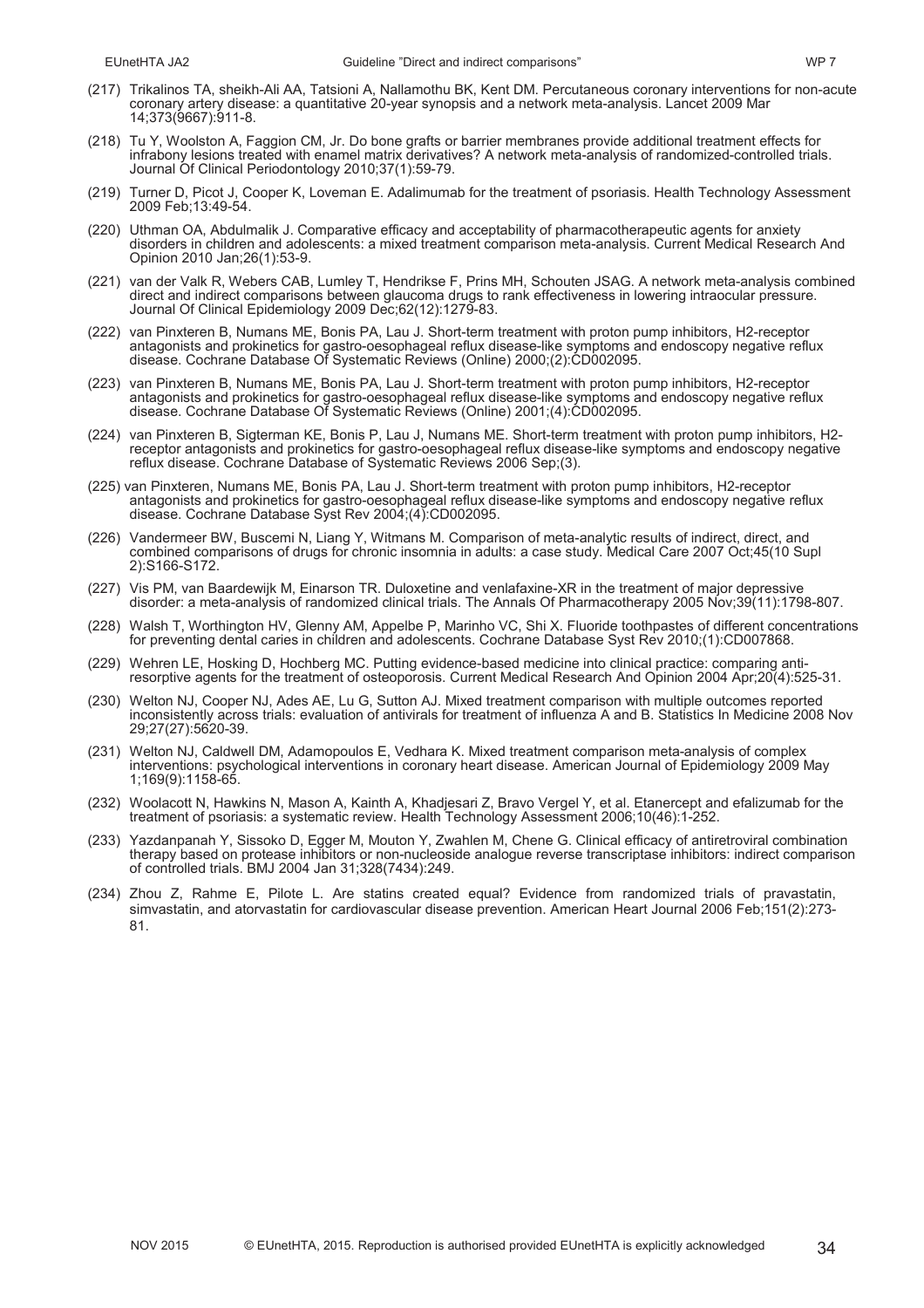(217) Trikalinos TA, sheikh-Ali AA, Tatsioni A, Nallamothu BK, Kent DM. Percutaneous coronary interventions for non-acute coronary artery disease: a quantitative 20-year synopsis and a network meta-analysis. Lancet 2009 Mar 14;373(9667):911-8.

(218) Tu Y, Woolston A, Faggion CM, Jr. Do bone grafts or barrier membranes provide additional treatment effects for infrabony lesions treated with enamel matrix derivatives? A network meta-analysis of randomized-controlled trials. Journal Of Clinical Periodontology 2010;37(1):59-79.

(219) Turner D, Picot J, Cooper K, Loveman E. Adalimumab for the treatment of psoriasis. Health Technology Assessment 2009 Feb;13:49-54.

(220) Uthman OA, Abdulmalik J. Comparative efficacy and acceptability of pharmacotherapeutic agents for anxiety disorders in children and adolescents: a mixed treatment comparison meta-analysis. Current Medical Research And Opinion 2010 Jan;26(1):53-9.

(221) van der Valk R, Webers CAB, Lumley T, Hendrikse F, Prins MH, Schouten JSAG. A network meta-analysis combined direct and indirect comparisons between glaucoma drugs to rank effectiveness in lowering intraocular pressure. Journal Of Clinical Epidemiology 2009 Dec;62(12):1279-83.

(222) van Pinxteren B, Numans ME, Bonis PA, Lau J. Short-term treatment with proton pump inhibitors, H2-receptor antagonists and prokinetics for gastro-oesophageal reflux disease-like symptoms and endoscopy negative reflux disease. Cochrane Database Of Systematic Reviews (Online) 2000;(2):CD002095.

(223) van Pinxteren B, Numans ME, Bonis PA, Lau J. Short-term treatment with proton pump inhibitors, H2-receptor antagonists and prokinetics for gastro-oesophageal reflux disease-like symptoms and endoscopy negative reflux disease. Cochrane Database Of Systematic Reviews (Online) 2001;(4):CD002095.

(224) van Pinxteren B, Sigterman KE, Bonis P, Lau J, Numans ME. Short-term treatment with proton pump inhibitors, H2-receptor antagonists and prokinetics for gastro-oesophageal reflux disease-like symptoms and endoscopy negative reflux disease. Cochrane Database of Systematic Reviews 2006 Sep;(3).

(225) van Pinxteren, Numans ME, Bonis PA, Lau J. Short-term treatment with proton pump inhibitors, H2-receptor antagonists and prokinetics for gastro-oesophageal reflux disease-like symptoms and endoscopy negative reflux disease. Cochrane Database Syst Rev 2004;(4):CD002095.

(226) Vandermeer BW, Buscemi N, Liang Y, Witmans M. Comparison of meta-analytic results of indirect, direct, and combined comparisons of drugs for chronic insomnia in adults: a case study. Medical Care 2007 Oct;45(10 Supl 2):S166-S172.

(227) Vis PM, van Baardewijk M, Einarson TR. Duloxetine and venlafaxine-XR in the treatment of major depressive disorder: a meta-analysis of randomized clinical trials. The Annals Of Pharmacotherapy 2005 Nov;39(11):1798-807.

(228) Walsh T, Worthington HV, Glenny AM, Appelbe P, Marinho VC, Shi X. Fluoride toothpastes of different concentrations for preventing dental caries in children and adolescents. Cochrane Database Syst Rev 2010;(1):CD007868.

(229) Wehren LE, Hosking D, Hochberg MC. Putting evidence-based medicine into clinical practice: comparing anti-resorptive agents for the treatment of osteoporosis. Current Medical Research And Opinion 2004 Apr;20(4):525-31.

(230) Welton NJ, Cooper NJ, Ades AE, Lu G, Sutton AJ. Mixed treatment comparison with multiple outcomes reported inconsistently across trials: evaluation of antivirals for treatment of influenza A and B. Statistics In Medicine 2008 Nov 29;27(27):5620-39.

(231) Welton NJ, Caldwell DM, Adamopoulos E, Vedhara K. Mixed treatment comparison meta-analysis of complex interventions: psychological interventions in coronary heart disease. American Journal of Epidemiology 2009 May 1;169(9):1158-65.

(232) Woolacott N, Hawkins N, Mason A, Kainth A, Khadjesari Z, Bravo Vergel Y, et al. Etanercept and efalizumab for the treatment of psoriasis: a systematic review. Health Technology Assessment 2006;10(46):1-252.

(233) Yazdanpanah Y, Sissoko D, Egger M, Mouton Y, Zwahlen M, Chene G. Clinical efficacy of antiretroviral combination therapy based on protease inhibitors or non-nucleoside analogue reverse transcriptase inhibitors: indirect comparison of controlled trials. BMJ 2004 Jan 31;328(7434):249.

(234) Zhou Z, Rahme E, Pilote L. Are statins created equal? Evidence from randomized trials of pravastatin, simvastatin, and atorvastatin for cardiovascular disease prevention. American Heart Journal 2006 Feb;151(2):273-81.